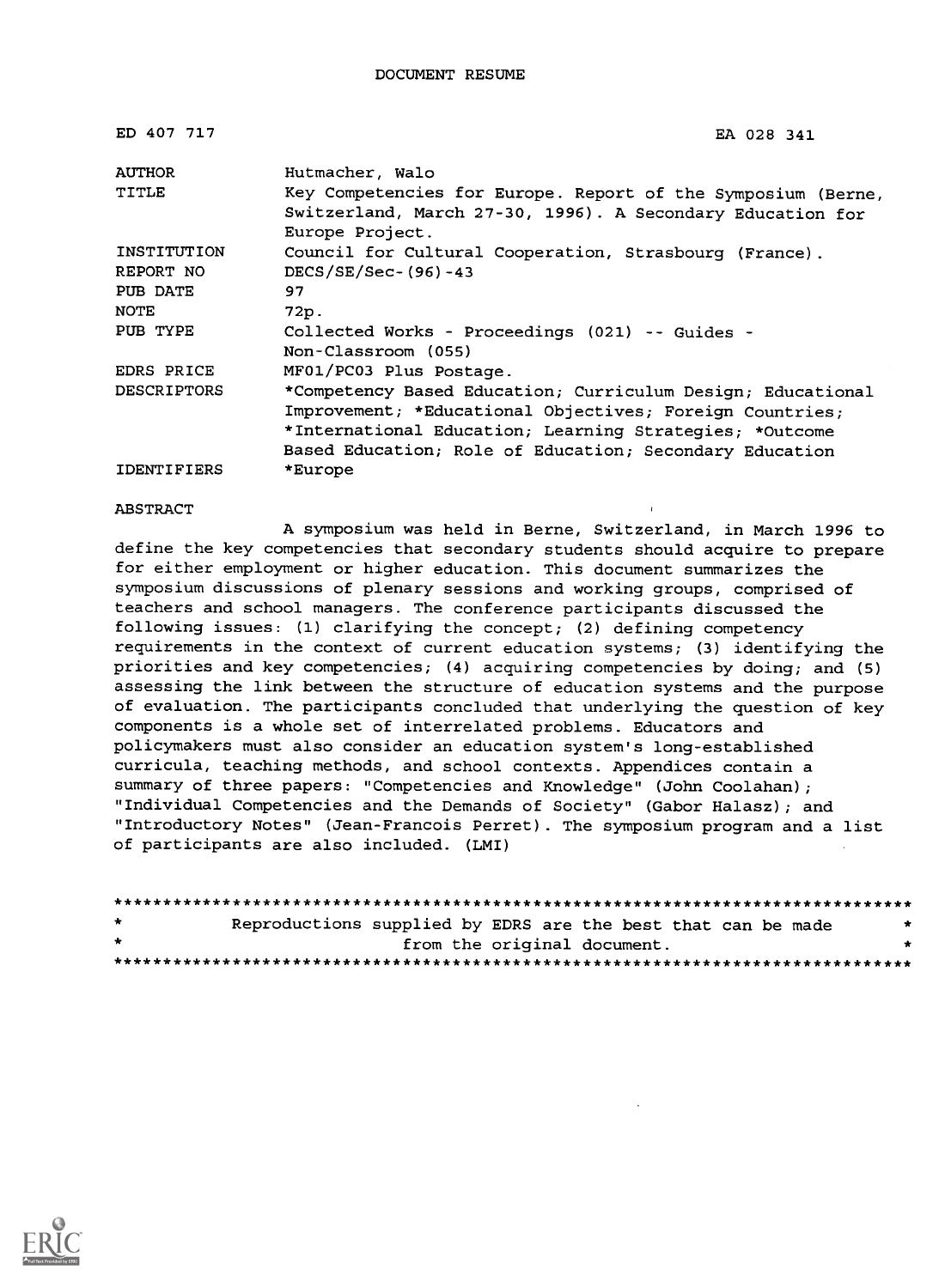DOCUMENT RESUME

| | |
|---|---|
| ED 407 717 | EA 028 341 |
| AUTHOR | Hutmacher, Walo |
| TITLE | Key Competencies for Europe. Report of the Symposium (Berne, Switzerland, March 27-30, 1996). A Secondary Education for Europe Project. |
| INSTITUTION | Council for Cultural Cooperation, Strasbourg (France). |
| REPORT NO | DECS/SE/Sec-(96)-43 |
| PUB DATE | 97 |
| NOTE | 72p. |
| PUB TYPE | Collected Works - Proceedings (021) -- Guides - Non-Classroom (055) |
| EDRS PRICE | MF01/PC03 Plus Postage. |
| DESCRIPTORS | *Competency Based Education; Curriculum Design; Educational Improvement; *Educational Objectives; Foreign Countries; *International Education; Learning Strategies; *Outcome Based Education; Role of Education; Secondary Education |
| IDENTIFIERS | *Europe |

ABSTRACT

A symposium was held in Berne, Switzerland, in March 1996 to define the key competencies that secondary students should acquire to prepare for either employment or higher education. This document summarizes the symposium discussions of plenary sessions and working groups, comprised of teachers and school managers. The conference participants discussed the following issues: (1) clarifying the concept; (2) defining competency requirements in the context of current education systems; (3) identifying the priorities and key competencies; (4) acquiring competencies by doing; and (5) assessing the link between the structure of education systems and the purpose of evaluation. The participants concluded that underlying the question of key components is a whole set of interrelated problems. Educators and policymakers must also consider an education system's long-established curricula, teaching methods, and school contexts. Appendices contain a summary of three papers: "Competencies and Knowledge" (John Coolahan); "Individual Competencies and the Demands of Society" (Gabor Halasz); and "Introductory Notes" (Jean-Francois Perret). The symposium program and a list of participants are also included. (LMI)

********************************************************************************
* Reproductions supplied by EDRS are the best that can be made *
* from the original document. *
********************************************************************************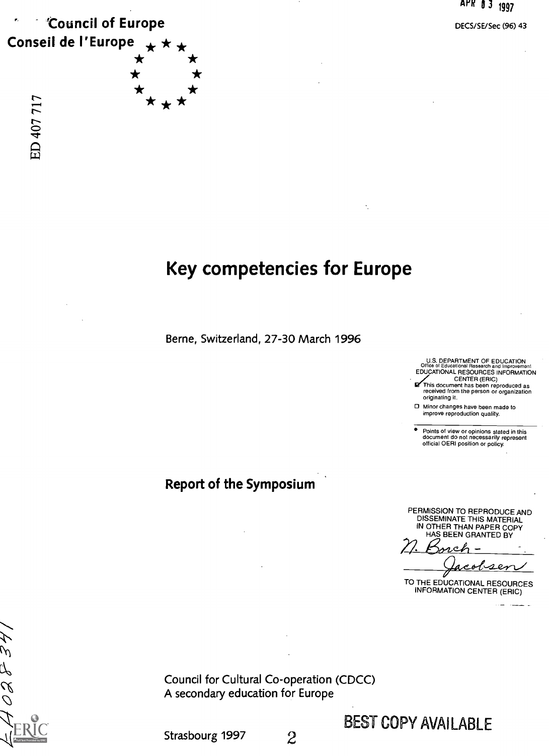Council of Europe

Conseil de l'Europe

APR 03 1997

DECS/SE/Sec (96) 43

ED 407 717

# Key competencies for Europe

Berne, Switzerland, 27-30 March 1996

U.S. DEPARTMENT OF EDUCATION
Office of Educational Research and Improvement
EDUCATIONAL RESOURCES INFORMATION CENTER (ERIC)

- [x] This document has been reproduced as received from the person or organization originating it.
- [ ] Minor changes have been made to improve reproduction quality.

- Points of view or opinions stated in this document do not necessarily represent official OERI position or policy.

## Report of the Symposium

PERMISSION TO REPRODUCE AND DISSEMINATE THIS MATERIAL IN OTHER THAN PAPER COPY HAS BEEN GRANTED BY

N. Borch-Jacobsen

TO THE EDUCATIONAL RESOURCES INFORMATION CENTER (ERIC)

Council for Cultural Co-operation (CDCC)
A secondary education for Europe

Strasbourg 1997

BEST COPY AVAILABLE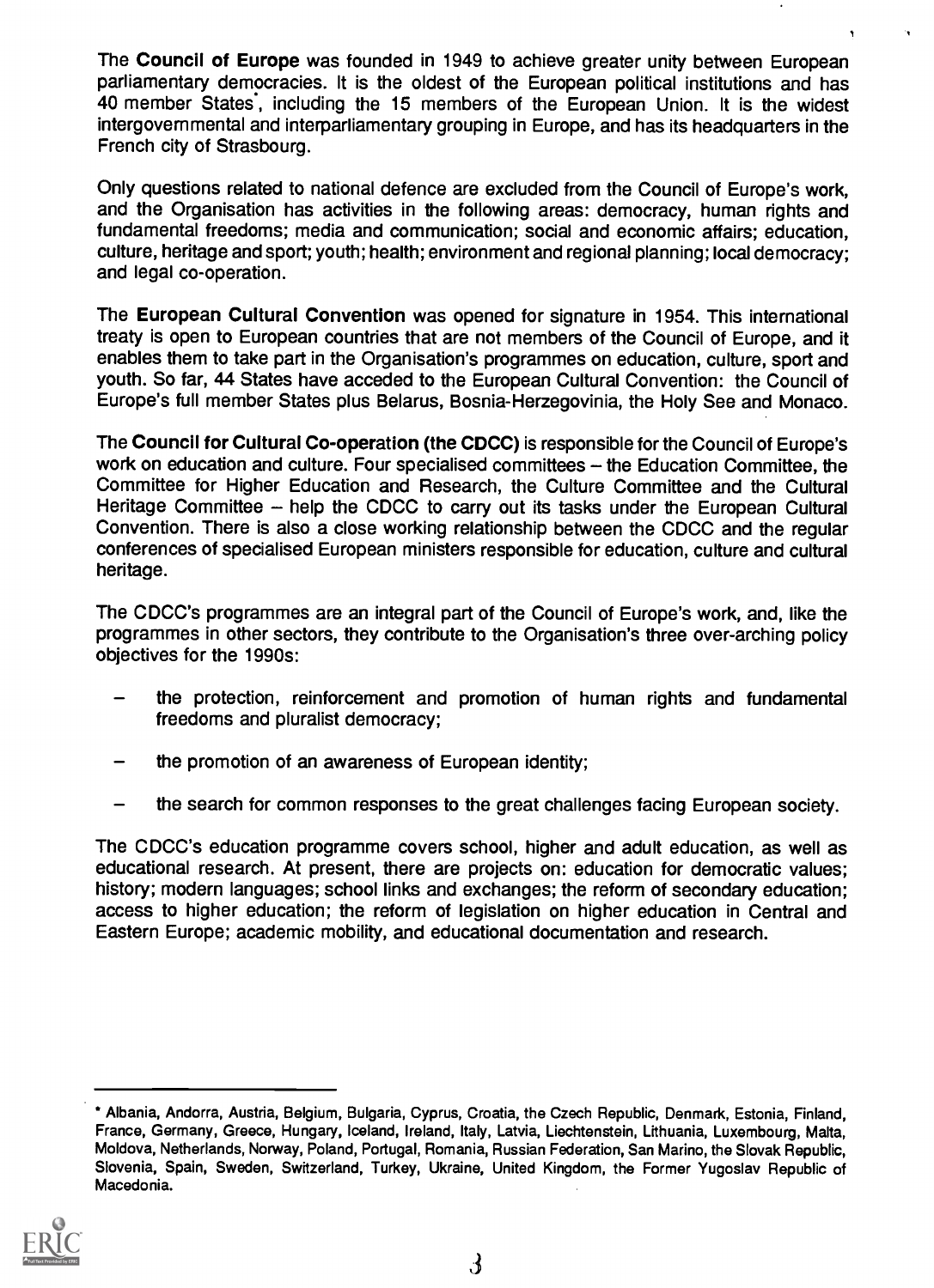The **Council of Europe** was founded in 1949 to achieve greater unity between European parliamentary democracies. It is the oldest of the European political institutions and has 40 member States*, including the 15 members of the European Union. It is the widest intergovernmental and interparliamentary grouping in Europe, and has its headquarters in the French city of Strasbourg.

Only questions related to national defence are excluded from the Council of Europe's work, and the Organisation has activities in the following areas: democracy, human rights and fundamental freedoms; media and communication; social and economic affairs; education, culture, heritage and sport; youth; health; environment and regional planning; local democracy; and legal co-operation.

The **European Cultural Convention** was opened for signature in 1954. This international treaty is open to European countries that are not members of the Council of Europe, and it enables them to take part in the Organisation's programmes on education, culture, sport and youth. So far, 44 States have acceded to the European Cultural Convention: the Council of Europe's full member States plus Belarus, Bosnia-Herzegovinia, the Holy See and Monaco.

The **Council for Cultural Co-operation (the CDCC)** is responsible for the Council of Europe's work on education and culture. Four specialised committees – the Education Committee, the Committee for Higher Education and Research, the Culture Committee and the Cultural Heritage Committee – help the CDCC to carry out its tasks under the European Cultural Convention. There is also a close working relationship between the CDCC and the regular conferences of specialised European ministers responsible for education, culture and cultural heritage.

The CDCC's programmes are an integral part of the Council of Europe's work, and, like the programmes in other sectors, they contribute to the Organisation's three over-arching policy objectives for the 1990s:

- the protection, reinforcement and promotion of human rights and fundamental freedoms and pluralist democracy;
- the promotion of an awareness of European identity;
- the search for common responses to the great challenges facing European society.

The CDCC's education programme covers school, higher and adult education, as well as educational research. At present, there are projects on: education for democratic values; history; modern languages; school links and exchanges; the reform of secondary education; access to higher education; the reform of legislation on higher education in Central and Eastern Europe; academic mobility, and educational documentation and research.

---

* Albania, Andorra, Austria, Belgium, Bulgaria, Cyprus, Croatia, the Czech Republic, Denmark, Estonia, Finland, France, Germany, Greece, Hungary, Iceland, Ireland, Italy, Latvia, Liechtenstein, Lithuania, Luxembourg, Malta, Moldova, Netherlands, Norway, Poland, Portugal, Romania, Russian Federation, San Marino, the Slovak Republic, Slovenia, Spain, Sweden, Switzerland, Turkey, Ukraine, United Kingdom, the Former Yugoslav Republic of Macedonia.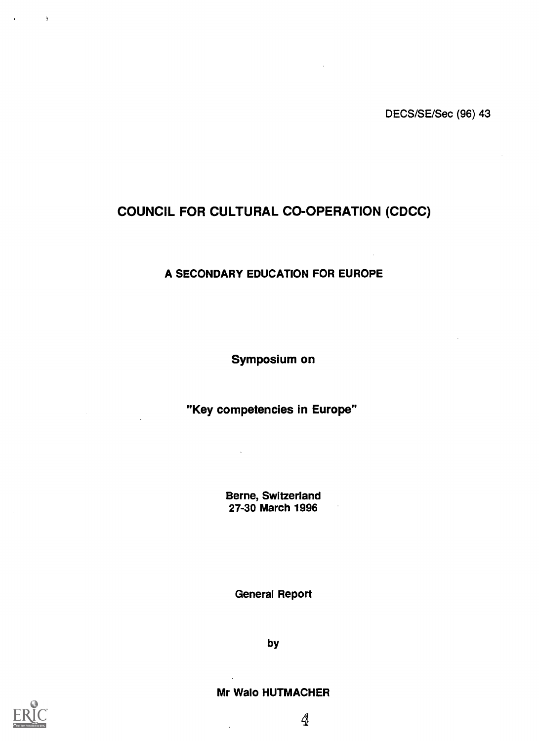DECS/SE/Sec (96) 43

# COUNCIL FOR CULTURAL CO-OPERATION (CDCC)

## A SECONDARY EDUCATION FOR EUROPE

**Symposium on**

**"Key competencies in Europe"**

**Berne, Switzerland**
**27-30 March 1996**

**General Report**

**by**

**Mr Walo HUTMACHER**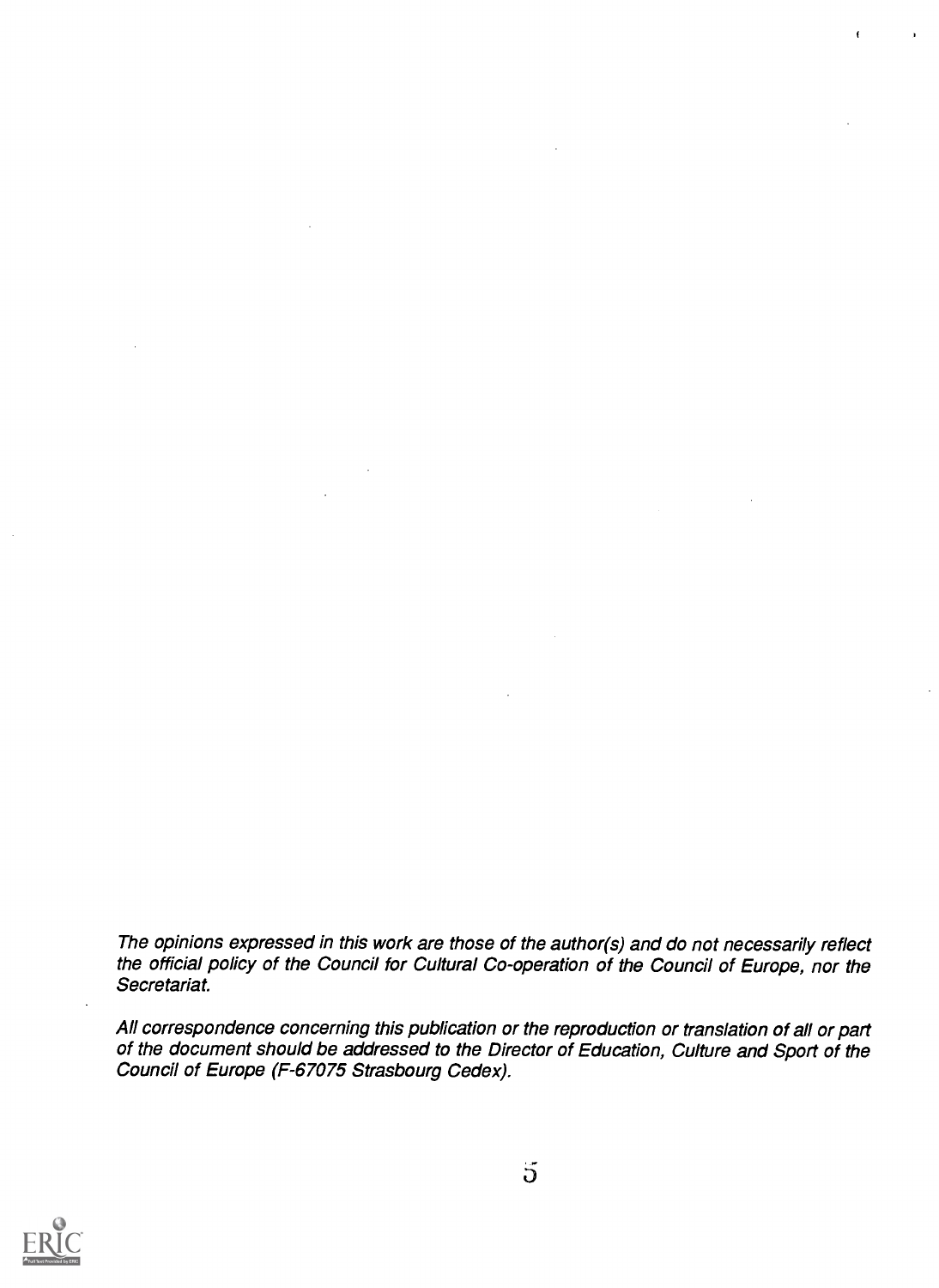*The opinions expressed in this work are those of the author(s) and do not necessarily reflect the official policy of the Council for Cultural Co-operation of the Council of Europe, nor the Secretariat.*

*All correspondence concerning this publication or the reproduction or translation of all or part of the document should be addressed to the Director of Education, Culture and Sport of the Council of Europe (F-67075 Strasbourg Cedex).*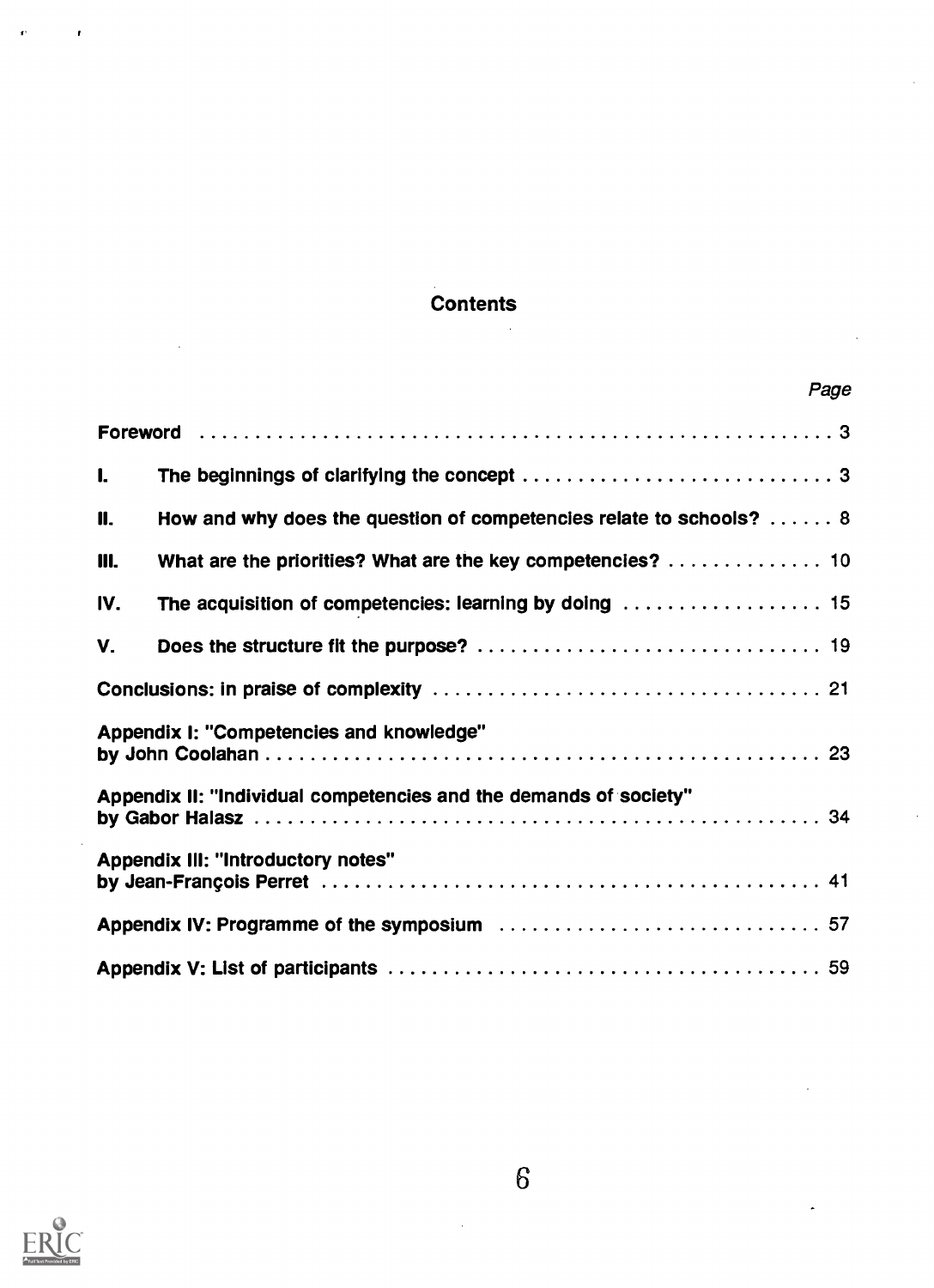# Contents

| | | Page |
|---|---|---|
| Foreword | | 3 |
| I. | The beginnings of clarifying the concept | 3 |
| II. | How and why does the question of competencies relate to schools? | 8 |
| III. | What are the priorities? What are the key competencies? | 10 |
| IV. | The acquisition of competencies: learning by doing | 15 |
| V. | Does the structure fit the purpose? | 19 |
| Conclusions: in praise of complexity | | 21 |
| Appendix I: "Competencies and knowledge" by John Coolahan | | 23 |
| Appendix II: "Individual competencies and the demands of society" by Gabor Halasz | | 34 |
| Appendix III: "Introductory notes" by Jean-François Perret | | 41 |
| Appendix IV: Programme of the symposium | | 57 |
| Appendix V: List of participants | | 59 |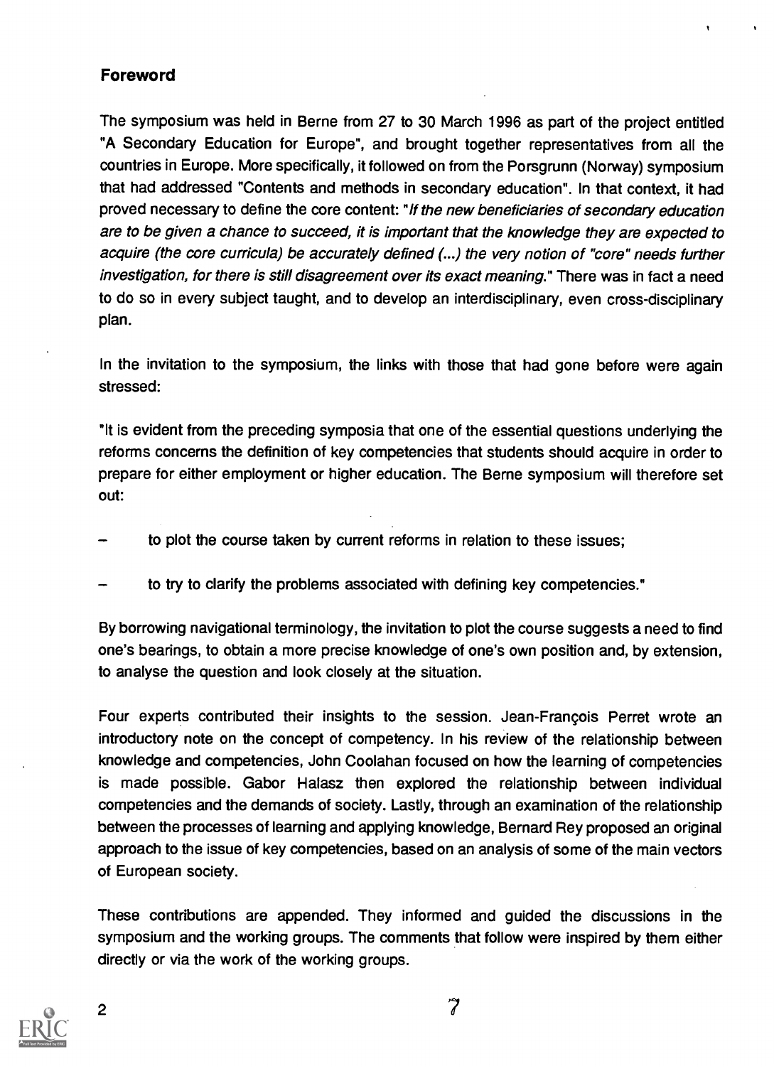## Foreword

The symposium was held in Berne from 27 to 30 March 1996 as part of the project entitled "A Secondary Education for Europe", and brought together representatives from all the countries in Europe. More specifically, it followed on from the Porsgrunn (Norway) symposium that had addressed "Contents and methods in secondary education". In that context, it had proved necessary to define the core content: "*If the new beneficiaries of secondary education are to be given a chance to succeed, it is important that the knowledge they are expected to acquire (the core curricula) be accurately defined (...) the very notion of "core" needs further investigation, for there is still disagreement over its exact meaning.*" There was in fact a need to do so in every subject taught, and to develop an interdisciplinary, even cross-disciplinary plan.

In the invitation to the symposium, the links with those that had gone before were again stressed:

"It is evident from the preceding symposia that one of the essential questions underlying the reforms concerns the definition of key competencies that students should acquire in order to prepare for either employment or higher education. The Berne symposium will therefore set out:

- to plot the course taken by current reforms in relation to these issues;
- to try to clarify the problems associated with defining key competencies."

By borrowing navigational terminology, the invitation to plot the course suggests a need to find one's bearings, to obtain a more precise knowledge of one's own position and, by extension, to analyse the question and look closely at the situation.

Four experts contributed their insights to the session. Jean-François Perret wrote an introductory note on the concept of competency. In his review of the relationship between knowledge and competencies, John Coolahan focused on how the learning of competencies is made possible. Gabor Halasz then explored the relationship between individual competencies and the demands of society. Lastly, through an examination of the relationship between the processes of learning and applying knowledge, Bernard Rey proposed an original approach to the issue of key competencies, based on an analysis of some of the main vectors of European society.

These contributions are appended. They informed and guided the discussions in the symposium and the working groups. The comments that follow were inspired by them either directly or via the work of the working groups.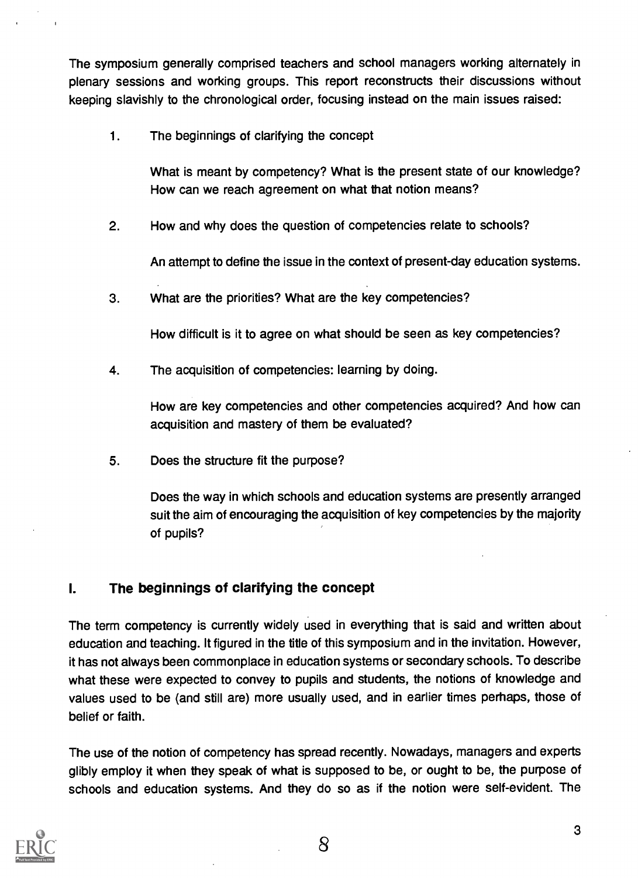The symposium generally comprised teachers and school managers working alternately in plenary sessions and working groups. This report reconstructs their discussions without keeping slavishly to the chronological order, focusing instead on the main issues raised:

1. The beginnings of clarifying the concept

   What is meant by competency? What is the present state of our knowledge? How can we reach agreement on what that notion means?

2. How and why does the question of competencies relate to schools?

   An attempt to define the issue in the context of present-day education systems.

3. What are the priorities? What are the key competencies?

   How difficult is it to agree on what should be seen as key competencies?

4. The acquisition of competencies: learning by doing.

   How are key competencies and other competencies acquired? And how can acquisition and mastery of them be evaluated?

5. Does the structure fit the purpose?

   Does the way in which schools and education systems are presently arranged suit the aim of encouraging the acquisition of key competencies by the majority of pupils?

## I. The beginnings of clarifying the concept

The term competency is currently widely used in everything that is said and written about education and teaching. It figured in the title of this symposium and in the invitation. However, it has not always been commonplace in education systems or secondary schools. To describe what these were expected to convey to pupils and students, the notions of knowledge and values used to be (and still are) more usually used, and in earlier times perhaps, those of belief or faith.

The use of the notion of competency has spread recently. Nowadays, managers and experts glibly employ it when they speak of what is supposed to be, or ought to be, the purpose of schools and education systems. And they do so as if the notion were self-evident. The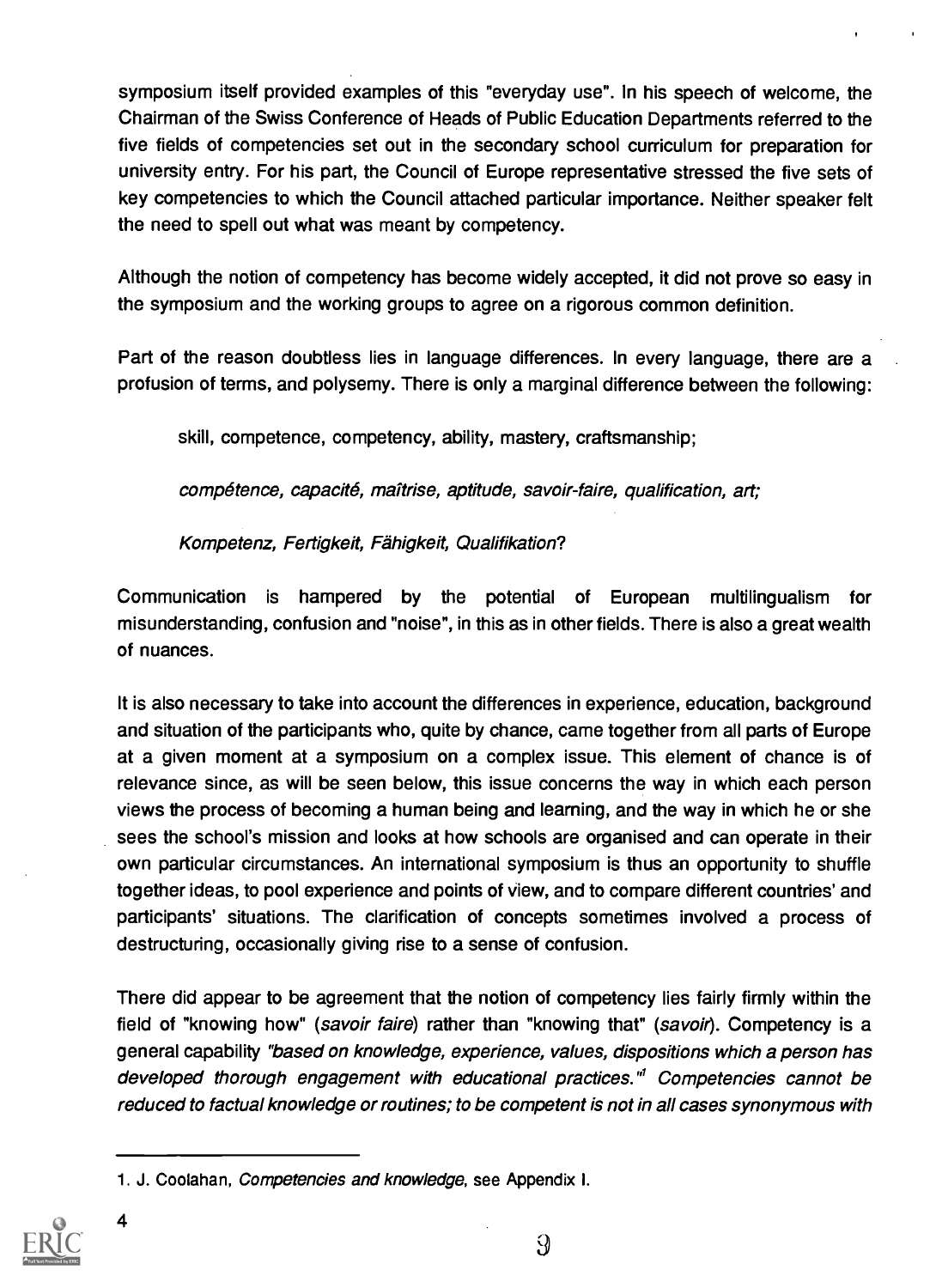symposium itself provided examples of this "everyday use". In his speech of welcome, the Chairman of the Swiss Conference of Heads of Public Education Departments referred to the five fields of competencies set out in the secondary school curriculum for preparation for university entry. For his part, the Council of Europe representative stressed the five sets of key competencies to which the Council attached particular importance. Neither speaker felt the need to spell out what was meant by competency.

Although the notion of competency has become widely accepted, it did not prove so easy in the symposium and the working groups to agree on a rigorous common definition.

Part of the reason doubtless lies in language differences. In every language, there are a profusion of terms, and polysemy. There is only a marginal difference between the following:

skill, competence, competency, ability, mastery, craftsmanship;

*compétence, capacité, maîtrise, aptitude, savoir-faire, qualification, art;*

*Kompetenz, Fertigkeit, Fähigkeit, Qualifikation*?

Communication is hampered by the potential of European multilingualism for misunderstanding, confusion and "noise", in this as in other fields. There is also a great wealth of nuances.

It is also necessary to take into account the differences in experience, education, background and situation of the participants who, quite by chance, came together from all parts of Europe at a given moment at a symposium on a complex issue. This element of chance is of relevance since, as will be seen below, this issue concerns the way in which each person views the process of becoming a human being and learning, and the way in which he or she sees the school's mission and looks at how schools are organised and can operate in their own particular circumstances. An international symposium is thus an opportunity to shuffle together ideas, to pool experience and points of view, and to compare different countries' and participants' situations. The clarification of concepts sometimes involved a process of destructuring, occasionally giving rise to a sense of confusion.

There did appear to be agreement that the notion of competency lies fairly firmly within the field of "knowing how" (*savoir faire*) rather than "knowing that" (*savoir*). Competency is a general capability *"based on knowledge, experience, values, dispositions which a person has developed thorough engagement with educational practices."*[1] *Competencies cannot be reduced to factual knowledge or routines; to be competent is not in all cases synonymous with*

---

1. J. Coolahan, *Competencies and knowledge*, see Appendix I.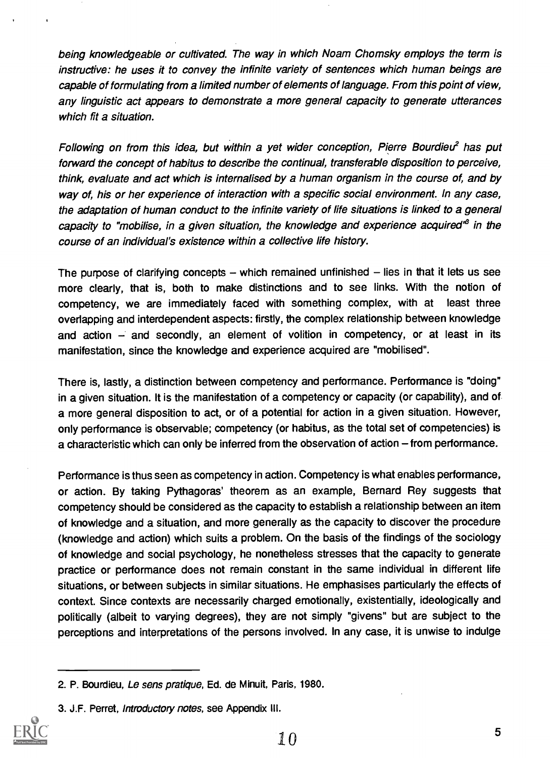*being knowledgeable or cultivated. The way in which Noam Chomsky employs the term is instructive: he uses it to convey the infinite variety of sentences which human beings are capable of formulating from a limited number of elements of language. From this point of view, any linguistic act appears to demonstrate a more general capacity to generate utterances which fit a situation.*

*Following on from this idea, but within a yet wider conception, Pierre Bourdieu*[2] *has put forward the concept of habitus to describe the continual, transferable disposition to perceive, think, evaluate and act which is internalised by a human organism in the course of, and by way of, his or her experience of interaction with a specific social environment. In any case, the adaptation of human conduct to the infinite variety of life situations is linked to a general capacity to "mobilise, in a given situation, the knowledge and experience acquired"*[3] *in the course of an individual's existence within a collective life history.*

The purpose of clarifying concepts – which remained unfinished – lies in that it lets us see more clearly, that is, both to make distinctions and to see links. With the notion of competency, we are immediately faced with something complex, with at least three overlapping and interdependent aspects: firstly, the complex relationship between knowledge and action – and secondly, an element of volition in competency, or at least in its manifestation, since the knowledge and experience acquired are "mobilised".

There is, lastly, a distinction between competency and performance. Performance is "doing" in a given situation. It is the manifestation of a competency or capacity (or capability), and of a more general disposition to act, or of a potential for action in a given situation. However, only performance is observable; competency (or habitus, as the total set of competencies) is a characteristic which can only be inferred from the observation of action – from performance.

Performance is thus seen as competency in action. Competency is what enables performance, or action. By taking Pythagoras' theorem as an example, Bernard Rey suggests that competency should be considered as the capacity to establish a relationship between an item of knowledge and a situation, and more generally as the capacity to discover the procedure (knowledge and action) which suits a problem. On the basis of the findings of the sociology of knowledge and social psychology, he nonetheless stresses that the capacity to generate practice or performance does not remain constant in the same individual in different life situations, or between subjects in similar situations. He emphasises particularly the effects of context. Since contexts are necessarily charged emotionally, existentially, ideologically and politically (albeit to varying degrees), they are not simply "givens" but are subject to the perceptions and interpretations of the persons involved. In any case, it is unwise to indulge

---

2. P. Bourdieu, *Le sens pratique*, Ed. de Minuit, Paris, 1980.

3. J.F. Perret, *Introductory notes*, see Appendix III.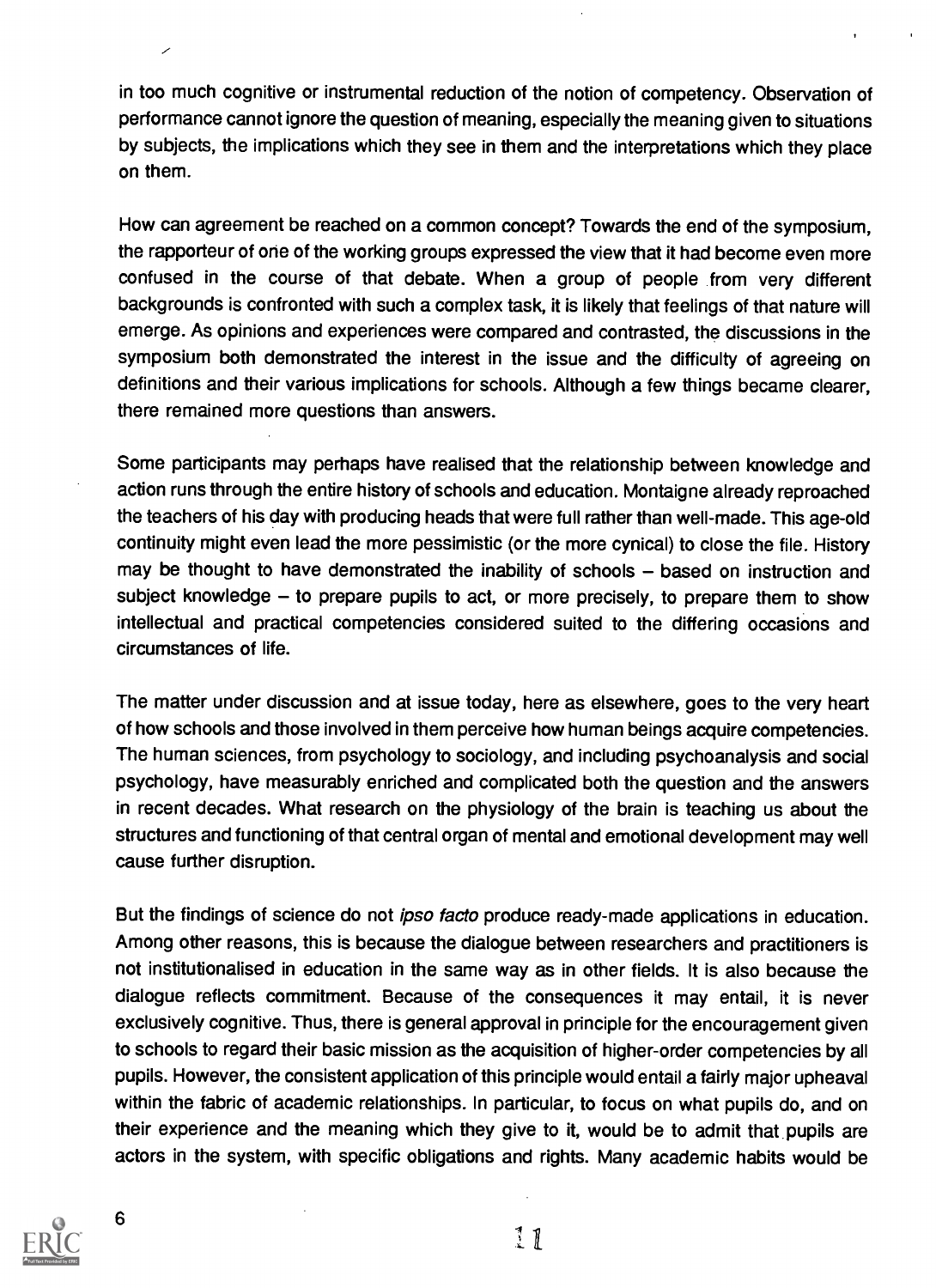in too much cognitive or instrumental reduction of the notion of competency. Observation of performance cannot ignore the question of meaning, especially the meaning given to situations by subjects, the implications which they see in them and the interpretations which they place on them.

How can agreement be reached on a common concept? Towards the end of the symposium, the rapporteur of one of the working groups expressed the view that it had become even more confused in the course of that debate. When a group of people from very different backgrounds is confronted with such a complex task, it is likely that feelings of that nature will emerge. As opinions and experiences were compared and contrasted, the discussions in the symposium both demonstrated the interest in the issue and the difficulty of agreeing on definitions and their various implications for schools. Although a few things became clearer, there remained more questions than answers.

Some participants may perhaps have realised that the relationship between knowledge and action runs through the entire history of schools and education. Montaigne already reproached the teachers of his day with producing heads that were full rather than well-made. This age-old continuity might even lead the more pessimistic (or the more cynical) to close the file. History may be thought to have demonstrated the inability of schools – based on instruction and subject knowledge – to prepare pupils to act, or more precisely, to prepare them to show intellectual and practical competencies considered suited to the differing occasions and circumstances of life.

The matter under discussion and at issue today, here as elsewhere, goes to the very heart of how schools and those involved in them perceive how human beings acquire competencies. The human sciences, from psychology to sociology, and including psychoanalysis and social psychology, have measurably enriched and complicated both the question and the answers in recent decades. What research on the physiology of the brain is teaching us about the structures and functioning of that central organ of mental and emotional development may well cause further disruption.

But the findings of science do not *ipso facto* produce ready-made applications in education. Among other reasons, this is because the dialogue between researchers and practitioners is not institutionalised in education in the same way as in other fields. It is also because the dialogue reflects commitment. Because of the consequences it may entail, it is never exclusively cognitive. Thus, there is general approval in principle for the encouragement given to schools to regard their basic mission as the acquisition of higher-order competencies by all pupils. However, the consistent application of this principle would entail a fairly major upheaval within the fabric of academic relationships. In particular, to focus on what pupils do, and on their experience and the meaning which they give to it, would be to admit that pupils are actors in the system, with specific obligations and rights. Many academic habits would be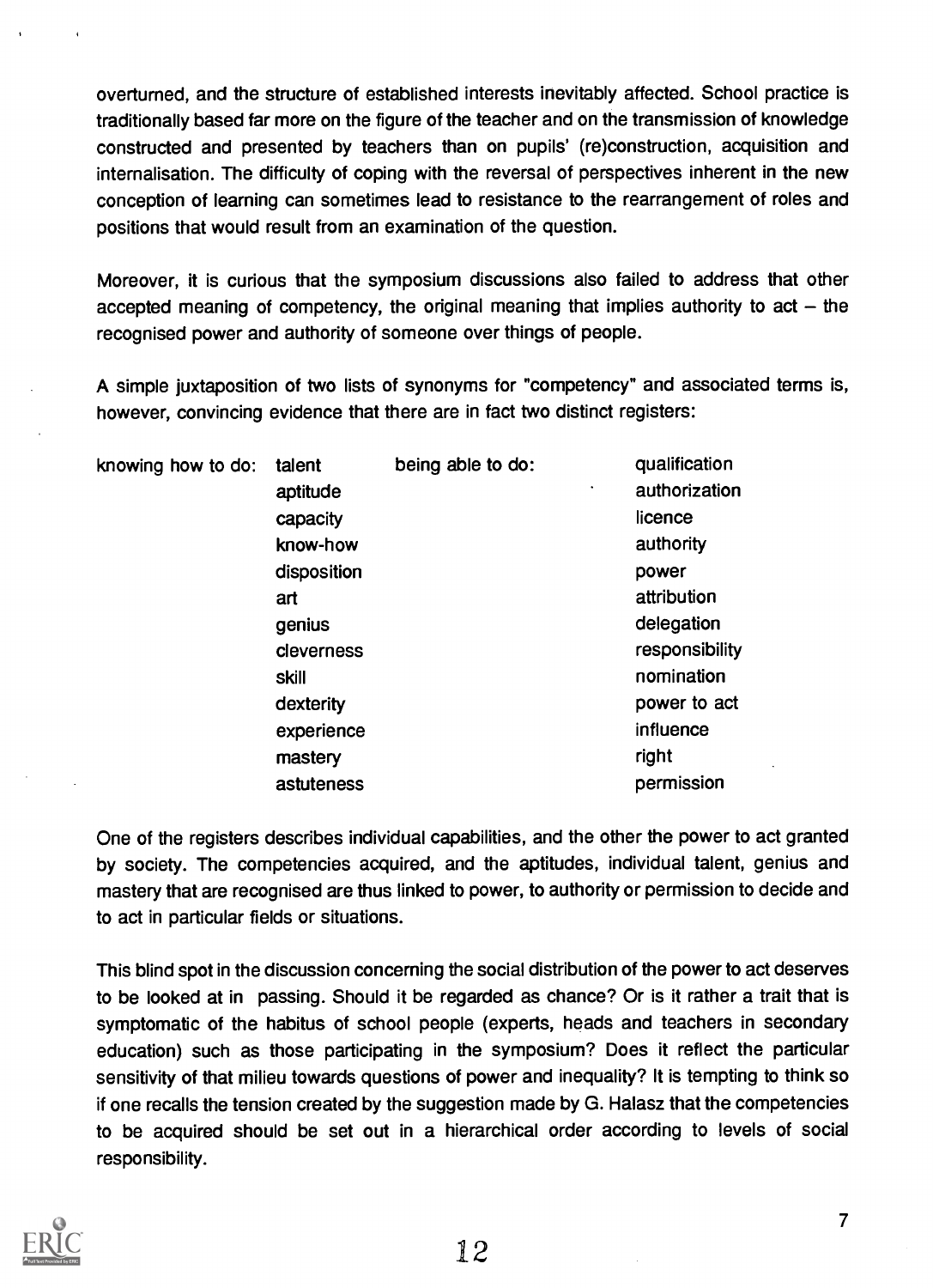overturned, and the structure of established interests inevitably affected. School practice is traditionally based far more on the figure of the teacher and on the transmission of knowledge constructed and presented by teachers than on pupils' (re)construction, acquisition and internalisation. The difficulty of coping with the reversal of perspectives inherent in the new conception of learning can sometimes lead to resistance to the rearrangement of roles and positions that would result from an examination of the question.

Moreover, it is curious that the symposium discussions also failed to address that other accepted meaning of competency, the original meaning that implies authority to act – the recognised power and authority of someone over things of people.

A simple juxtaposition of two lists of synonyms for "competency" and associated terms is, however, convincing evidence that there are in fact two distinct registers:

| knowing how to do: | | being able to do: | |
|---|---|---|---|
| | talent | | qualification |
| | aptitude | | authorization |
| | capacity | | licence |
| | know-how | | authority |
| | disposition | | power |
| | art | | attribution |
| | genius | | delegation |
| | cleverness | | responsibility |
| | skill | | nomination |
| | dexterity | | power to act |
| | experience | | influence |
| | mastery | | right |
| | astuteness | | permission |

One of the registers describes individual capabilities, and the other the power to act granted by society. The competencies acquired, and the aptitudes, individual talent, genius and mastery that are recognised are thus linked to power, to authority or permission to decide and to act in particular fields or situations.

This blind spot in the discussion concerning the social distribution of the power to act deserves to be looked at in passing. Should it be regarded as chance? Or is it rather a trait that is symptomatic of the habitus of school people (experts, heads and teachers in secondary education) such as those participating in the symposium? Does it reflect the particular sensitivity of that milieu towards questions of power and inequality? It is tempting to think so if one recalls the tension created by the suggestion made by G. Halasz that the competencies to be acquired should be set out in a hierarchical order according to levels of social responsibility.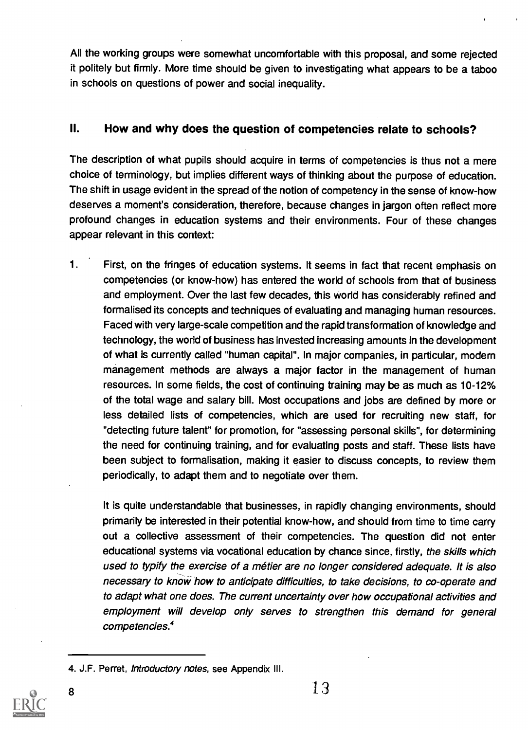All the working groups were somewhat uncomfortable with this proposal, and some rejected it politely but firmly. More time should be given to investigating what appears to be a taboo in schools on questions of power and social inequality.

## II. How and why does the question of competencies relate to schools?

The description of what pupils should acquire in terms of competencies is thus not a mere choice of terminology, but implies different ways of thinking about the purpose of education. The shift in usage evident in the spread of the notion of competency in the sense of know-how deserves a moment's consideration, therefore, because changes in jargon often reflect more profound changes in education systems and their environments. Four of these changes appear relevant in this context:

1. First, on the fringes of education systems. It seems in fact that recent emphasis on competencies (or know-how) has entered the world of schools from that of business and employment. Over the last few decades, this world has considerably refined and formalised its concepts and techniques of evaluating and managing human resources. Faced with very large-scale competition and the rapid transformation of knowledge and technology, the world of business has invested increasing amounts in the development of what is currently called "human capital". In major companies, in particular, modern management methods are always a major factor in the management of human resources. In some fields, the cost of continuing training may be as much as 10-12% of the total wage and salary bill. Most occupations and jobs are defined by more or less detailed lists of competencies, which are used for recruiting new staff, for "detecting future talent" for promotion, for "assessing personal skills", for determining the need for continuing training, and for evaluating posts and staff. These lists have been subject to formalisation, making it easier to discuss concepts, to review them periodically, to adapt them and to negotiate over them.

   It is quite understandable that businesses, in rapidly changing environments, should primarily be interested in their potential know-how, and should from time to time carry out a collective assessment of their competencies. The question did not enter educational systems via vocational education by chance since, firstly, *the skills which used to typify the exercise of a métier are no longer considered adequate. It is also necessary to know how to anticipate difficulties, to take decisions, to co-operate and to adapt what one does. The current uncertainty over how occupational activities and employment will develop only serves to strengthen this demand for general competencies.*[4]

---

4. J.F. Perret, *Introductory notes*, see Appendix III.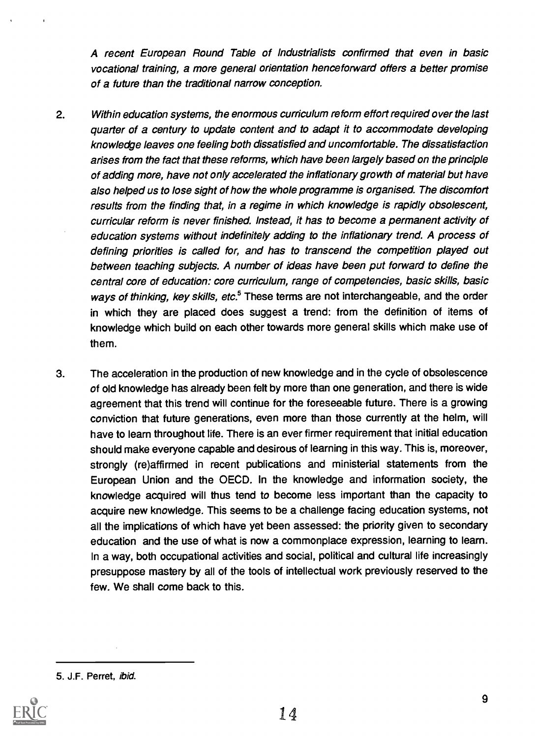*A recent European Round Table of Industrialists confirmed that even in basic vocational training, a more general orientation henceforward offers a better promise of a future than the traditional narrow conception.*

2. *Within education systems, the enormous curriculum reform effort required over the last quarter of a century to update content and to adapt it to accommodate developing knowledge leaves one feeling both dissatisfied and uncomfortable. The dissatisfaction arises from the fact that these reforms, which have been largely based on the principle of adding more, have not only accelerated the inflationary growth of material but have also helped us to lose sight of how the whole programme is organised. The discomfort results from the finding that, in a regime in which knowledge is rapidly obsolescent, curricular reform is never finished. Instead, it has to become a permanent activity of education systems without indefinitely adding to the inflationary trend. A process of defining priorities is called for, and has to transcend the competition played out between teaching subjects. A number of ideas have been put forward to define the central core of education: core curriculum, range of competencies, basic skills, basic ways of thinking, key skills, etc.*[5] These terms are not interchangeable, and the order in which they are placed does suggest a trend: from the definition of items of knowledge which build on each other towards more general skills which make use of them.

3. The acceleration in the production of new knowledge and in the cycle of obsolescence of old knowledge has already been felt by more than one generation, and there is wide agreement that this trend will continue for the foreseeable future. There is a growing conviction that future generations, even more than those currently at the helm, will have to learn throughout life. There is an ever firmer requirement that initial education should make everyone capable and desirous of learning in this way. This is, moreover, strongly (re)affirmed in recent publications and ministerial statements from the European Union and the OECD. In the knowledge and information society, the knowledge acquired will thus tend to become less important than the capacity to acquire new knowledge. This seems to be a challenge facing education systems, not all the implications of which have yet been assessed: the priority given to secondary education and the use of what is now a commonplace expression, learning to learn. In a way, both occupational activities and social, political and cultural life increasingly presuppose mastery by all of the tools of intellectual work previously reserved to the few. We shall come back to this.

5. J.F. Perret, *ibid.*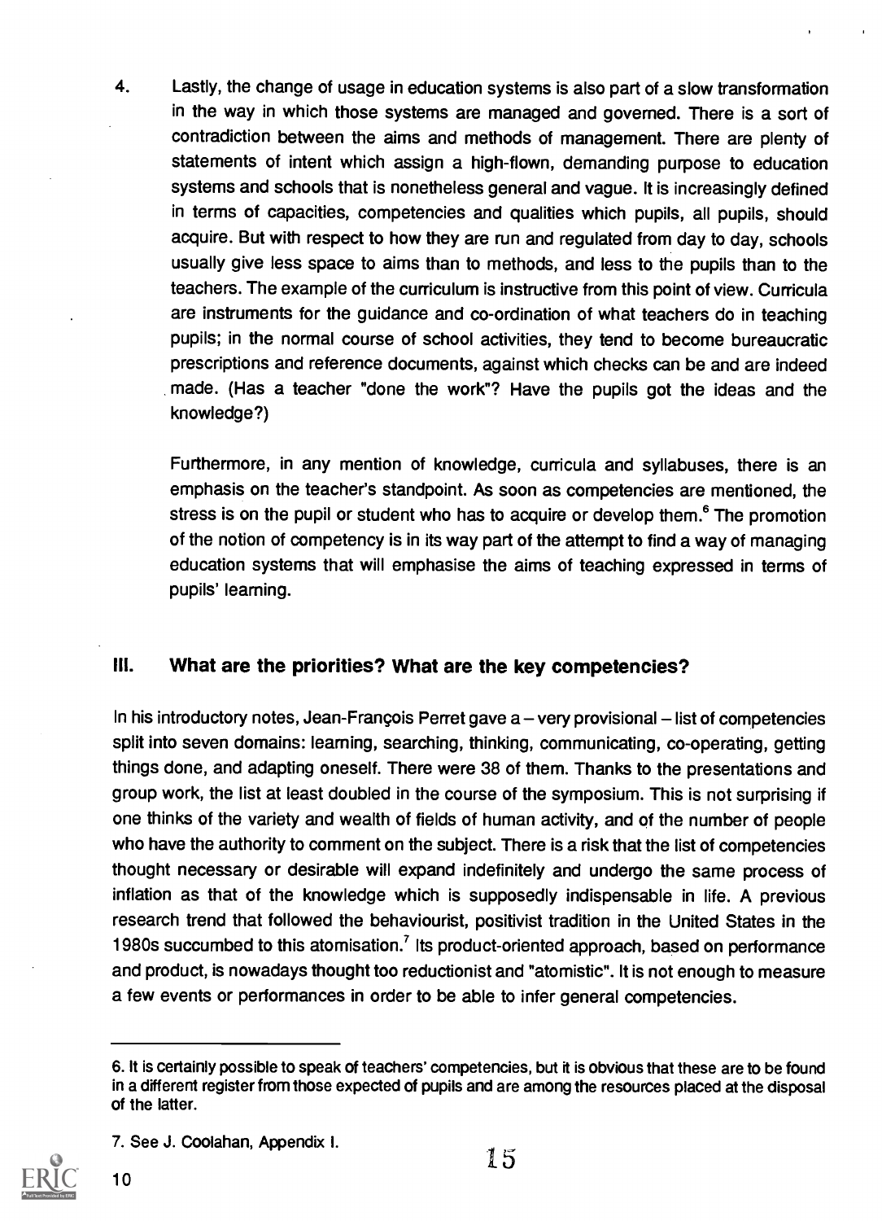4. Lastly, the change of usage in education systems is also part of a slow transformation in the way in which those systems are managed and governed. There is a sort of contradiction between the aims and methods of management. There are plenty of statements of intent which assign a high-flown, demanding purpose to education systems and schools that is nonetheless general and vague. It is increasingly defined in terms of capacities, competencies and qualities which pupils, all pupils, should acquire. But with respect to how they are run and regulated from day to day, schools usually give less space to aims than to methods, and less to the pupils than to the teachers. The example of the curriculum is instructive from this point of view. Curricula are instruments for the guidance and co-ordination of what teachers do in teaching pupils; in the normal course of school activities, they tend to become bureaucratic prescriptions and reference documents, against which checks can be and are indeed made. (Has a teacher "done the work"? Have the pupils got the ideas and the knowledge?)

   Furthermore, in any mention of knowledge, curricula and syllabuses, there is an emphasis on the teacher's standpoint. As soon as competencies are mentioned, the stress is on the pupil or student who has to acquire or develop them.[6] The promotion of the notion of competency is in its way part of the attempt to find a way of managing education systems that will emphasise the aims of teaching expressed in terms of pupils' learning.

## III. What are the priorities? What are the key competencies?

In his introductory notes, Jean-François Perret gave a – very provisional – list of competencies split into seven domains: learning, searching, thinking, communicating, co-operating, getting things done, and adapting oneself. There were 38 of them. Thanks to the presentations and group work, the list at least doubled in the course of the symposium. This is not surprising if one thinks of the variety and wealth of fields of human activity, and of the number of people who have the authority to comment on the subject. There is a risk that the list of competencies thought necessary or desirable will expand indefinitely and undergo the same process of inflation as that of the knowledge which is supposedly indispensable in life. A previous research trend that followed the behaviourist, positivist tradition in the United States in the 1980s succumbed to this atomisation.[7] Its product-oriented approach, based on performance and product, is nowadays thought too reductionist and "atomistic". It is not enough to measure a few events or performances in order to be able to infer general competencies.

---

6. It is certainly possible to speak of teachers' competencies, but it is obvious that these are to be found in a different register from those expected of pupils and are among the resources placed at the disposal of the latter.

7. See J. Coolahan, Appendix I.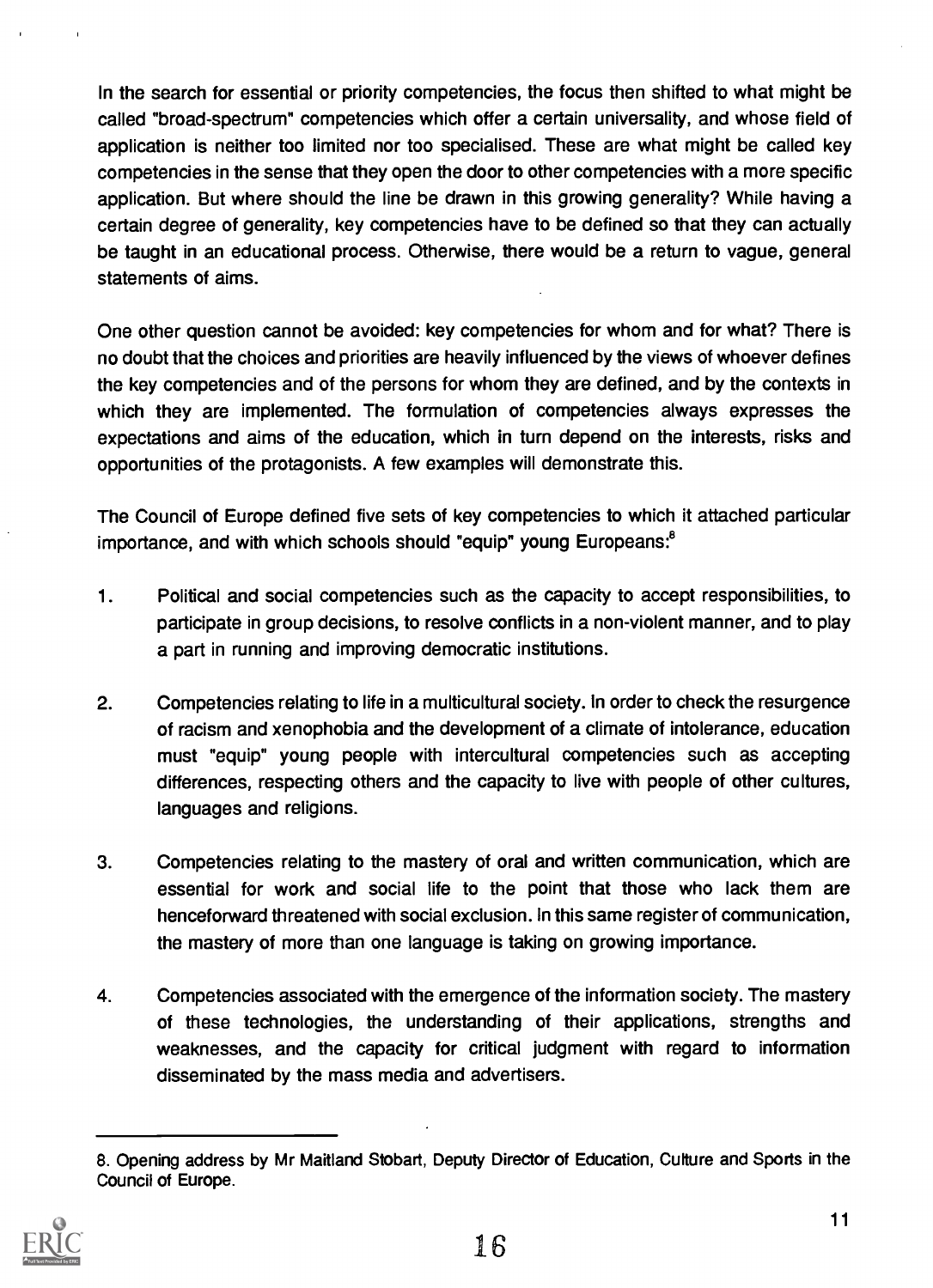In the search for essential or priority competencies, the focus then shifted to what might be called "broad-spectrum" competencies which offer a certain universality, and whose field of application is neither too limited nor too specialised. These are what might be called key competencies in the sense that they open the door to other competencies with a more specific application. But where should the line be drawn in this growing generality? While having a certain degree of generality, key competencies have to be defined so that they can actually be taught in an educational process. Otherwise, there would be a return to vague, general statements of aims.

One other question cannot be avoided: key competencies for whom and for what? There is no doubt that the choices and priorities are heavily influenced by the views of whoever defines the key competencies and of the persons for whom they are defined, and by the contexts in which they are implemented. The formulation of competencies always expresses the expectations and aims of the education, which in turn depend on the interests, risks and opportunities of the protagonists. A few examples will demonstrate this.

The Council of Europe defined five sets of key competencies to which it attached particular importance, and with which schools should "equip" young Europeans:[8]

1. Political and social competencies such as the capacity to accept responsibilities, to participate in group decisions, to resolve conflicts in a non-violent manner, and to play a part in running and improving democratic institutions.

2. Competencies relating to life in a multicultural society. In order to check the resurgence of racism and xenophobia and the development of a climate of intolerance, education must "equip" young people with intercultural competencies such as accepting differences, respecting others and the capacity to live with people of other cultures, languages and religions.

3. Competencies relating to the mastery of oral and written communication, which are essential for work and social life to the point that those who lack them are henceforward threatened with social exclusion. In this same register of communication, the mastery of more than one language is taking on growing importance.

4. Competencies associated with the emergence of the information society. The mastery of these technologies, the understanding of their applications, strengths and weaknesses, and the capacity for critical judgment with regard to information disseminated by the mass media and advertisers.

---

8. Opening address by Mr Maitland Stobart, Deputy Director of Education, Culture and Sports in the Council of Europe.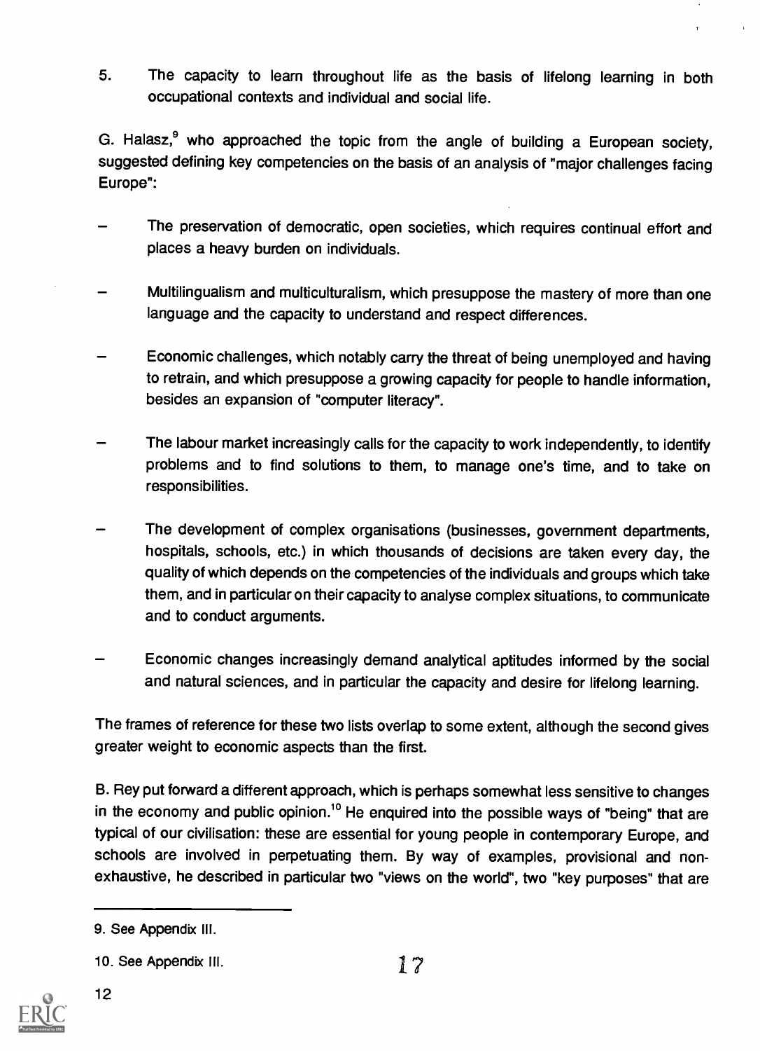5. The capacity to learn throughout life as the basis of lifelong learning in both occupational contexts and individual and social life.

G. Halasz,[9] who approached the topic from the angle of building a European society, suggested defining key competencies on the basis of an analysis of "major challenges facing Europe":

- The preservation of democratic, open societies, which requires continual effort and places a heavy burden on individuals.

- Multilingualism and multiculturalism, which presuppose the mastery of more than one language and the capacity to understand and respect differences.

- Economic challenges, which notably carry the threat of being unemployed and having to retrain, and which presuppose a growing capacity for people to handle information, besides an expansion of "computer literacy".

- The labour market increasingly calls for the capacity to work independently, to identify problems and to find solutions to them, to manage one's time, and to take on responsibilities.

- The development of complex organisations (businesses, government departments, hospitals, schools, etc.) in which thousands of decisions are taken every day, the quality of which depends on the competencies of the individuals and groups which take them, and in particular on their capacity to analyse complex situations, to communicate and to conduct arguments.

- Economic changes increasingly demand analytical aptitudes informed by the social and natural sciences, and in particular the capacity and desire for lifelong learning.

The frames of reference for these two lists overlap to some extent, although the second gives greater weight to economic aspects than the first.

B. Rey put forward a different approach, which is perhaps somewhat less sensitive to changes in the economy and public opinion.[10] He enquired into the possible ways of "being" that are typical of our civilisation: these are essential for young people in contemporary Europe, and schools are involved in perpetuating them. By way of examples, provisional and non-exhaustive, he described in particular two "views on the world", two "key purposes" that are

9. See Appendix III.

10. See Appendix III.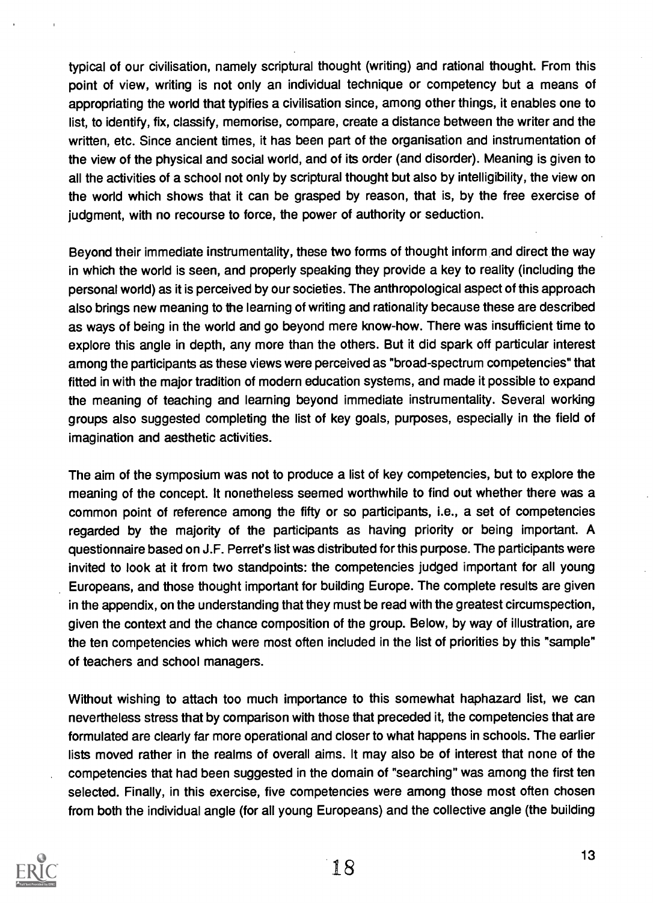typical of our civilisation, namely scriptural thought (writing) and rational thought. From this point of view, writing is not only an individual technique or competency but a means of appropriating the world that typifies a civilisation since, among other things, it enables one to list, to identify, fix, classify, memorise, compare, create a distance between the writer and the written, etc. Since ancient times, it has been part of the organisation and instrumentation of the view of the physical and social world, and of its order (and disorder). Meaning is given to all the activities of a school not only by scriptural thought but also by intelligibility, the view on the world which shows that it can be grasped by reason, that is, by the free exercise of judgment, with no recourse to force, the power of authority or seduction.

Beyond their immediate instrumentality, these two forms of thought inform and direct the way in which the world is seen, and properly speaking they provide a key to reality (including the personal world) as it is perceived by our societies. The anthropological aspect of this approach also brings new meaning to the learning of writing and rationality because these are described as ways of being in the world and go beyond mere know-how. There was insufficient time to explore this angle in depth, any more than the others. But it did spark off particular interest among the participants as these views were perceived as "broad-spectrum competencies" that fitted in with the major tradition of modern education systems, and made it possible to expand the meaning of teaching and learning beyond immediate instrumentality. Several working groups also suggested completing the list of key goals, purposes, especially in the field of imagination and aesthetic activities.

The aim of the symposium was not to produce a list of key competencies, but to explore the meaning of the concept. It nonetheless seemed worthwhile to find out whether there was a common point of reference among the fifty or so participants, i.e., a set of competencies regarded by the majority of the participants as having priority or being important. A questionnaire based on J.F. Perret's list was distributed for this purpose. The participants were invited to look at it from two standpoints: the competencies judged important for all young Europeans, and those thought important for building Europe. The complete results are given in the appendix, on the understanding that they must be read with the greatest circumspection, given the context and the chance composition of the group. Below, by way of illustration, are the ten competencies which were most often included in the list of priorities by this "sample" of teachers and school managers.

Without wishing to attach too much importance to this somewhat haphazard list, we can nevertheless stress that by comparison with those that preceded it, the competencies that are formulated are clearly far more operational and closer to what happens in schools. The earlier lists moved rather in the realms of overall aims. It may also be of interest that none of the competencies that had been suggested in the domain of "searching" was among the first ten selected. Finally, in this exercise, five competencies were among those most often chosen from both the individual angle (for all young Europeans) and the collective angle (the building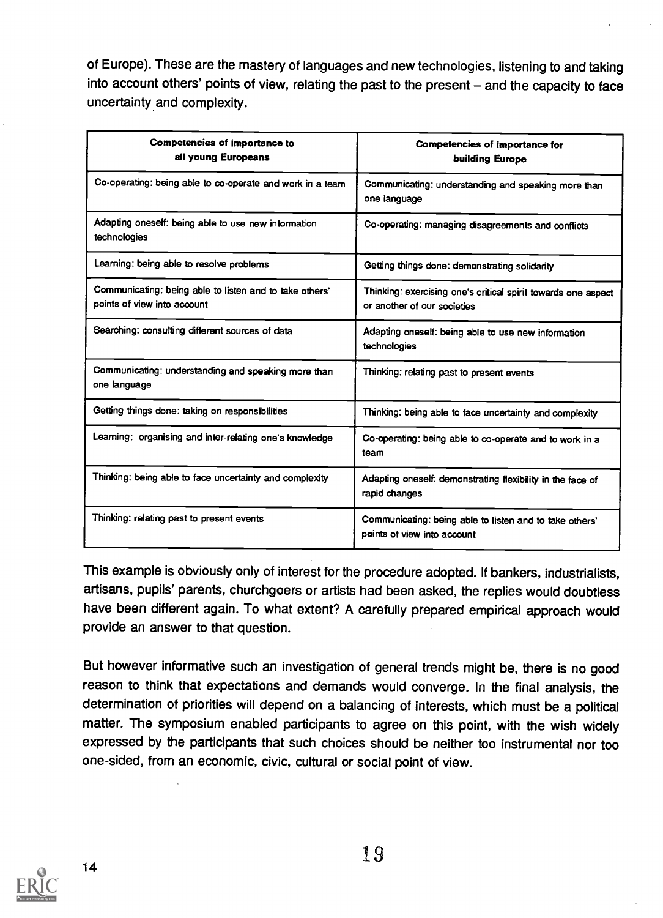of Europe). These are the mastery of languages and new technologies, listening to and taking into account others' points of view, relating the past to the present – and the capacity to face uncertainty and complexity.

| Competencies of importance to all young Europeans | Competencies of importance for building Europe |
|---|---|
| Co-operating: being able to co-operate and work in a team | Communicating: understanding and speaking more than one language |
| Adapting oneself: being able to use new information technologies | Co-operating: managing disagreements and conflicts |
| Learning: being able to resolve problems | Getting things done: demonstrating solidarity |
| Communicating: being able to listen and to take others' points of view into account | Thinking: exercising one's critical spirit towards one aspect or another of our societies |
| Searching: consulting different sources of data | Adapting oneself: being able to use new information technologies |
| Communicating: understanding and speaking more than one language | Thinking: relating past to present events |
| Getting things done: taking on responsibilities | Thinking: being able to face uncertainty and complexity |
| Learning: organising and inter-relating one's knowledge | Co-operating: being able to co-operate and to work in a team |
| Thinking: being able to face uncertainty and complexity | Adapting oneself: demonstrating flexibility in the face of rapid changes |
| Thinking: relating past to present events | Communicating: being able to listen and to take others' points of view into account |

This example is obviously only of interest for the procedure adopted. If bankers, industrialists, artisans, pupils' parents, churchgoers or artists had been asked, the replies would doubtless have been different again. To what extent? A carefully prepared empirical approach would provide an answer to that question.

But however informative such an investigation of general trends might be, there is no good reason to think that expectations and demands would converge. In the final analysis, the determination of priorities will depend on a balancing of interests, which must be a political matter. The symposium enabled participants to agree on this point, with the wish widely expressed by the participants that such choices should be neither too instrumental nor too one-sided, from an economic, civic, cultural or social point of view.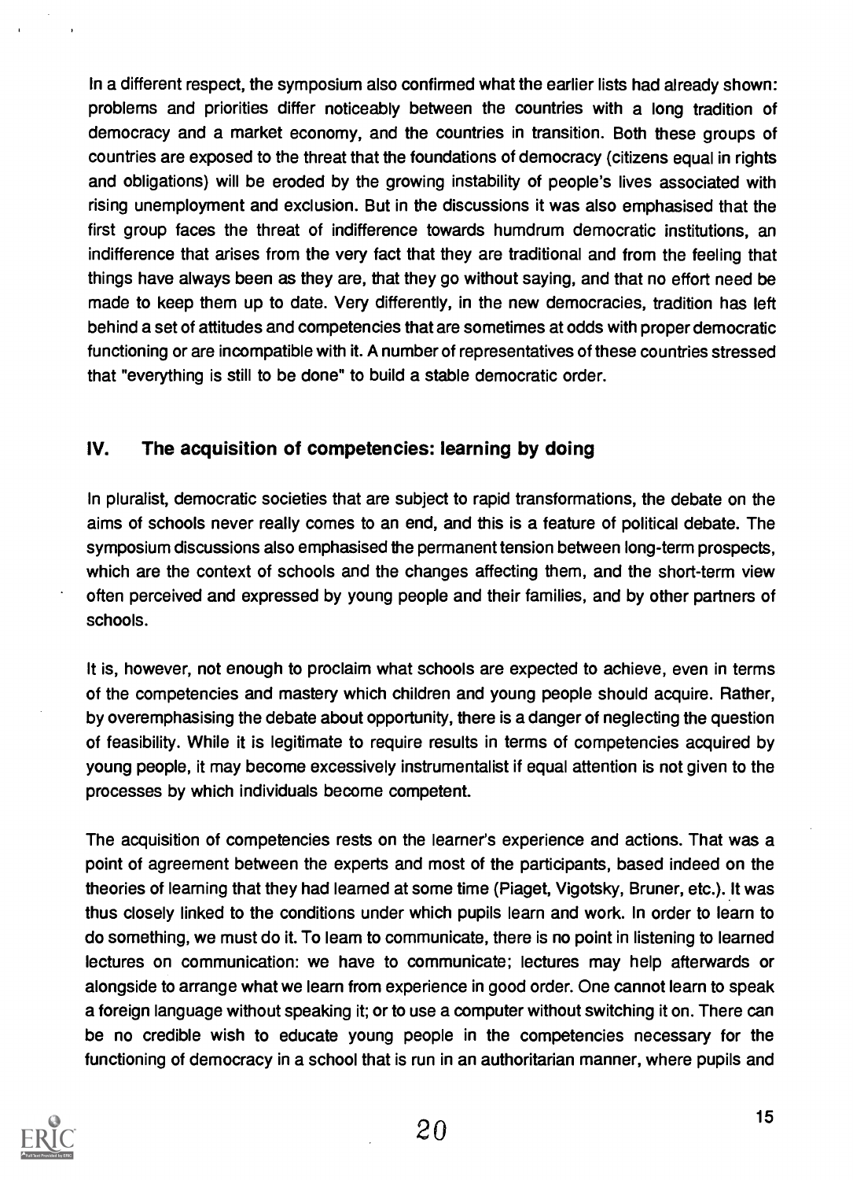In a different respect, the symposium also confirmed what the earlier lists had already shown: problems and priorities differ noticeably between the countries with a long tradition of democracy and a market economy, and the countries in transition. Both these groups of countries are exposed to the threat that the foundations of democracy (citizens equal in rights and obligations) will be eroded by the growing instability of people's lives associated with rising unemployment and exclusion. But in the discussions it was also emphasised that the first group faces the threat of indifference towards humdrum democratic institutions, an indifference that arises from the very fact that they are traditional and from the feeling that things have always been as they are, that they go without saying, and that no effort need be made to keep them up to date. Very differently, in the new democracies, tradition has left behind a set of attitudes and competencies that are sometimes at odds with proper democratic functioning or are incompatible with it. A number of representatives of these countries stressed that "everything is still to be done" to build a stable democratic order.

## IV. The acquisition of competencies: learning by doing

In pluralist, democratic societies that are subject to rapid transformations, the debate on the aims of schools never really comes to an end, and this is a feature of political debate. The symposium discussions also emphasised the permanent tension between long-term prospects, which are the context of schools and the changes affecting them, and the short-term view often perceived and expressed by young people and their families, and by other partners of schools.

It is, however, not enough to proclaim what schools are expected to achieve, even in terms of the competencies and mastery which children and young people should acquire. Rather, by overemphasising the debate about opportunity, there is a danger of neglecting the question of feasibility. While it is legitimate to require results in terms of competencies acquired by young people, it may become excessively instrumentalist if equal attention is not given to the processes by which individuals become competent.

The acquisition of competencies rests on the learner's experience and actions. That was a point of agreement between the experts and most of the participants, based indeed on the theories of learning that they had learned at some time (Piaget, Vigotsky, Bruner, etc.). It was thus closely linked to the conditions under which pupils learn and work. In order to learn to do something, we must do it. To learn to communicate, there is no point in listening to learned lectures on communication: we have to communicate; lectures may help afterwards or alongside to arrange what we learn from experience in good order. One cannot learn to speak a foreign language without speaking it; or to use a computer without switching it on. There can be no credible wish to educate young people in the competencies necessary for the functioning of democracy in a school that is run in an authoritarian manner, where pupils and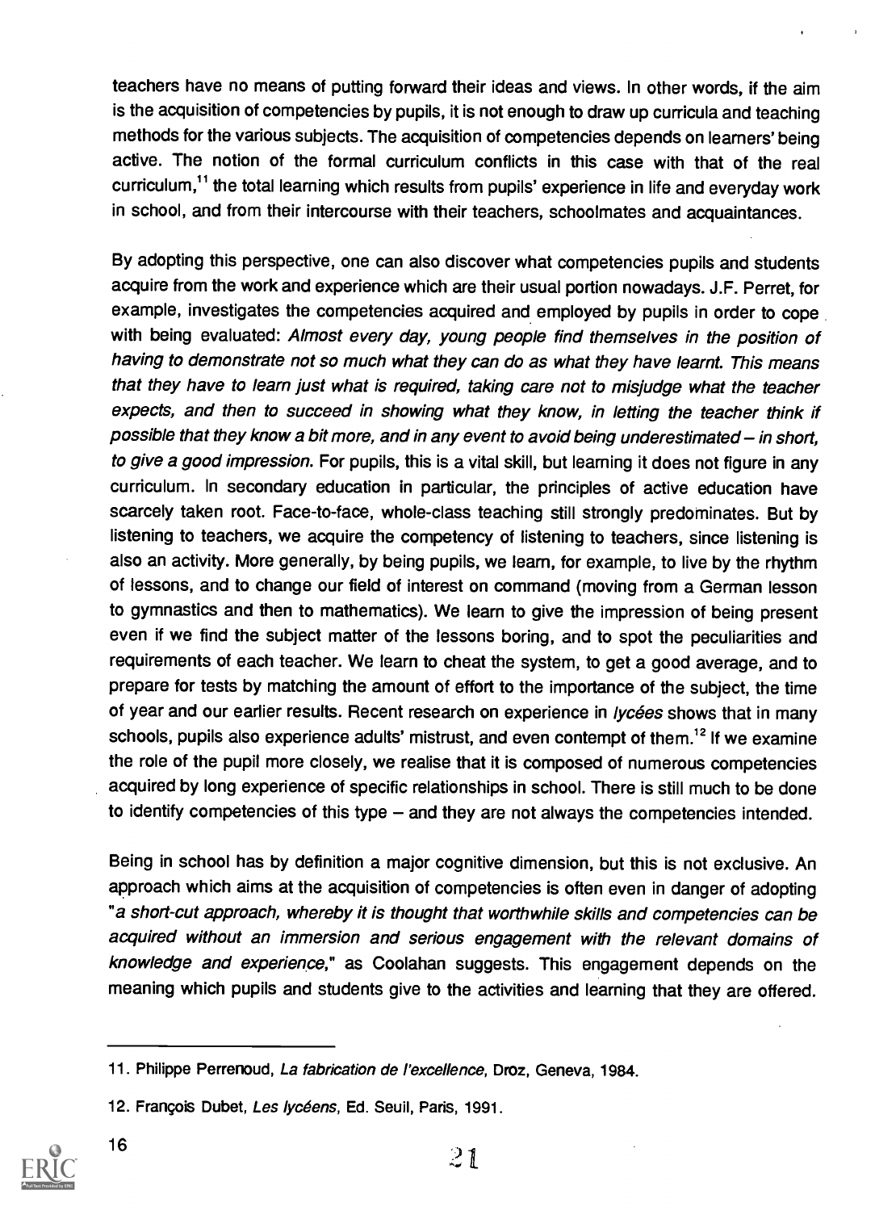teachers have no means of putting forward their ideas and views. In other words, if the aim is the acquisition of competencies by pupils, it is not enough to draw up curricula and teaching methods for the various subjects. The acquisition of competencies depends on learners' being active. The notion of the formal curriculum conflicts in this case with that of the real curriculum,[11] the total learning which results from pupils' experience in life and everyday work in school, and from their intercourse with their teachers, schoolmates and acquaintances.

By adopting this perspective, one can also discover what competencies pupils and students acquire from the work and experience which are their usual portion nowadays. J.F. Perret, for example, investigates the competencies acquired and employed by pupils in order to cope with being evaluated: *Almost every day, young people find themselves in the position of having to demonstrate not so much what they can do as what they have learnt. This means that they have to learn just what is required, taking care not to misjudge what the teacher expects, and then to succeed in showing what they know, in letting the teacher think if possible that they know a bit more, and in any event to avoid being underestimated – in short, to give a good impression.* For pupils, this is a vital skill, but learning it does not figure in any curriculum. In secondary education in particular, the principles of active education have scarcely taken root. Face-to-face, whole-class teaching still strongly predominates. But by listening to teachers, we acquire the competency of listening to teachers, since listening is also an activity. More generally, by being pupils, we learn, for example, to live by the rhythm of lessons, and to change our field of interest on command (moving from a German lesson to gymnastics and then to mathematics). We learn to give the impression of being present even if we find the subject matter of the lessons boring, and to spot the peculiarities and requirements of each teacher. We learn to cheat the system, to get a good average, and to prepare for tests by matching the amount of effort to the importance of the subject, the time of year and our earlier results. Recent research on experience in *lycées* shows that in many schools, pupils also experience adults' mistrust, and even contempt of them.[12] If we examine the role of the pupil more closely, we realise that it is composed of numerous competencies acquired by long experience of specific relationships in school. There is still much to be done to identify competencies of this type – and they are not always the competencies intended.

Being in school has by definition a major cognitive dimension, but this is not exclusive. An approach which aims at the acquisition of competencies is often even in danger of adopting "*a short-cut approach, whereby it is thought that worthwhile skills and competencies can be acquired without an immersion and serious engagement with the relevant domains of knowledge and experience,*" as Coolahan suggests. This engagement depends on the meaning which pupils and students give to the activities and learning that they are offered.

---

11. Philippe Perrenoud, *La fabrication de l'excellence*, Droz, Geneva, 1984.

12. François Dubet, *Les lycéens*, Ed. Seuil, Paris, 1991.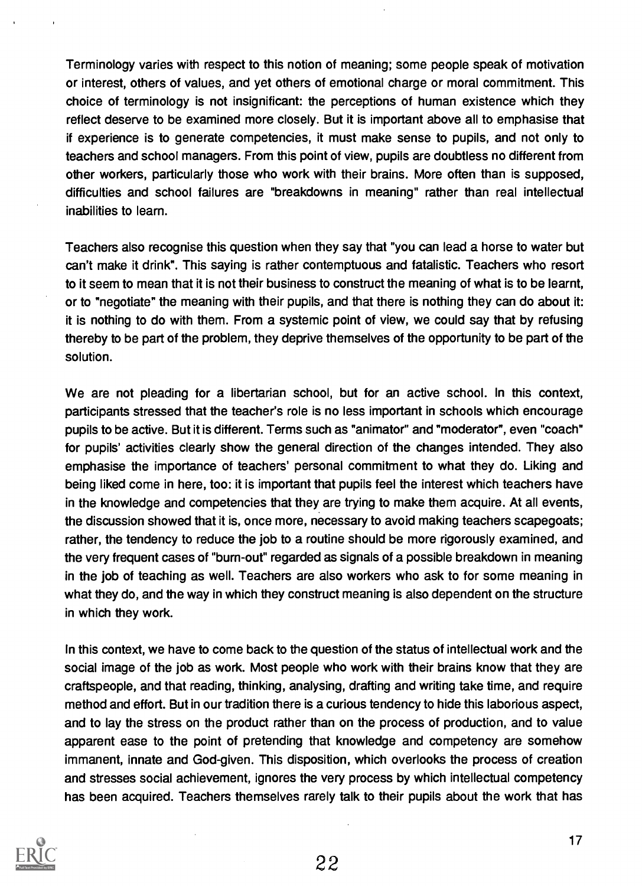Terminology varies with respect to this notion of meaning; some people speak of motivation or interest, others of values, and yet others of emotional charge or moral commitment. This choice of terminology is not insignificant: the perceptions of human existence which they reflect deserve to be examined more closely. But it is important above all to emphasise that if experience is to generate competencies, it must make sense to pupils, and not only to teachers and school managers. From this point of view, pupils are doubtless no different from other workers, particularly those who work with their brains. More often than is supposed, difficulties and school failures are "breakdowns in meaning" rather than real intellectual inabilities to learn.

Teachers also recognise this question when they say that "you can lead a horse to water but can't make it drink". This saying is rather contemptuous and fatalistic. Teachers who resort to it seem to mean that it is not their business to construct the meaning of what is to be learnt, or to "negotiate" the meaning with their pupils, and that there is nothing they can do about it: it is nothing to do with them. From a systemic point of view, we could say that by refusing thereby to be part of the problem, they deprive themselves of the opportunity to be part of the solution.

We are not pleading for a libertarian school, but for an active school. In this context, participants stressed that the teacher's role is no less important in schools which encourage pupils to be active. But it is different. Terms such as "animator" and "moderator", even "coach" for pupils' activities clearly show the general direction of the changes intended. They also emphasise the importance of teachers' personal commitment to what they do. Liking and being liked come in here, too: it is important that pupils feel the interest which teachers have in the knowledge and competencies that they are trying to make them acquire. At all events, the discussion showed that it is, once more, necessary to avoid making teachers scapegoats; rather, the tendency to reduce the job to a routine should be more rigorously examined, and the very frequent cases of "burn-out" regarded as signals of a possible breakdown in meaning in the job of teaching as well. Teachers are also workers who ask to for some meaning in what they do, and the way in which they construct meaning is also dependent on the structure in which they work.

In this context, we have to come back to the question of the status of intellectual work and the social image of the job as work. Most people who work with their brains know that they are craftspeople, and that reading, thinking, analysing, drafting and writing take time, and require method and effort. But in our tradition there is a curious tendency to hide this laborious aspect, and to lay the stress on the product rather than on the process of production, and to value apparent ease to the point of pretending that knowledge and competency are somehow immanent, innate and God-given. This disposition, which overlooks the process of creation and stresses social achievement, ignores the very process by which intellectual competency has been acquired. Teachers themselves rarely talk to their pupils about the work that has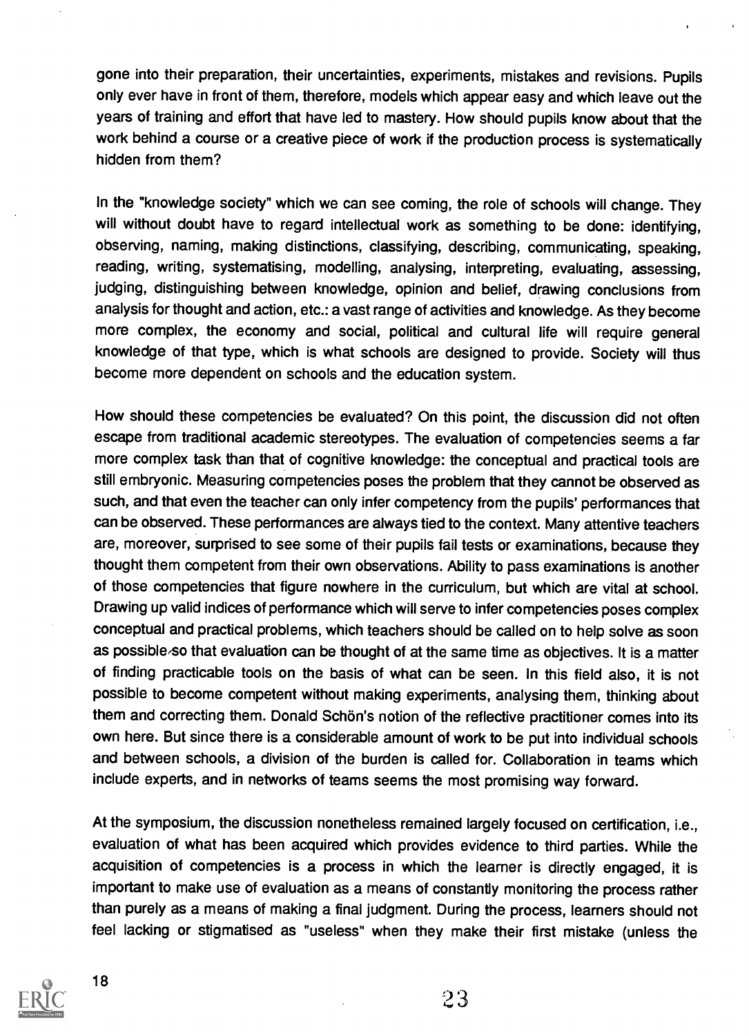gone into their preparation, their uncertainties, experiments, mistakes and revisions. Pupils only ever have in front of them, therefore, models which appear easy and which leave out the years of training and effort that have led to mastery. How should pupils know about that the work behind a course or a creative piece of work if the production process is systematically hidden from them?

In the "knowledge society" which we can see coming, the role of schools will change. They will without doubt have to regard intellectual work as something to be done: identifying, observing, naming, making distinctions, classifying, describing, communicating, speaking, reading, writing, systematising, modelling, analysing, interpreting, evaluating, assessing, judging, distinguishing between knowledge, opinion and belief, drawing conclusions from analysis for thought and action, etc.: a vast range of activities and knowledge. As they become more complex, the economy and social, political and cultural life will require general knowledge of that type, which is what schools are designed to provide. Society will thus become more dependent on schools and the education system.

How should these competencies be evaluated? On this point, the discussion did not often escape from traditional academic stereotypes. The evaluation of competencies seems a far more complex task than that of cognitive knowledge: the conceptual and practical tools are still embryonic. Measuring competencies poses the problem that they cannot be observed as such, and that even the teacher can only infer competency from the pupils' performances that can be observed. These performances are always tied to the context. Many attentive teachers are, moreover, surprised to see some of their pupils fail tests or examinations, because they thought them competent from their own observations. Ability to pass examinations is another of those competencies that figure nowhere in the curriculum, but which are vital at school. Drawing up valid indices of performance which will serve to infer competencies poses complex conceptual and practical problems, which teachers should be called on to help solve as soon as possible so that evaluation can be thought of at the same time as objectives. It is a matter of finding practicable tools on the basis of what can be seen. In this field also, it is not possible to become competent without making experiments, analysing them, thinking about them and correcting them. Donald Schön's notion of the reflective practitioner comes into its own here. But since there is a considerable amount of work to be put into individual schools and between schools, a division of the burden is called for. Collaboration in teams which include experts, and in networks of teams seems the most promising way forward.

At the symposium, the discussion nonetheless remained largely focused on certification, i.e., evaluation of what has been acquired which provides evidence to third parties. While the acquisition of competencies is a process in which the learner is directly engaged, it is important to make use of evaluation as a means of constantly monitoring the process rather than purely as a means of making a final judgment. During the process, learners should not feel lacking or stigmatised as "useless" when they make their first mistake (unless the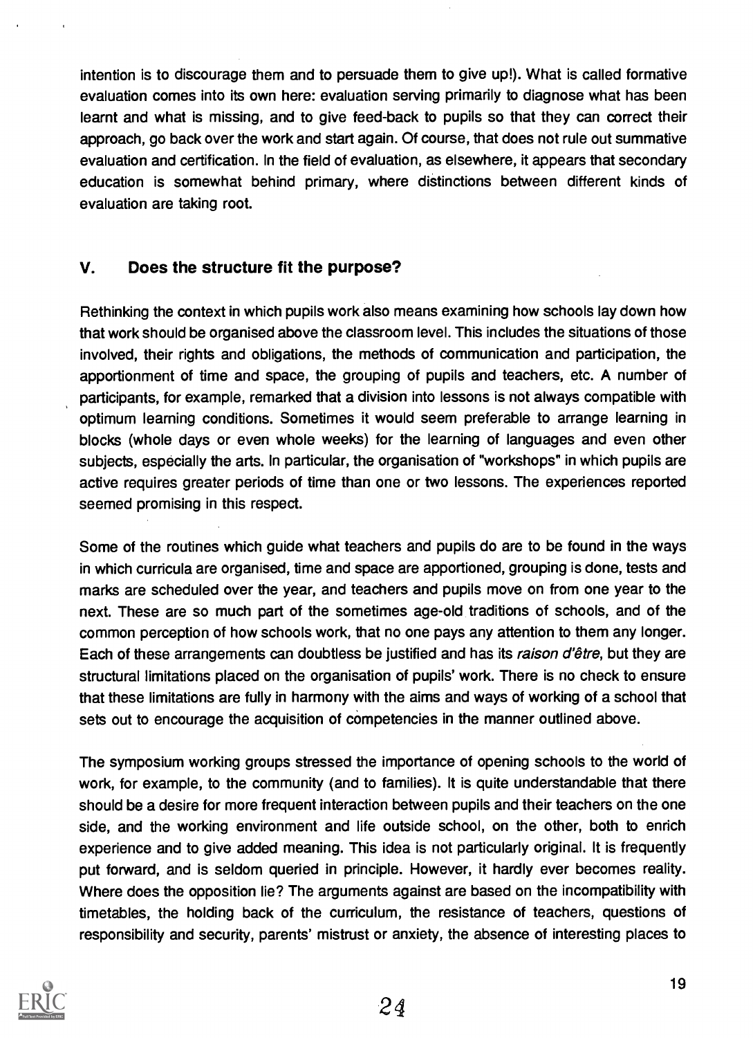intention is to discourage them and to persuade them to give up!). What is called formative evaluation comes into its own here: evaluation serving primarily to diagnose what has been learnt and what is missing, and to give feed-back to pupils so that they can correct their approach, go back over the work and start again. Of course, that does not rule out summative evaluation and certification. In the field of evaluation, as elsewhere, it appears that secondary education is somewhat behind primary, where distinctions between different kinds of evaluation are taking root.

## V. Does the structure fit the purpose?

Rethinking the context in which pupils work also means examining how schools lay down how that work should be organised above the classroom level. This includes the situations of those involved, their rights and obligations, the methods of communication and participation, the apportionment of time and space, the grouping of pupils and teachers, etc. A number of participants, for example, remarked that a division into lessons is not always compatible with optimum learning conditions. Sometimes it would seem preferable to arrange learning in blocks (whole days or even whole weeks) for the learning of languages and even other subjects, especially the arts. In particular, the organisation of "workshops" in which pupils are active requires greater periods of time than one or two lessons. The experiences reported seemed promising in this respect.

Some of the routines which guide what teachers and pupils do are to be found in the ways in which curricula are organised, time and space are apportioned, grouping is done, tests and marks are scheduled over the year, and teachers and pupils move on from one year to the next. These are so much part of the sometimes age-old traditions of schools, and of the common perception of how schools work, that no one pays any attention to them any longer. Each of these arrangements can doubtless be justified and has its *raison d'être*, but they are structural limitations placed on the organisation of pupils' work. There is no check to ensure that these limitations are fully in harmony with the aims and ways of working of a school that sets out to encourage the acquisition of competencies in the manner outlined above.

The symposium working groups stressed the importance of opening schools to the world of work, for example, to the community (and to families). It is quite understandable that there should be a desire for more frequent interaction between pupils and their teachers on the one side, and the working environment and life outside school, on the other, both to enrich experience and to give added meaning. This idea is not particularly original. It is frequently put forward, and is seldom queried in principle. However, it hardly ever becomes reality. Where does the opposition lie? The arguments against are based on the incompatibility with timetables, the holding back of the curriculum, the resistance of teachers, questions of responsibility and security, parents' mistrust or anxiety, the absence of interesting places to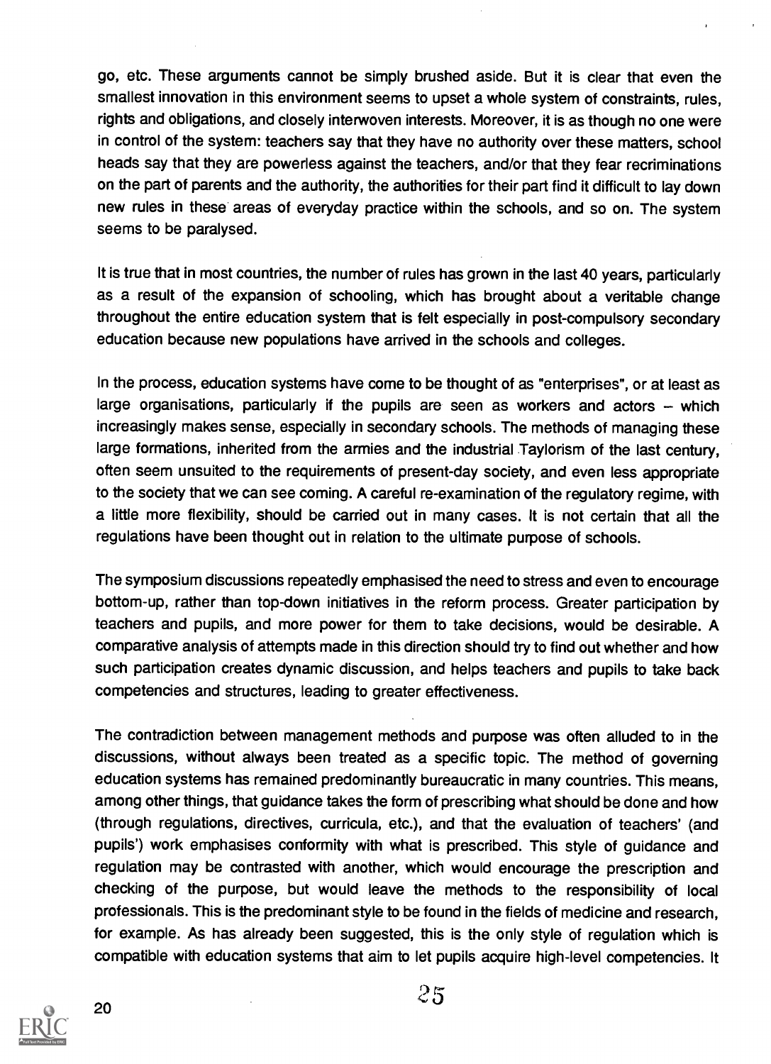go, etc. These arguments cannot be simply brushed aside. But it is clear that even the smallest innovation in this environment seems to upset a whole system of constraints, rules, rights and obligations, and closely interwoven interests. Moreover, it is as though no one were in control of the system: teachers say that they have no authority over these matters, school heads say that they are powerless against the teachers, and/or that they fear recriminations on the part of parents and the authority, the authorities for their part find it difficult to lay down new rules in these areas of everyday practice within the schools, and so on. The system seems to be paralysed.

It is true that in most countries, the number of rules has grown in the last 40 years, particularly as a result of the expansion of schooling, which has brought about a veritable change throughout the entire education system that is felt especially in post-compulsory secondary education because new populations have arrived in the schools and colleges.

In the process, education systems have come to be thought of as "enterprises", or at least as large organisations, particularly if the pupils are seen as workers and actors – which increasingly makes sense, especially in secondary schools. The methods of managing these large formations, inherited from the armies and the industrial Taylorism of the last century, often seem unsuited to the requirements of present-day society, and even less appropriate to the society that we can see coming. A careful re-examination of the regulatory regime, with a little more flexibility, should be carried out in many cases. It is not certain that all the regulations have been thought out in relation to the ultimate purpose of schools.

The symposium discussions repeatedly emphasised the need to stress and even to encourage bottom-up, rather than top-down initiatives in the reform process. Greater participation by teachers and pupils, and more power for them to take decisions, would be desirable. A comparative analysis of attempts made in this direction should try to find out whether and how such participation creates dynamic discussion, and helps teachers and pupils to take back competencies and structures, leading to greater effectiveness.

The contradiction between management methods and purpose was often alluded to in the discussions, without always been treated as a specific topic. The method of governing education systems has remained predominantly bureaucratic in many countries. This means, among other things, that guidance takes the form of prescribing what should be done and how (through regulations, directives, curricula, etc.), and that the evaluation of teachers' (and pupils') work emphasises conformity with what is prescribed. This style of guidance and regulation may be contrasted with another, which would encourage the prescription and checking of the purpose, but would leave the methods to the responsibility of local professionals. This is the predominant style to be found in the fields of medicine and research, for example. As has already been suggested, this is the only style of regulation which is compatible with education systems that aim to let pupils acquire high-level competencies. It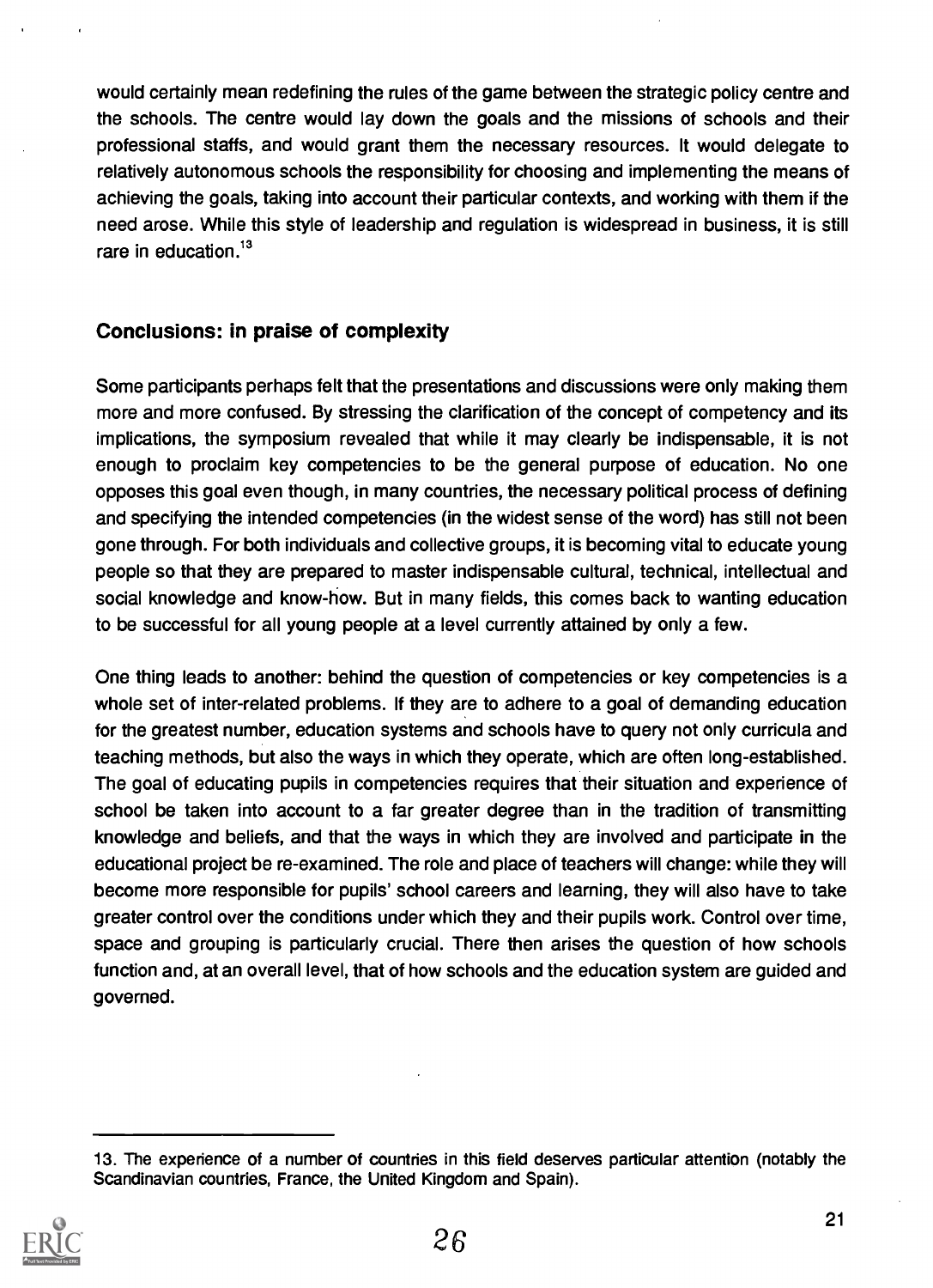would certainly mean redefining the rules of the game between the strategic policy centre and the schools. The centre would lay down the goals and the missions of schools and their professional staffs, and would grant them the necessary resources. It would delegate to relatively autonomous schools the responsibility for choosing and implementing the means of achieving the goals, taking into account their particular contexts, and working with them if the need arose. While this style of leadership and regulation is widespread in business, it is still rare in education.[13]

## Conclusions: in praise of complexity

Some participants perhaps felt that the presentations and discussions were only making them more and more confused. By stressing the clarification of the concept of competency and its implications, the symposium revealed that while it may clearly be indispensable, it is not enough to proclaim key competencies to be the general purpose of education. No one opposes this goal even though, in many countries, the necessary political process of defining and specifying the intended competencies (in the widest sense of the word) has still not been gone through. For both individuals and collective groups, it is becoming vital to educate young people so that they are prepared to master indispensable cultural, technical, intellectual and social knowledge and know-how. But in many fields, this comes back to wanting education to be successful for all young people at a level currently attained by only a few.

One thing leads to another: behind the question of competencies or key competencies is a whole set of inter-related problems. If they are to adhere to a goal of demanding education for the greatest number, education systems and schools have to query not only curricula and teaching methods, but also the ways in which they operate, which are often long-established. The goal of educating pupils in competencies requires that their situation and experience of school be taken into account to a far greater degree than in the tradition of transmitting knowledge and beliefs, and that the ways in which they are involved and participate in the educational project be re-examined. The role and place of teachers will change: while they will become more responsible for pupils' school careers and learning, they will also have to take greater control over the conditions under which they and their pupils work. Control over time, space and grouping is particularly crucial. There then arises the question of how schools function and, at an overall level, that of how schools and the education system are guided and governed.

---

13. The experience of a number of countries in this field deserves particular attention (notably the Scandinavian countries, France, the United Kingdom and Spain).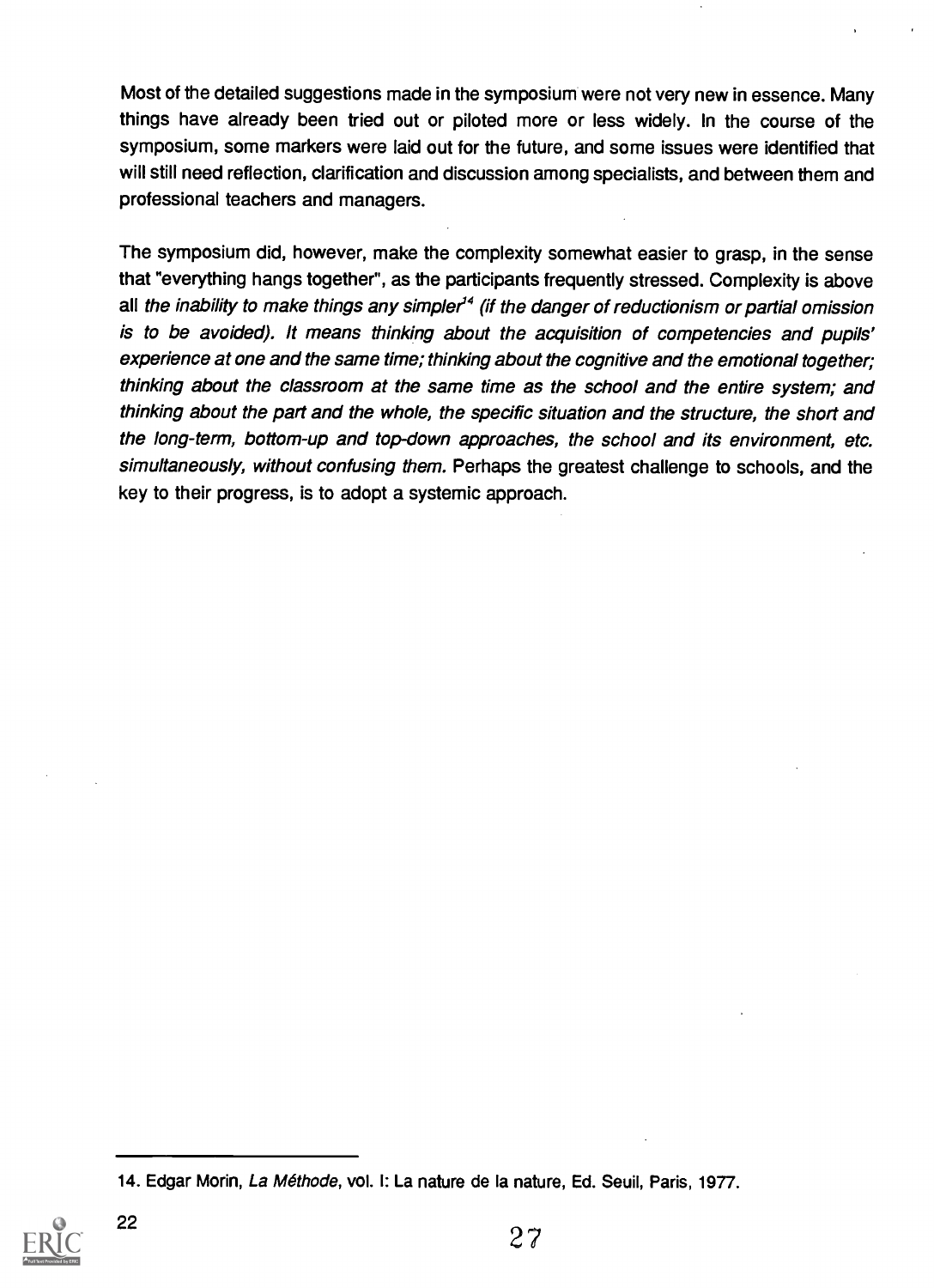Most of the detailed suggestions made in the symposium were not very new in essence. Many things have already been tried out or piloted more or less widely. In the course of the symposium, some markers were laid out for the future, and some issues were identified that will still need reflection, clarification and discussion among specialists, and between them and professional teachers and managers.

The symposium did, however, make the complexity somewhat easier to grasp, in the sense that "everything hangs together", as the participants frequently stressed. Complexity is above all *the inability to make things any simpler*[14] *(if the danger of reductionism or partial omission is to be avoided). It means thinking about the acquisition of competencies and pupils' experience at one and the same time; thinking about the cognitive and the emotional together; thinking about the classroom at the same time as the school and the entire system; and thinking about the part and the whole, the specific situation and the structure, the short and the long-term, bottom-up and top-down approaches, the school and its environment, etc. simultaneously, without confusing them.* Perhaps the greatest challenge to schools, and the key to their progress, is to adopt a systemic approach.

---

14. Edgar Morin, *La Méthode*, vol. I: La nature de la nature, Ed. Seuil, Paris, 1977.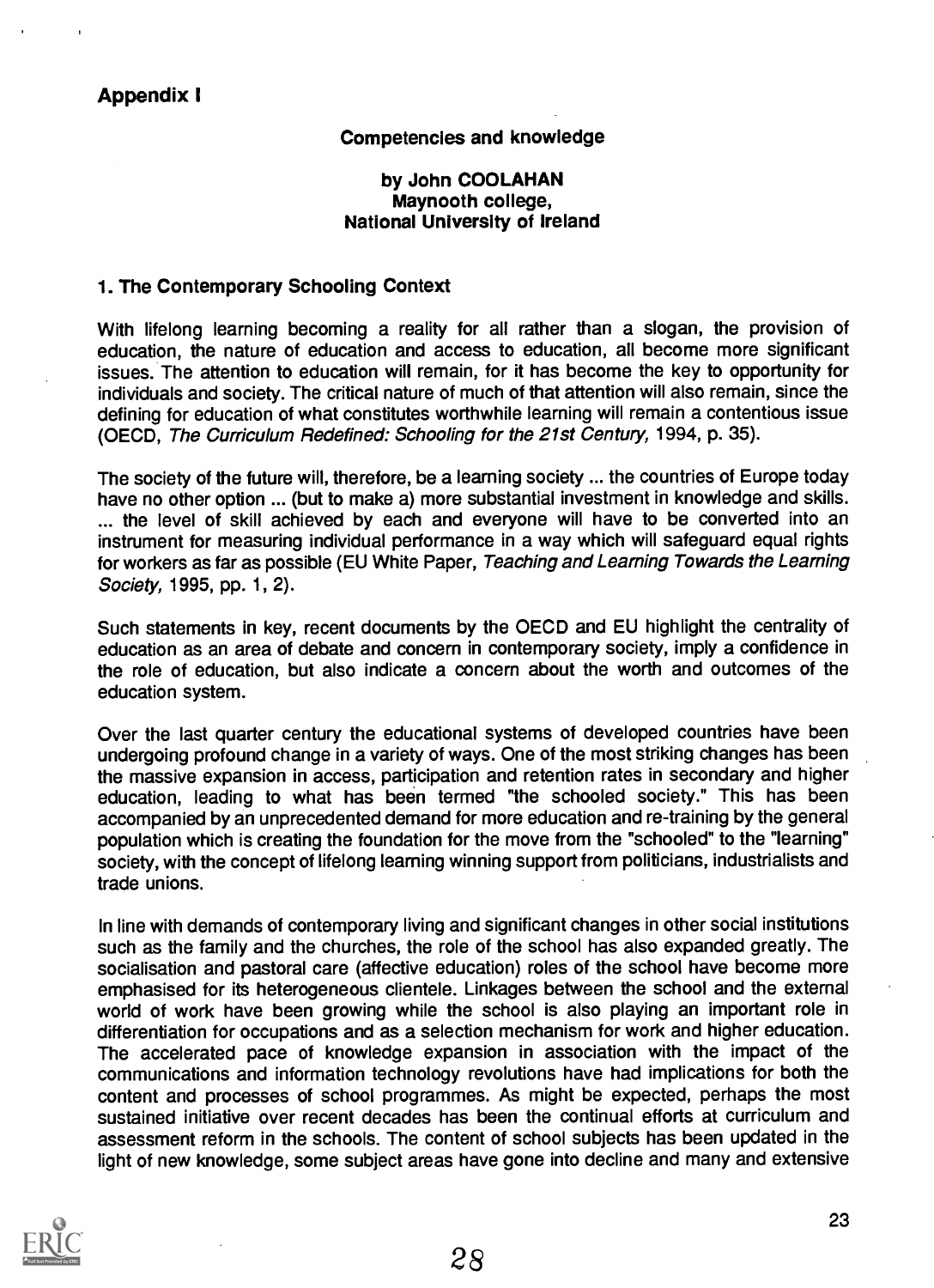## Appendix I

### Competencies and knowledge

**by John COOLAHAN**
**Maynooth college,**
**National University of Ireland**

### 1. The Contemporary Schooling Context

With lifelong learning becoming a reality for all rather than a slogan, the provision of education, the nature of education and access to education, all become more significant issues. The attention to education will remain, for it has become the key to opportunity for individuals and society. The critical nature of much of that attention will also remain, since the defining for education of what constitutes worthwhile learning will remain a contentious issue (OECD, *The Curriculum Redefined: Schooling for the 21st Century*, 1994, p. 35).

The society of the future will, therefore, be a learning society ... the countries of Europe today have no other option ... (but to make a) more substantial investment in knowledge and skills. ... the level of skill achieved by each and everyone will have to be converted into an instrument for measuring individual performance in a way which will safeguard equal rights for workers as far as possible (EU White Paper, *Teaching and Learning Towards the Learning Society*, 1995, pp. 1, 2).

Such statements in key, recent documents by the OECD and EU highlight the centrality of education as an area of debate and concern in contemporary society, imply a confidence in the role of education, but also indicate a concern about the worth and outcomes of the education system.

Over the last quarter century the educational systems of developed countries have been undergoing profound change in a variety of ways. One of the most striking changes has been the massive expansion in access, participation and retention rates in secondary and higher education, leading to what has been termed "the schooled society." This has been accompanied by an unprecedented demand for more education and re-training by the general population which is creating the foundation for the move from the "schooled" to the "learning" society, with the concept of lifelong learning winning support from politicians, industrialists and trade unions.

In line with demands of contemporary living and significant changes in other social institutions such as the family and the churches, the role of the school has also expanded greatly. The socialisation and pastoral care (affective education) roles of the school have become more emphasised for its heterogeneous clientele. Linkages between the school and the external world of work have been growing while the school is also playing an important role in differentiation for occupations and as a selection mechanism for work and higher education. The accelerated pace of knowledge expansion in association with the impact of the communications and information technology revolutions have had implications for both the content and processes of school programmes. As might be expected, perhaps the most sustained initiative over recent decades has been the continual efforts at curriculum and assessment reform in the schools. The content of school subjects has been updated in the light of new knowledge, some subject areas have gone into decline and many and extensive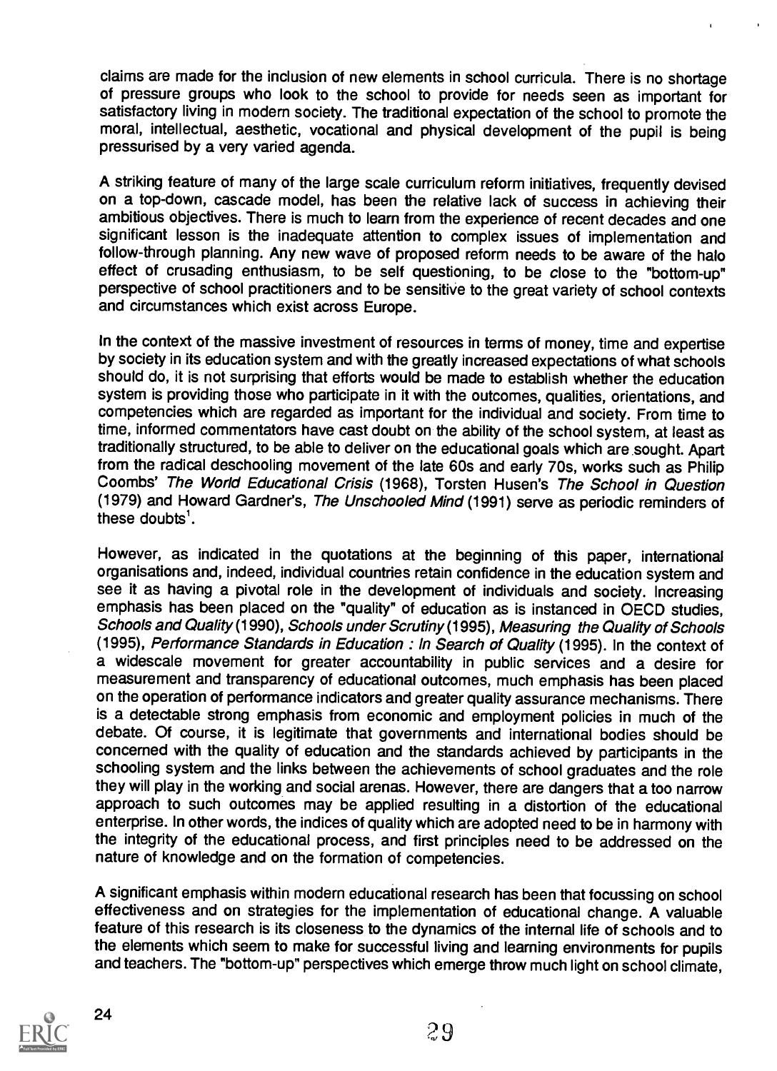claims are made for the inclusion of new elements in school curricula. There is no shortage of pressure groups who look to the school to provide for needs seen as important for satisfactory living in modern society. The traditional expectation of the school to promote the moral, intellectual, aesthetic, vocational and physical development of the pupil is being pressurised by a very varied agenda.

A striking feature of many of the large scale curriculum reform initiatives, frequently devised on a top-down, cascade model, has been the relative lack of success in achieving their ambitious objectives. There is much to learn from the experience of recent decades and one significant lesson is the inadequate attention to complex issues of implementation and follow-through planning. Any new wave of proposed reform needs to be aware of the halo effect of crusading enthusiasm, to be self questioning, to be close to the "bottom-up" perspective of school practitioners and to be sensitive to the great variety of school contexts and circumstances which exist across Europe.

In the context of the massive investment of resources in terms of money, time and expertise by society in its education system and with the greatly increased expectations of what schools should do, it is not surprising that efforts would be made to establish whether the education system is providing those who participate in it with the outcomes, qualities, orientations, and competencies which are regarded as important for the individual and society. From time to time, informed commentators have cast doubt on the ability of the school system, at least as traditionally structured, to be able to deliver on the educational goals which are sought. Apart from the radical deschooling movement of the late 60s and early 70s, works such as Philip Coombs' *The World Educational Crisis* (1968), Torsten Husen's *The School in Question* (1979) and Howard Gardner's, *The Unschooled Mind* (1991) serve as periodic reminders of these doubts[1].

However, as indicated in the quotations at the beginning of this paper, international organisations and, indeed, individual countries retain confidence in the education system and see it as having a pivotal role in the development of individuals and society. Increasing emphasis has been placed on the "quality" of education as is instanced in OECD studies, *Schools and Quality* (1990), *Schools under Scrutiny* (1995), *Measuring the Quality of Schools* (1995), *Performance Standards in Education : In Search of Quality* (1995). In the context of a widescale movement for greater accountability in public services and a desire for measurement and transparency of educational outcomes, much emphasis has been placed on the operation of performance indicators and greater quality assurance mechanisms. There is a detectable strong emphasis from economic and employment policies in much of the debate. Of course, it is legitimate that governments and international bodies should be concerned with the quality of education and the standards achieved by participants in the schooling system and the links between the achievements of school graduates and the role they will play in the working and social arenas. However, there are dangers that a too narrow approach to such outcomes may be applied resulting in a distortion of the educational enterprise. In other words, the indices of quality which are adopted need to be in harmony with the integrity of the educational process, and first principles need to be addressed on the nature of knowledge and on the formation of competencies.

A significant emphasis within modern educational research has been that focussing on school effectiveness and on strategies for the implementation of educational change. A valuable feature of this research is its closeness to the dynamics of the internal life of schools and to the elements which seem to make for successful living and learning environments for pupils and teachers. The "bottom-up" perspectives which emerge throw much light on school climate,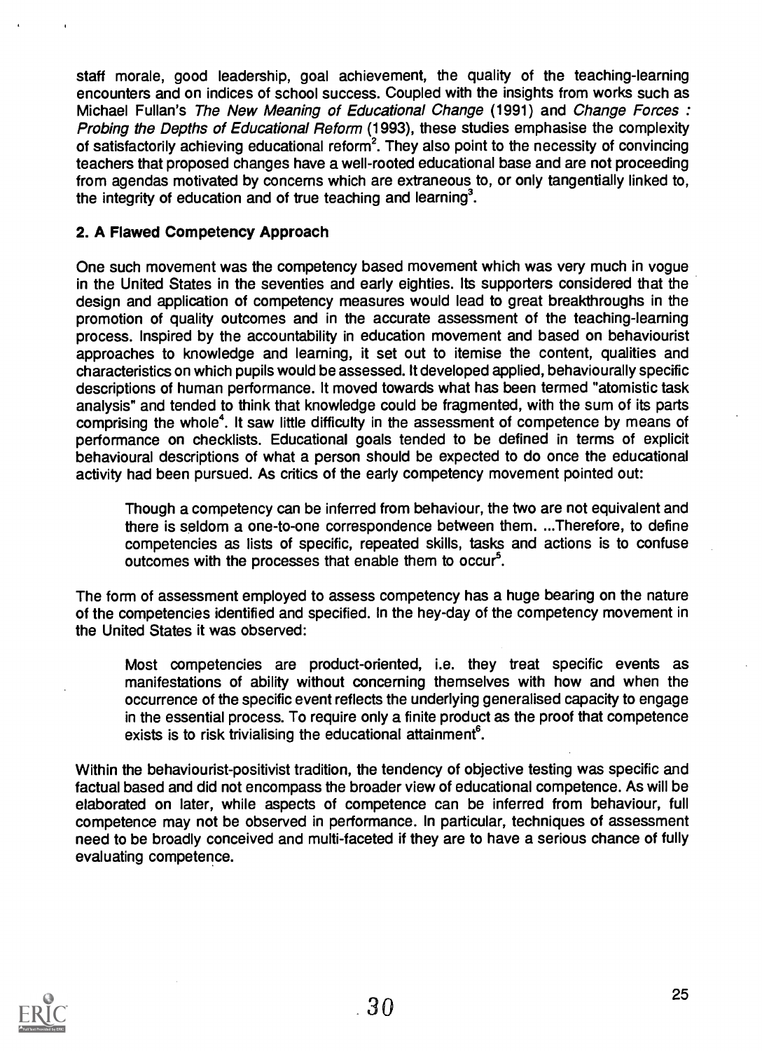staff morale, good leadership, goal achievement, the quality of the teaching-learning encounters and on indices of school success. Coupled with the insights from works such as Michael Fullan's *The New Meaning of Educational Change* (1991) and *Change Forces : Probing the Depths of Educational Reform* (1993), these studies emphasise the complexity of satisfactorily achieving educational reform[2]. They also point to the necessity of convincing teachers that proposed changes have a well-rooted educational base and are not proceeding from agendas motivated by concerns which are extraneous to, or only tangentially linked to, the integrity of education and of true teaching and learning[3].

## 2. A Flawed Competency Approach

One such movement was the competency based movement which was very much in vogue in the United States in the seventies and early eighties. Its supporters considered that the design and application of competency measures would lead to great breakthroughs in the promotion of quality outcomes and in the accurate assessment of the teaching-learning process. Inspired by the accountability in education movement and based on behaviourist approaches to knowledge and learning, it set out to itemise the content, qualities and characteristics on which pupils would be assessed. It developed applied, behaviourally specific descriptions of human performance. It moved towards what has been termed "atomistic task analysis" and tended to think that knowledge could be fragmented, with the sum of its parts comprising the whole[4]. It saw little difficulty in the assessment of competence by means of performance on checklists. Educational goals tended to be defined in terms of explicit behavioural descriptions of what a person should be expected to do once the educational activity had been pursued. As critics of the early competency movement pointed out:

> Though a competency can be inferred from behaviour, the two are not equivalent and there is seldom a one-to-one correspondence between them. ...Therefore, to define competencies as lists of specific, repeated skills, tasks and actions is to confuse outcomes with the processes that enable them to occur[5].

The form of assessment employed to assess competency has a huge bearing on the nature of the competencies identified and specified. In the hey-day of the competency movement in the United States it was observed:

> Most competencies are product-oriented, i.e. they treat specific events as manifestations of ability without concerning themselves with how and when the occurrence of the specific event reflects the underlying generalised capacity to engage in the essential process. To require only a finite product as the proof that competence exists is to risk trivialising the educational attainment[6].

Within the behaviourist-positivist tradition, the tendency of objective testing was specific and factual based and did not encompass the broader view of educational competence. As will be elaborated on later, while aspects of competence can be inferred from behaviour, full competence may not be observed in performance. In particular, techniques of assessment need to be broadly conceived and multi-faceted if they are to have a serious chance of fully evaluating competence.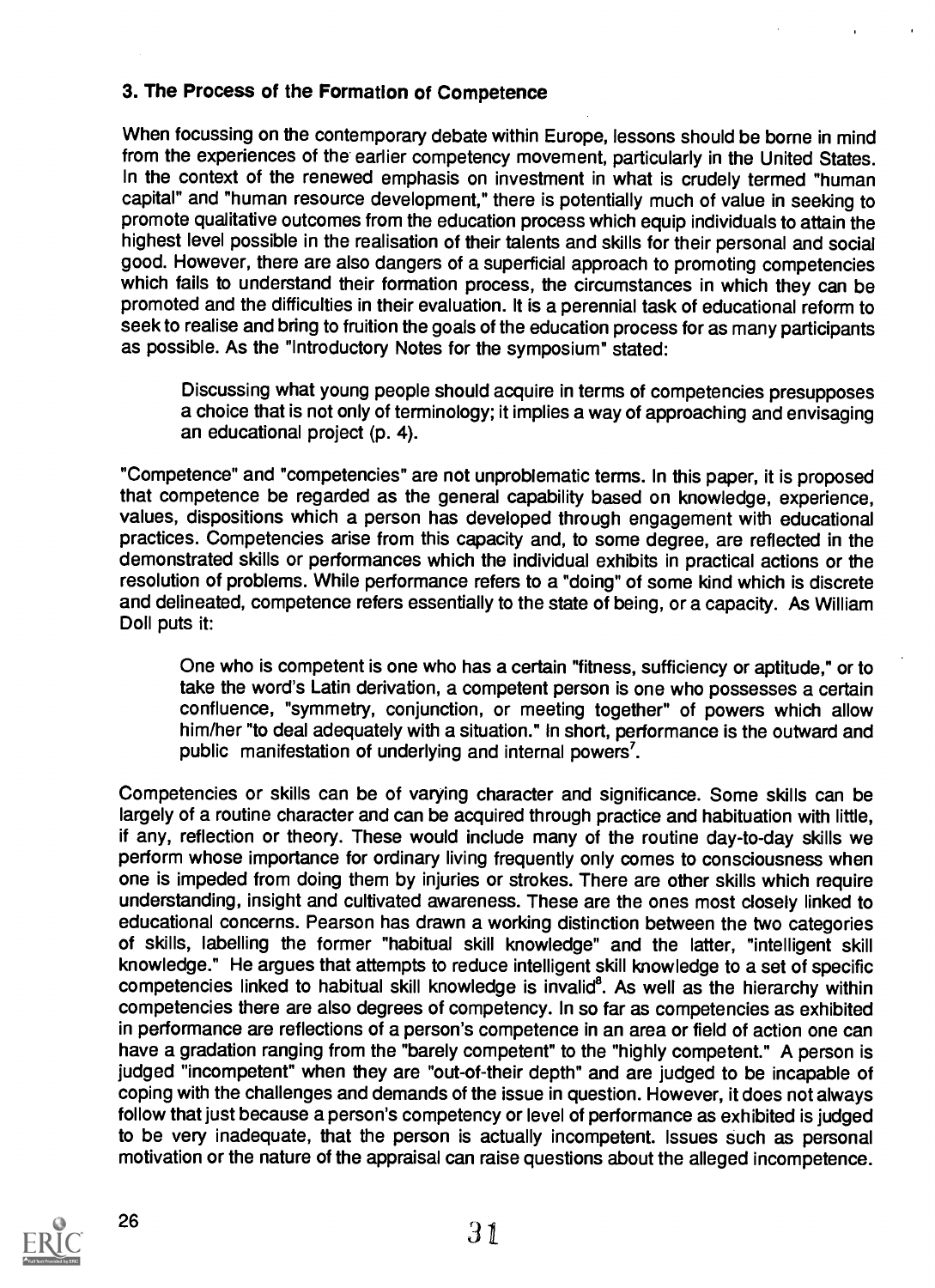## 3. The Process of the Formation of Competence

When focussing on the contemporary debate within Europe, lessons should be borne in mind from the experiences of the earlier competency movement, particularly in the United States. In the context of the renewed emphasis on investment in what is crudely termed "human capital" and "human resource development," there is potentially much of value in seeking to promote qualitative outcomes from the education process which equip individuals to attain the highest level possible in the realisation of their talents and skills for their personal and social good. However, there are also dangers of a superficial approach to promoting competencies which fails to understand their formation process, the circumstances in which they can be promoted and the difficulties in their evaluation. It is a perennial task of educational reform to seek to realise and bring to fruition the goals of the education process for as many participants as possible. As the "Introductory Notes for the symposium" stated:

> Discussing what young people should acquire in terms of competencies presupposes a choice that is not only of terminology; it implies a way of approaching and envisaging an educational project (p. 4).

"Competence" and "competencies" are not unproblematic terms. In this paper, it is proposed that competence be regarded as the general capability based on knowledge, experience, values, dispositions which a person has developed through engagement with educational practices. Competencies arise from this capacity and, to some degree, are reflected in the demonstrated skills or performances which the individual exhibits in practical actions or the resolution of problems. While performance refers to a "doing" of some kind which is discrete and delineated, competence refers essentially to the state of being, or a capacity. As William Doll puts it:

> One who is competent is one who has a certain "fitness, sufficiency or aptitude," or to take the word's Latin derivation, a competent person is one who possesses a certain confluence, "symmetry, conjunction, or meeting together" of powers which allow him/her "to deal adequately with a situation." In short, performance is the outward and public manifestation of underlying and internal powers[7].

Competencies or skills can be of varying character and significance. Some skills can be largely of a routine character and can be acquired through practice and habituation with little, if any, reflection or theory. These would include many of the routine day-to-day skills we perform whose importance for ordinary living frequently only comes to consciousness when one is impeded from doing them by injuries or strokes. There are other skills which require understanding, insight and cultivated awareness. These are the ones most closely linked to educational concerns. Pearson has drawn a working distinction between the two categories of skills, labelling the former "habitual skill knowledge" and the latter, "intelligent skill knowledge." He argues that attempts to reduce intelligent skill knowledge to a set of specific competencies linked to habitual skill knowledge is invalid[8]. As well as the hierarchy within competencies there are also degrees of competency. In so far as competencies as exhibited in performance are reflections of a person's competence in an area or field of action one can have a gradation ranging from the "barely competent" to the "highly competent." A person is judged "incompetent" when they are "out-of-their depth" and are judged to be incapable of coping with the challenges and demands of the issue in question. However, it does not always follow that just because a person's competency or level of performance as exhibited is judged to be very inadequate, that the person is actually incompetent. Issues such as personal motivation or the nature of the appraisal can raise questions about the alleged incompetence.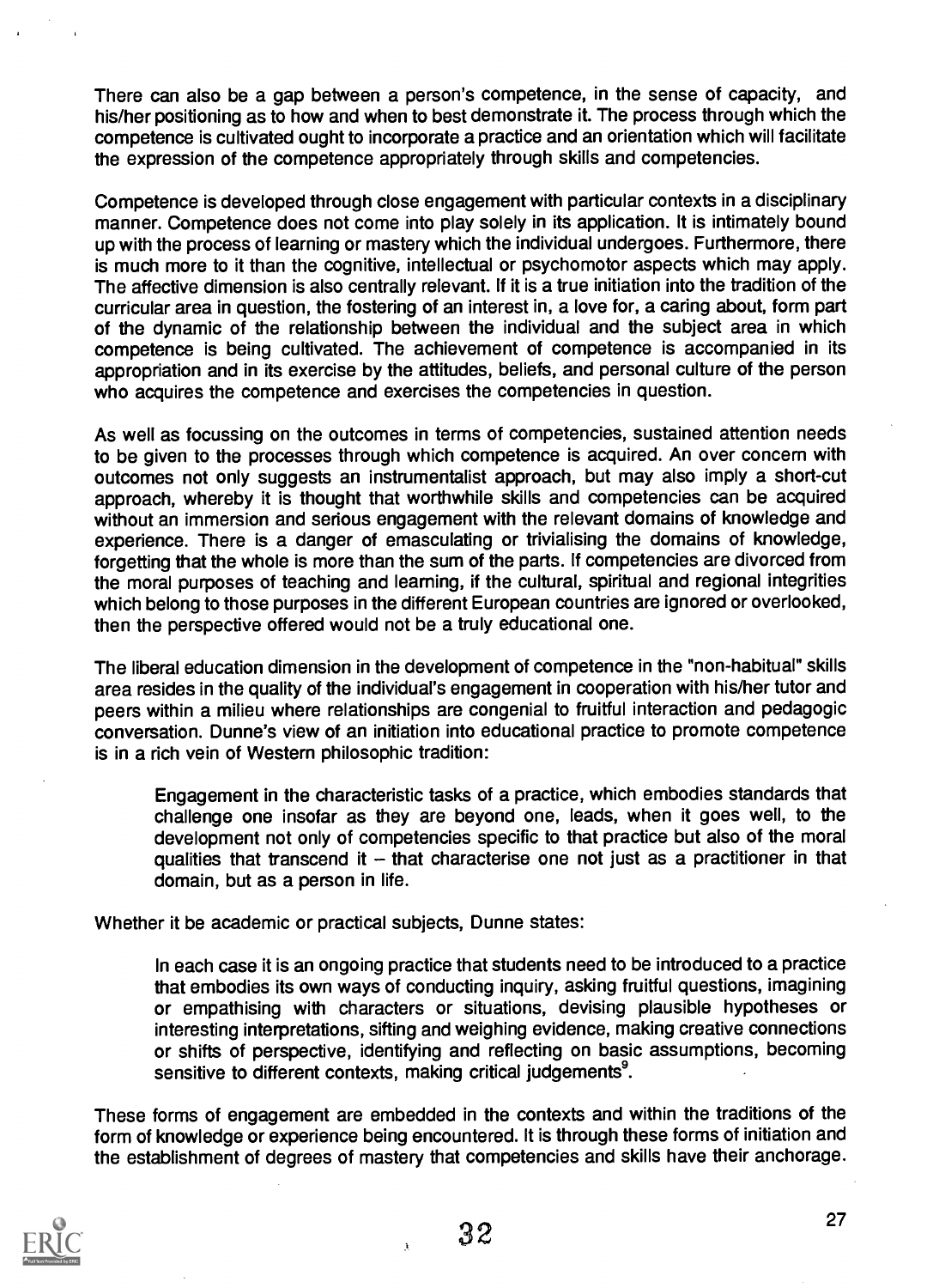There can also be a gap between a person's competence, in the sense of capacity, and his/her positioning as to how and when to best demonstrate it. The process through which the competence is cultivated ought to incorporate a practice and an orientation which will facilitate the expression of the competence appropriately through skills and competencies.

Competence is developed through close engagement with particular contexts in a disciplinary manner. Competence does not come into play solely in its application. It is intimately bound up with the process of learning or mastery which the individual undergoes. Furthermore, there is much more to it than the cognitive, intellectual or psychomotor aspects which may apply. The affective dimension is also centrally relevant. If it is a true initiation into the tradition of the curricular area in question, the fostering of an interest in, a love for, a caring about, form part of the dynamic of the relationship between the individual and the subject area in which competence is being cultivated. The achievement of competence is accompanied in its appropriation and in its exercise by the attitudes, beliefs, and personal culture of the person who acquires the competence and exercises the competencies in question.

As well as focussing on the outcomes in terms of competencies, sustained attention needs to be given to the processes through which competence is acquired. An over concern with outcomes not only suggests an instrumentalist approach, but may also imply a short-cut approach, whereby it is thought that worthwhile skills and competencies can be acquired without an immersion and serious engagement with the relevant domains of knowledge and experience. There is a danger of emasculating or trivialising the domains of knowledge, forgetting that the whole is more than the sum of the parts. If competencies are divorced from the moral purposes of teaching and learning, if the cultural, spiritual and regional integrities which belong to those purposes in the different European countries are ignored or overlooked, then the perspective offered would not be a truly educational one.

The liberal education dimension in the development of competence in the "non-habitual" skills area resides in the quality of the individual's engagement in cooperation with his/her tutor and peers within a milieu where relationships are congenial to fruitful interaction and pedagogic conversation. Dunne's view of an initiation into educational practice to promote competence is in a rich vein of Western philosophic tradition:

> Engagement in the characteristic tasks of a practice, which embodies standards that challenge one insofar as they are beyond one, leads, when it goes well, to the development not only of competencies specific to that practice but also of the moral qualities that transcend it – that characterise one not just as a practitioner in that domain, but as a person in life.

Whether it be academic or practical subjects, Dunne states:

> In each case it is an ongoing practice that students need to be introduced to a practice that embodies its own ways of conducting inquiry, asking fruitful questions, imagining or empathising with characters or situations, devising plausible hypotheses or interesting interpretations, sifting and weighing evidence, making creative connections or shifts of perspective, identifying and reflecting on basic assumptions, becoming sensitive to different contexts, making critical judgements[9].

These forms of engagement are embedded in the contexts and within the traditions of the form of knowledge or experience being encountered. It is through these forms of initiation and the establishment of degrees of mastery that competencies and skills have their anchorage.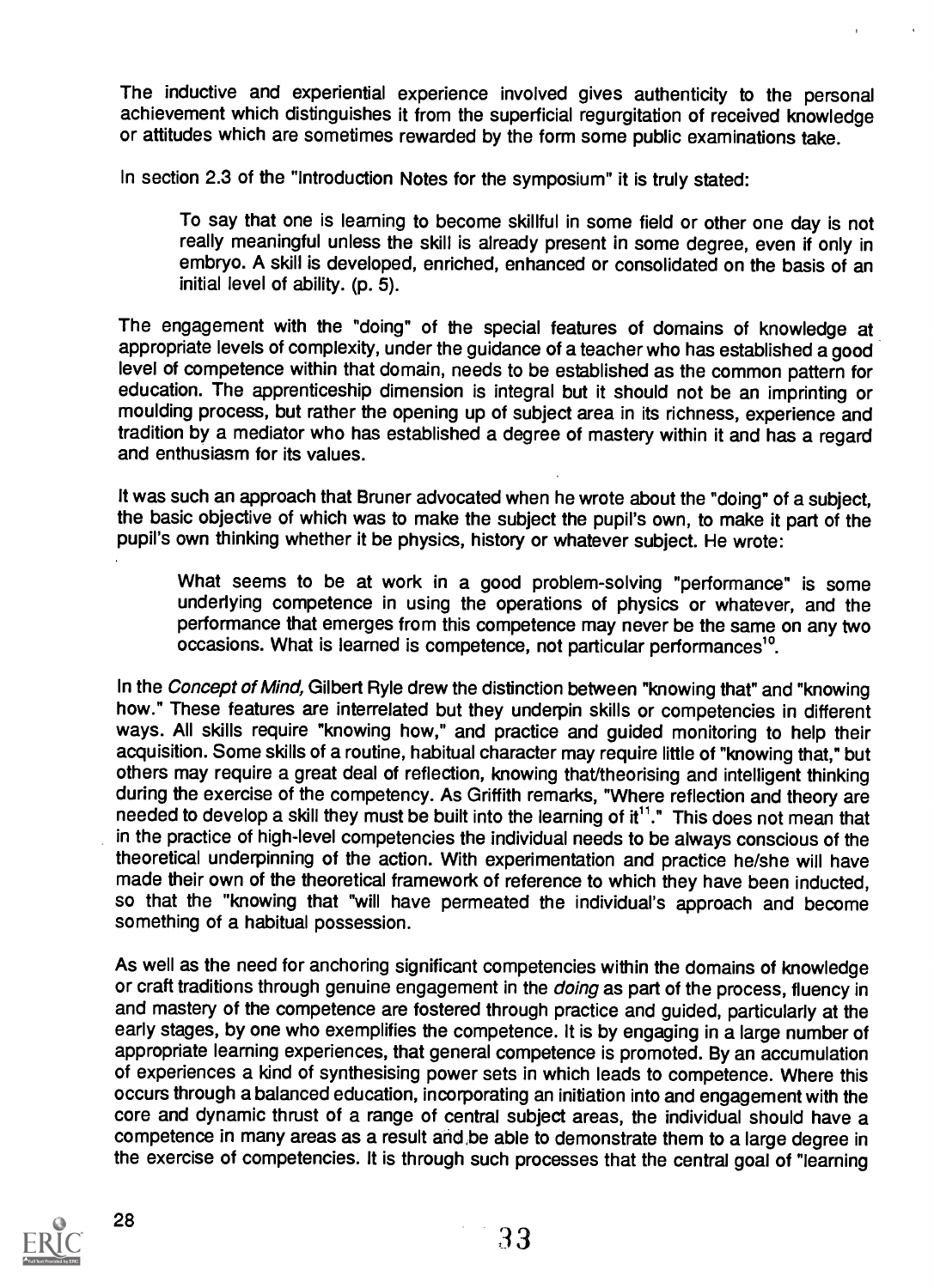The inductive and experiential experience involved gives authenticity to the personal achievement which distinguishes it from the superficial regurgitation of received knowledge or attitudes which are sometimes rewarded by the form some public examinations take.

In section 2.3 of the "Introduction Notes for the symposium" it is truly stated:

> To say that one is learning to become skillful in some field or other one day is not really meaningful unless the skill is already present in some degree, even if only in embryo. A skill is developed, enriched, enhanced or consolidated on the basis of an initial level of ability. (p. 5).

The engagement with the "doing" of the special features of domains of knowledge at appropriate levels of complexity, under the guidance of a teacher who has established a good level of competence within that domain, needs to be established as the common pattern for education. The apprenticeship dimension is integral but it should not be an imprinting or moulding process, but rather the opening up of subject area in its richness, experience and tradition by a mediator who has established a degree of mastery within it and has a regard and enthusiasm for its values.

It was such an approach that Bruner advocated when he wrote about the "doing" of a subject, the basic objective of which was to make the subject the pupil's own, to make it part of the pupil's own thinking whether it be physics, history or whatever subject. He wrote:

> What seems to be at work in a good problem-solving "performance" is some underlying competence in using the operations of physics or whatever, and the performance that emerges from this competence may never be the same on any two occasions. What is learned is competence, not particular performances[10].

In the *Concept of Mind,* Gilbert Ryle drew the distinction between "knowing that" and "knowing how." These features are interrelated but they underpin skills or competencies in different ways. All skills require "knowing how," and practice and guided monitoring to help their acquisition. Some skills of a routine, habitual character may require little of "knowing that," but others may require a great deal of reflection, knowing that/theorising and intelligent thinking during the exercise of the competency. As Griffith remarks, "Where reflection and theory are needed to develop a skill they must be built into the learning of it[11]." This does not mean that in the practice of high-level competencies the individual needs to be always conscious of the theoretical underpinning of the action. With experimentation and practice he/she will have made their own of the theoretical framework of reference to which they have been inducted, so that the "knowing that "will have permeated the individual's approach and become something of a habitual possession.

As well as the need for anchoring significant competencies within the domains of knowledge or craft traditions through genuine engagement in the *doing* as part of the process, fluency in and mastery of the competence are fostered through practice and guided, particularly at the early stages, by one who exemplifies the competence. It is by engaging in a large number of appropriate learning experiences, that general competence is promoted. By an accumulation of experiences a kind of synthesising power sets in which leads to competence. Where this occurs through a balanced education, incorporating an initiation into and engagement with the core and dynamic thrust of a range of central subject areas, the individual should have a competence in many areas as a result and be able to demonstrate them to a large degree in the exercise of competencies. It is through such processes that the central goal of "learning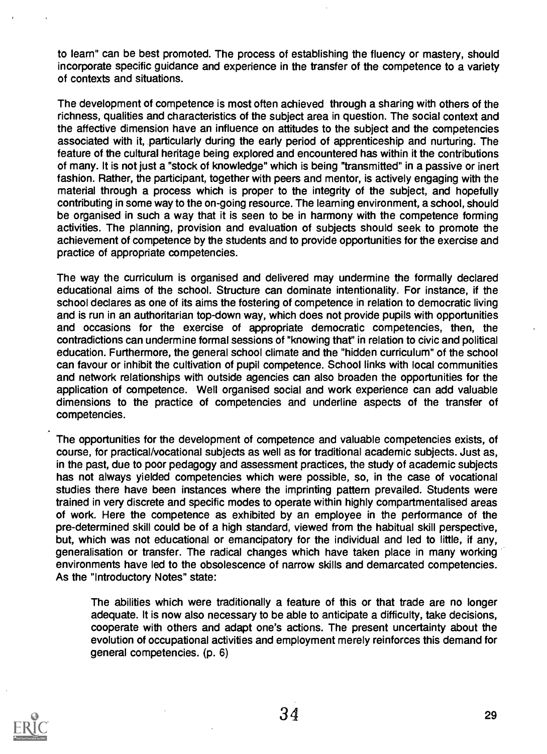to learn" can be best promoted. The process of establishing the fluency or mastery, should incorporate specific guidance and experience in the transfer of the competence to a variety of contexts and situations.

The development of competence is most often achieved through a sharing with others of the richness, qualities and characteristics of the subject area in question. The social context and the affective dimension have an influence on attitudes to the subject and the competencies associated with it, particularly during the early period of apprenticeship and nurturing. The feature of the cultural heritage being explored and encountered has within it the contributions of many. It is not just a "stock of knowledge" which is being "transmitted" in a passive or inert fashion. Rather, the participant, together with peers and mentor, is actively engaging with the material through a process which is proper to the integrity of the subject, and hopefully contributing in some way to the on-going resource. The learning environment, a school, should be organised in such a way that it is seen to be in harmony with the competence forming activities. The planning, provision and evaluation of subjects should seek to promote the achievement of competence by the students and to provide opportunities for the exercise and practice of appropriate competencies.

The way the curriculum is organised and delivered may undermine the formally declared educational aims of the school. Structure can dominate intentionality. For instance, if the school declares as one of its aims the fostering of competence in relation to democratic living and is run in an authoritarian top-down way, which does not provide pupils with opportunities and occasions for the exercise of appropriate democratic competencies, then, the contradictions can undermine formal sessions of "knowing that" in relation to civic and political education. Furthermore, the general school climate and the "hidden curriculum" of the school can favour or inhibit the cultivation of pupil competence. School links with local communities and network relationships with outside agencies can also broaden the opportunities for the application of competence. Well organised social and work experience can add valuable dimensions to the practice of competencies and underline aspects of the transfer of competencies.

The opportunities for the development of competence and valuable competencies exists, of course, for practical/vocational subjects as well as for traditional academic subjects. Just as, in the past, due to poor pedagogy and assessment practices, the study of academic subjects has not always yielded competencies which were possible, so, in the case of vocational studies there have been instances where the imprinting pattern prevailed. Students were trained in very discrete and specific modes to operate within highly compartmentalised areas of work. Here the competence as exhibited by an employee in the performance of the pre-determined skill could be of a high standard, viewed from the habitual skill perspective, but, which was not educational or emancipatory for the individual and led to little, if any, generalisation or transfer. The radical changes which have taken place in many working environments have led to the obsolescence of narrow skills and demarcated competencies. As the "Introductory Notes" state:

> The abilities which were traditionally a feature of this or that trade are no longer adequate. It is now also necessary to be able to anticipate a difficulty, take decisions, cooperate with others and adapt one's actions. The present uncertainty about the evolution of occupational activities and employment merely reinforces this demand for general competencies. (p. 6)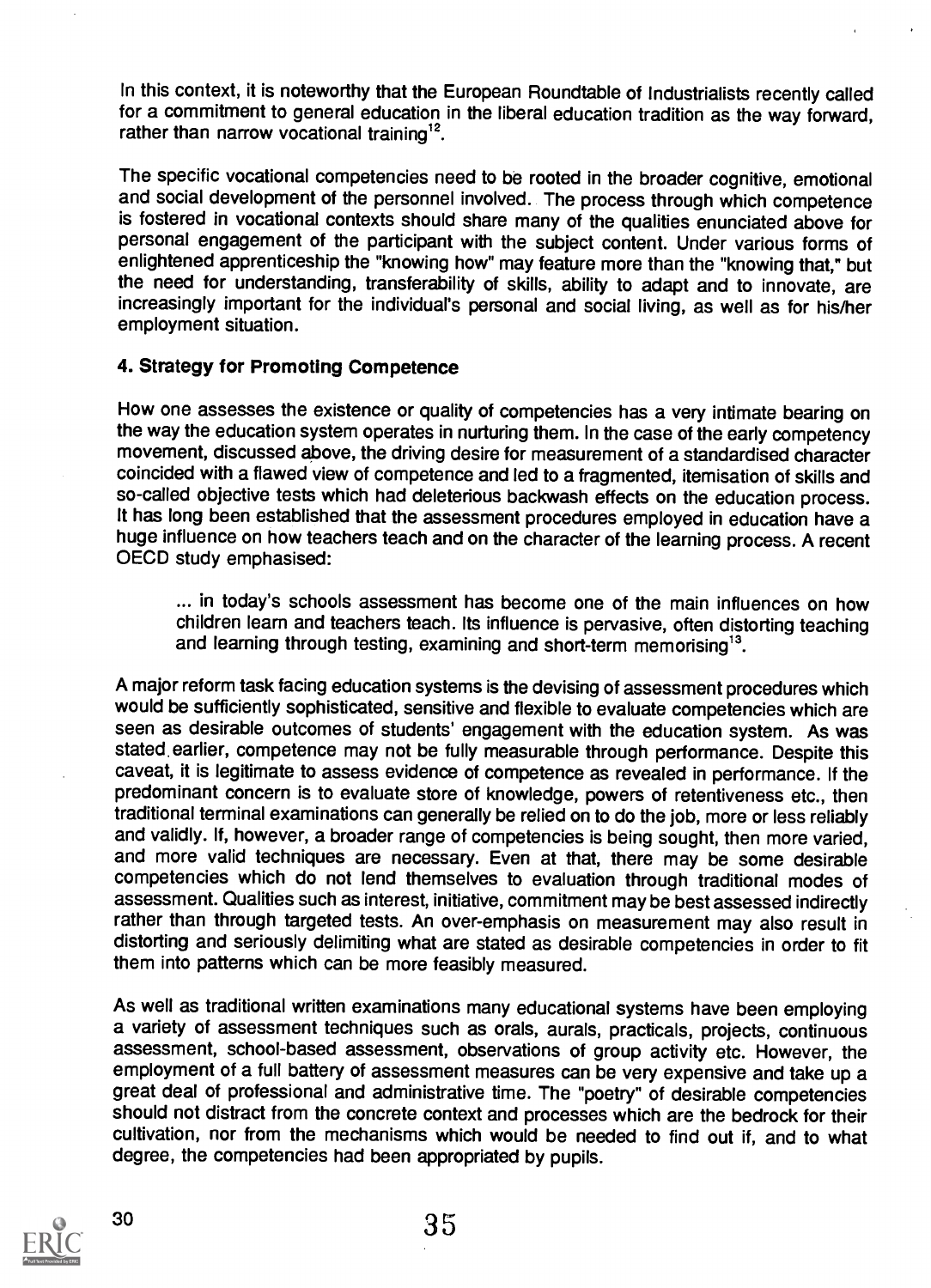In this context, it is noteworthy that the European Roundtable of Industrialists recently called for a commitment to general education in the liberal education tradition as the way forward, rather than narrow vocational training[12].

The specific vocational competencies need to be rooted in the broader cognitive, emotional and social development of the personnel involved. The process through which competence is fostered in vocational contexts should share many of the qualities enunciated above for personal engagement of the participant with the subject content. Under various forms of enlightened apprenticeship the "knowing how" may feature more than the "knowing that," but the need for understanding, transferability of skills, ability to adapt and to innovate, are increasingly important for the individual's personal and social living, as well as for his/her employment situation.

### 4. Strategy for Promoting Competence

How one assesses the existence or quality of competencies has a very intimate bearing on the way the education system operates in nurturing them. In the case of the early competency movement, discussed above, the driving desire for measurement of a standardised character coincided with a flawed view of competence and led to a fragmented, itemisation of skills and so-called objective tests which had deleterious backwash effects on the education process. It has long been established that the assessment procedures employed in education have a huge influence on how teachers teach and on the character of the learning process. A recent OECD study emphasised:

> ... in today's schools assessment has become one of the main influences on how children learn and teachers teach. Its influence is pervasive, often distorting teaching and learning through testing, examining and short-term memorising[13].

A major reform task facing education systems is the devising of assessment procedures which would be sufficiently sophisticated, sensitive and flexible to evaluate competencies which are seen as desirable outcomes of students' engagement with the education system. As was stated earlier, competence may not be fully measurable through performance. Despite this caveat, it is legitimate to assess evidence of competence as revealed in performance. If the predominant concern is to evaluate store of knowledge, powers of retentiveness etc., then traditional terminal examinations can generally be relied on to do the job, more or less reliably and validly. If, however, a broader range of competencies is being sought, then more varied, and more valid techniques are necessary. Even at that, there may be some desirable competencies which do not lend themselves to evaluation through traditional modes of assessment. Qualities such as interest, initiative, commitment may be best assessed indirectly rather than through targeted tests. An over-emphasis on measurement may also result in distorting and seriously delimiting what are stated as desirable competencies in order to fit them into patterns which can be more feasibly measured.

As well as traditional written examinations many educational systems have been employing a variety of assessment techniques such as orals, aurals, practicals, projects, continuous assessment, school-based assessment, observations of group activity etc. However, the employment of a full battery of assessment measures can be very expensive and take up a great deal of professional and administrative time. The "poetry" of desirable competencies should not distract from the concrete context and processes which are the bedrock for their cultivation, nor from the mechanisms which would be needed to find out if, and to what degree, the competencies had been appropriated by pupils.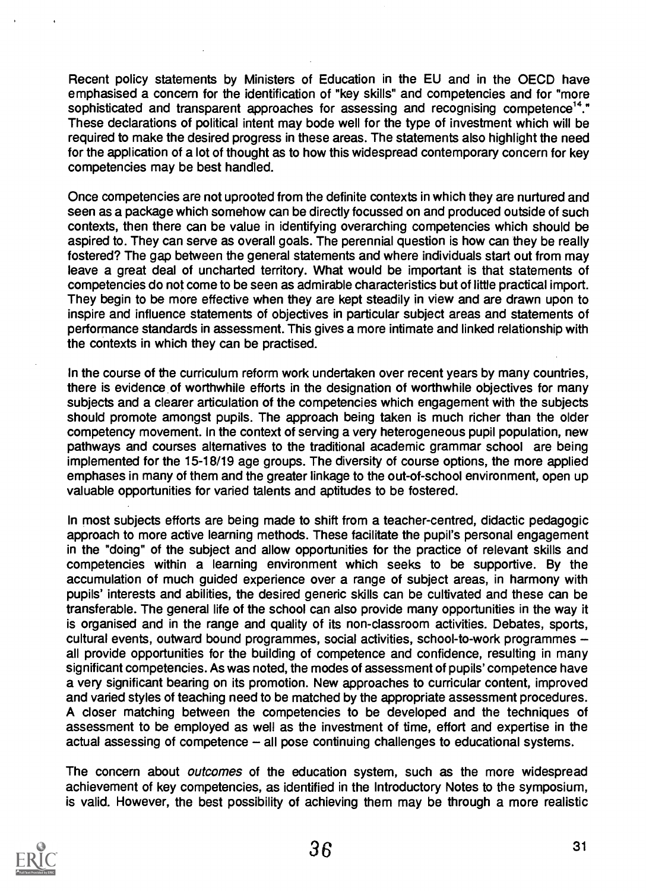Recent policy statements by Ministers of Education in the EU and in the OECD have emphasised a concern for the identification of "key skills" and competencies and for "more sophisticated and transparent approaches for assessing and recognising competence[14]." These declarations of political intent may bode well for the type of investment which will be required to make the desired progress in these areas. The statements also highlight the need for the application of a lot of thought as to how this widespread contemporary concern for key competencies may be best handled.

Once competencies are not uprooted from the definite contexts in which they are nurtured and seen as a package which somehow can be directly focussed on and produced outside of such contexts, then there can be value in identifying overarching competencies which should be aspired to. They can serve as overall goals. The perennial question is how can they be really fostered? The gap between the general statements and where individuals start out from may leave a great deal of uncharted territory. What would be important is that statements of competencies do not come to be seen as admirable characteristics but of little practical import. They begin to be more effective when they are kept steadily in view and are drawn upon to inspire and influence statements of objectives in particular subject areas and statements of performance standards in assessment. This gives a more intimate and linked relationship with the contexts in which they can be practised.

In the course of the curriculum reform work undertaken over recent years by many countries, there is evidence of worthwhile efforts in the designation of worthwhile objectives for many subjects and a clearer articulation of the competencies which engagement with the subjects should promote amongst pupils. The approach being taken is much richer than the older competency movement. In the context of serving a very heterogeneous pupil population, new pathways and courses alternatives to the traditional academic grammar school are being implemented for the 15-18/19 age groups. The diversity of course options, the more applied emphases in many of them and the greater linkage to the out-of-school environment, open up valuable opportunities for varied talents and aptitudes to be fostered.

In most subjects efforts are being made to shift from a teacher-centred, didactic pedagogic approach to more active learning methods. These facilitate the pupil's personal engagement in the "doing" of the subject and allow opportunities for the practice of relevant skills and competencies within a learning environment which seeks to be supportive. By the accumulation of much guided experience over a range of subject areas, in harmony with pupils' interests and abilities, the desired generic skills can be cultivated and these can be transferable. The general life of the school can also provide many opportunities in the way it is organised and in the range and quality of its non-classroom activities. Debates, sports, cultural events, outward bound programmes, social activities, school-to-work programmes – all provide opportunities for the building of competence and confidence, resulting in many significant competencies. As was noted, the modes of assessment of pupils' competence have a very significant bearing on its promotion. New approaches to curricular content, improved and varied styles of teaching need to be matched by the appropriate assessment procedures. A closer matching between the competencies to be developed and the techniques of assessment to be employed as well as the investment of time, effort and expertise in the actual assessing of competence – all pose continuing challenges to educational systems.

The concern about *outcomes* of the education system, such as the more widespread achievement of key competencies, as identified in the Introductory Notes to the symposium, is valid. However, the best possibility of achieving them may be through a more realistic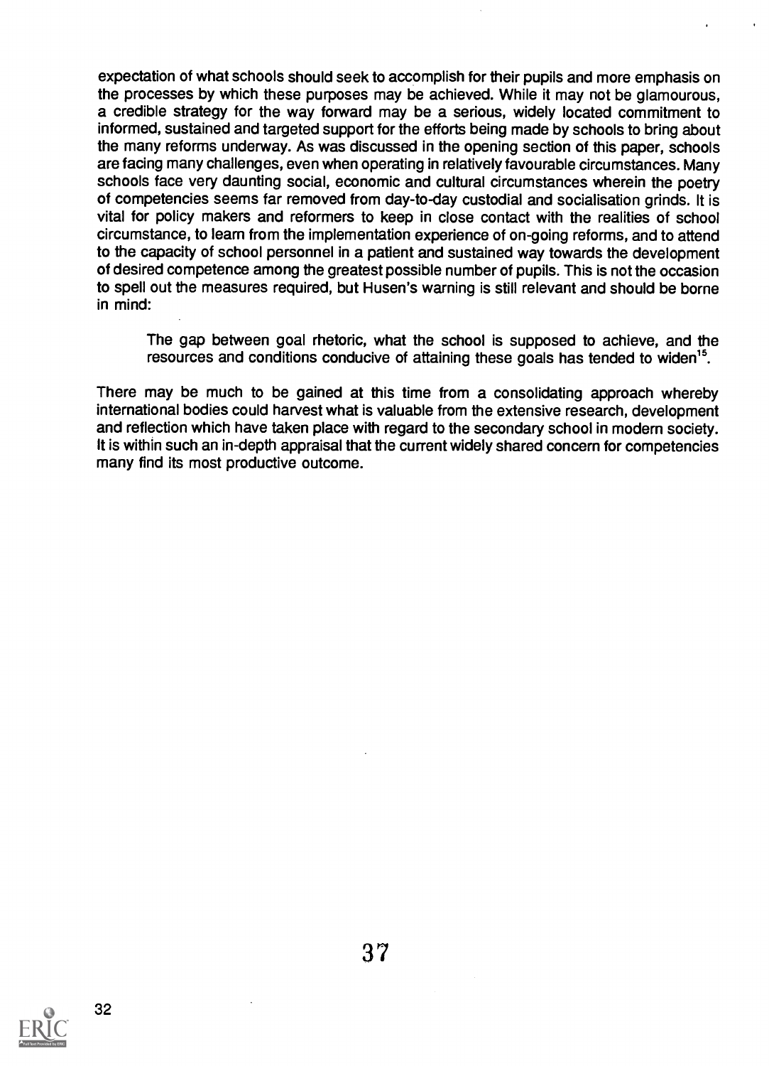expectation of what schools should seek to accomplish for their pupils and more emphasis on the processes by which these purposes may be achieved. While it may not be glamourous, a credible strategy for the way forward may be a serious, widely located commitment to informed, sustained and targeted support for the efforts being made by schools to bring about the many reforms underway. As was discussed in the opening section of this paper, schools are facing many challenges, even when operating in relatively favourable circumstances. Many schools face very daunting social, economic and cultural circumstances wherein the poetry of competencies seems far removed from day-to-day custodial and socialisation grinds. It is vital for policy makers and reformers to keep in close contact with the realities of school circumstance, to learn from the implementation experience of on-going reforms, and to attend to the capacity of school personnel in a patient and sustained way towards the development of desired competence among the greatest possible number of pupils. This is not the occasion to spell out the measures required, but Husen's warning is still relevant and should be borne in mind:

> The gap between goal rhetoric, what the school is supposed to achieve, and the resources and conditions conducive of attaining these goals has tended to widen[15].

There may be much to be gained at this time from a consolidating approach whereby international bodies could harvest what is valuable from the extensive research, development and reflection which have taken place with regard to the secondary school in modern society. It is within such an in-depth appraisal that the current widely shared concern for competencies many find its most productive outcome.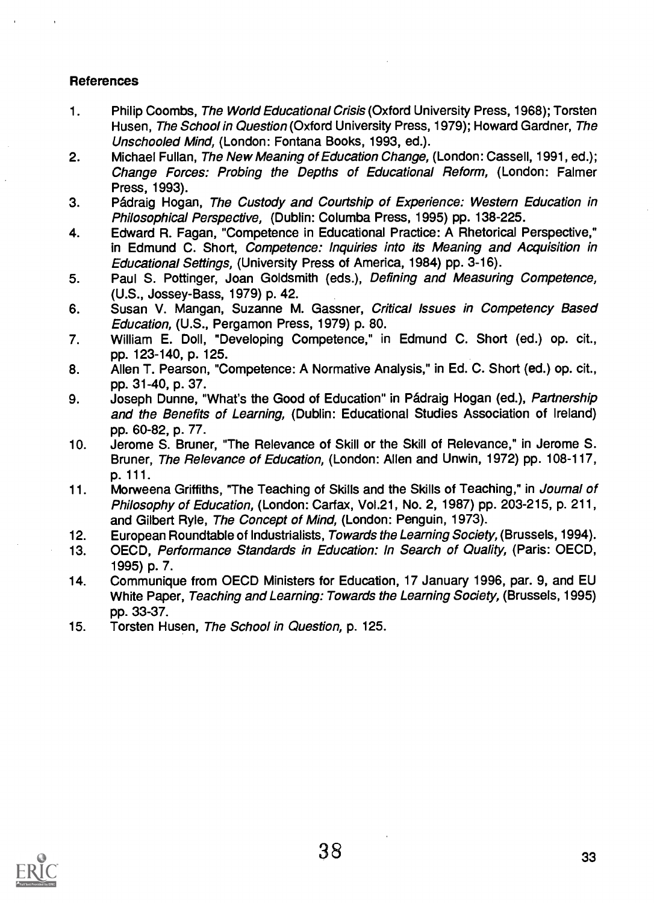**References**

1. Philip Coombs, *The World Educational Crisis* (Oxford University Press, 1968); Torsten Husen, *The School in Question* (Oxford University Press, 1979); Howard Gardner, *The Unschooled Mind,* (London: Fontana Books, 1993, ed.).
2. Michael Fullan, *The New Meaning of Education Change,* (London: Cassell, 1991, ed.); *Change Forces: Probing the Depths of Educational Reform,* (London: Falmer Press, 1993).
3. Pádraig Hogan, *The Custody and Courtship of Experience: Western Education in Philosophical Perspective,* (Dublin: Columba Press, 1995) pp. 138-225.
4. Edward R. Fagan, "Competence in Educational Practice: A Rhetorical Perspective," in Edmund C. Short, *Competence: Inquiries into its Meaning and Acquisition in Educational Settings,* (University Press of America, 1984) pp. 3-16).
5. Paul S. Pottinger, Joan Goldsmith (eds.), *Defining and Measuring Competence,* (U.S., Jossey-Bass, 1979) p. 42.
6. Susan V. Mangan, Suzanne M. Gassner, *Critical Issues in Competency Based Education,* (U.S., Pergamon Press, 1979) p. 80.
7. William E. Doll, "Developing Competence," in Edmund C. Short (ed.) op. cit., pp. 123-140, p. 125.
8. Allen T. Pearson, "Competence: A Normative Analysis," in Ed. C. Short (ed.) op. cit., pp. 31-40, p. 37.
9. Joseph Dunne, "What's the Good of Education" in Pádraig Hogan (ed.), *Partnership and the Benefits of Learning,* (Dublin: Educational Studies Association of Ireland) pp. 60-82, p. 77.
10. Jerome S. Bruner, "The Relevance of Skill or the Skill of Relevance," in Jerome S. Bruner, *The Relevance of Education,* (London: Allen and Unwin, 1972) pp. 108-117, p. 111.
11. Morweena Griffiths, "The Teaching of Skills and the Skills of Teaching," in *Journal of Philosophy of Education,* (London: Carfax, Vol.21, No. 2, 1987) pp. 203-215, p. 211, and Gilbert Ryle, *The Concept of Mind,* (London: Penguin, 1973).
12. European Roundtable of Industrialists, *Towards the Learning Society,* (Brussels, 1994).
13. OECD, *Performance Standards in Education: In Search of Quality,* (Paris: OECD, 1995) p. 7.
14. Communique from OECD Ministers for Education, 17 January 1996, par. 9, and EU White Paper, *Teaching and Learning: Towards the Learning Society,* (Brussels, 1995) pp. 33-37.
15. Torsten Husen, *The School in Question,* p. 125.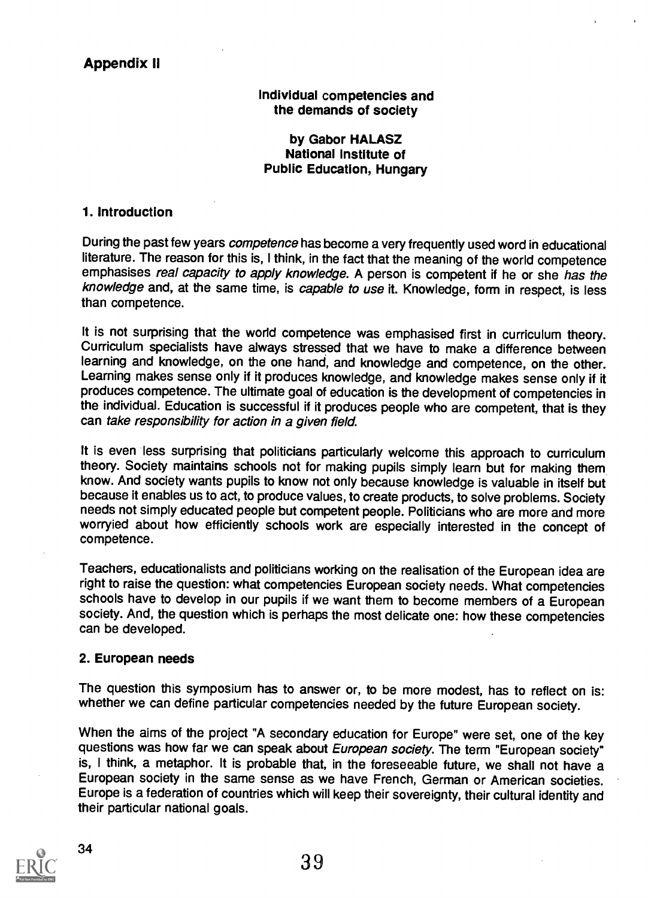## Appendix II

### Individual competencies and the demands of society

**by Gabor HALASZ**
**National Institute of Public Education, Hungary**

### 1. Introduction

During the past few years *competence* has become a very frequently used word in educational literature. The reason for this is, I think, in the fact that the meaning of the world competence emphasises *real capacity to apply knowledge*. A person is competent if he or she *has the knowledge* and, at the same time, is *capable to use* it. Knowledge, form in respect, is less than competence.

It is not surprising that the world competence was emphasised first in curriculum theory. Curriculum specialists have always stressed that we have to make a difference between learning and knowledge, on the one hand, and knowledge and competence, on the other. Learning makes sense only if it produces knowledge, and knowledge makes sense only if it produces competence. The ultimate goal of education is the development of competencies in the individual. Education is successful if it produces people who are competent, that is they can *take responsibility for action in a given field.*

It is even less surprising that politicians particularly welcome this approach to curriculum theory. Society maintains schools not for making pupils simply learn but for making them know. And society wants pupils to know not only because knowledge is valuable in itself but because it enables us to act, to produce values, to create products, to solve problems. Society needs not simply educated people but competent people. Politicians who are more and more worryied about how efficiently schools work are especially interested in the concept of competence.

Teachers, educationalists and politicians working on the realisation of the European idea are right to raise the question: what competencies European society needs. What competencies schools have to develop in our pupils if we want them to become members of a European society. And, the question which is perhaps the most delicate one: how these competencies can be developed.

### 2. European needs

The question this symposium has to answer or, to be more modest, has to reflect on is: whether we can define particular competencies needed by the future European society.

When the aims of the project "A secondary education for Europe" were set, one of the key questions was how far we can speak about *European society*. The term "European society" is, I think, a metaphor. It is probable that, in the foreseeable future, we shall not have a European society in the same sense as we have French, German or American societies. Europe is a federation of countries which will keep their sovereignty, their cultural identity and their particular national goals.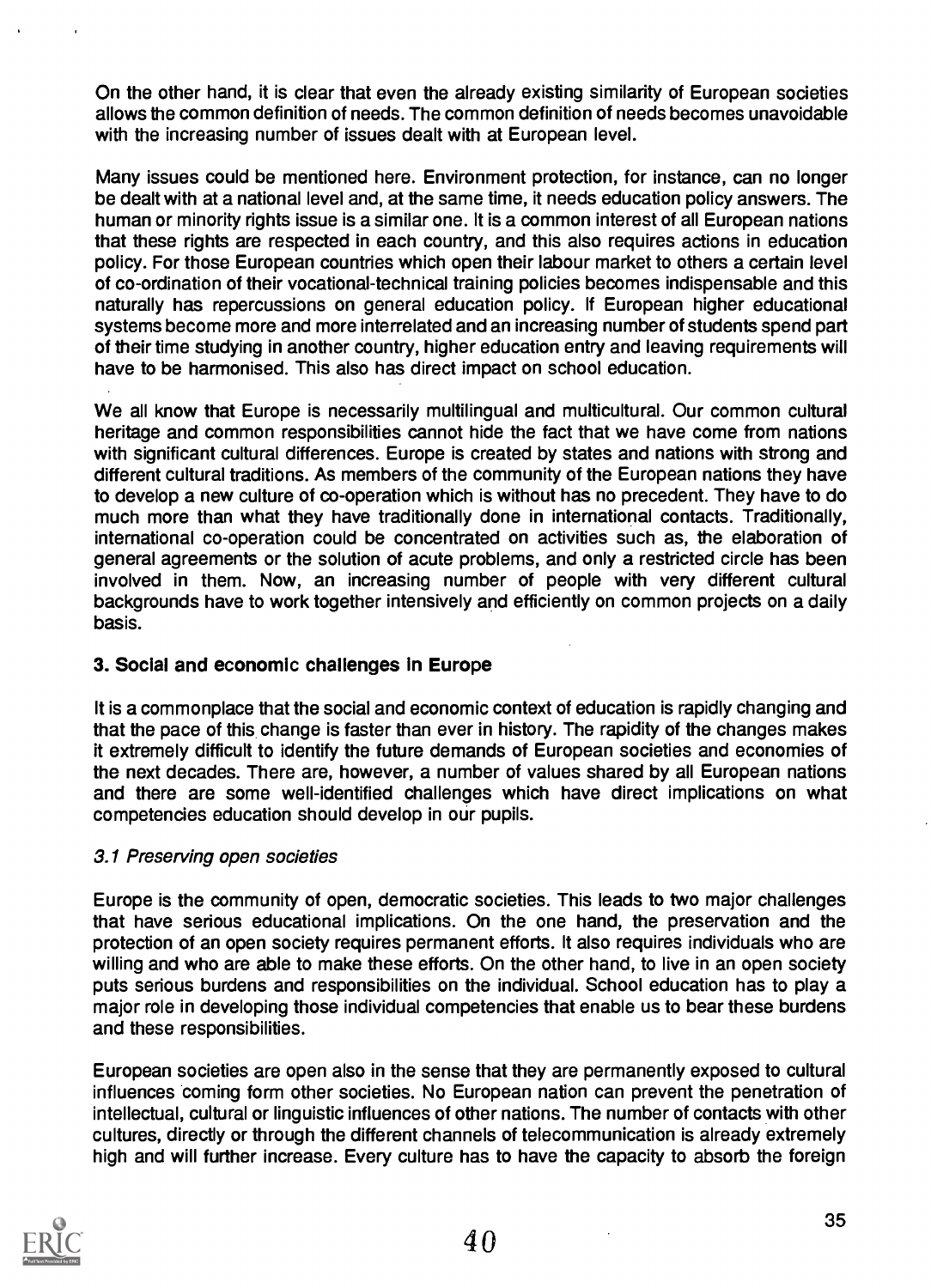On the other hand, it is clear that even the already existing similarity of European societies allows the common definition of needs. The common definition of needs becomes unavoidable with the increasing number of issues dealt with at European level.

Many issues could be mentioned here. Environment protection, for instance, can no longer be dealt with at a national level and, at the same time, it needs education policy answers. The human or minority rights issue is a similar one. It is a common interest of all European nations that these rights are respected in each country, and this also requires actions in education policy. For those European countries which open their labour market to others a certain level of co-ordination of their vocational-technical training policies becomes indispensable and this naturally has repercussions on general education policy. If European higher educational systems become more and more interrelated and an increasing number of students spend part of their time studying in another country, higher education entry and leaving requirements will have to be harmonised. This also has direct impact on school education.

We all know that Europe is necessarily multilingual and multicultural. Our common cultural heritage and common responsibilities cannot hide the fact that we have come from nations with significant cultural differences. Europe is created by states and nations with strong and different cultural traditions. As members of the community of the European nations they have to develop a new culture of co-operation which is without has no precedent. They have to do much more than what they have traditionally done in international contacts. Traditionally, international co-operation could be concentrated on activities such as, the elaboration of general agreements or the solution of acute problems, and only a restricted circle has been involved in them. Now, an increasing number of people with very different cultural backgrounds have to work together intensively and efficiently on common projects on a daily basis.

### 3. Social and economic challenges in Europe

It is a commonplace that the social and economic context of education is rapidly changing and that the pace of this change is faster than ever in history. The rapidity of the changes makes it extremely difficult to identify the future demands of European societies and economies of the next decades. There are, however, a number of values shared by all European nations and there are some well-identified challenges which have direct implications on what competencies education should develop in our pupils.

#### *3.1 Preserving open societies*

Europe is the community of open, democratic societies. This leads to two major challenges that have serious educational implications. On the one hand, the preservation and the protection of an open society requires permanent efforts. It also requires individuals who are willing and who are able to make these efforts. On the other hand, to live in an open society puts serious burdens and responsibilities on the individual. School education has to play a major role in developing those individual competencies that enable us to bear these burdens and these responsibilities.

European societies are open also in the sense that they are permanently exposed to cultural influences coming form other societies. No European nation can prevent the penetration of intellectual, cultural or linguistic influences of other nations. The number of contacts with other cultures, directly or through the different channels of telecommunication is already extremely high and will further increase. Every culture has to have the capacity to absorb the foreign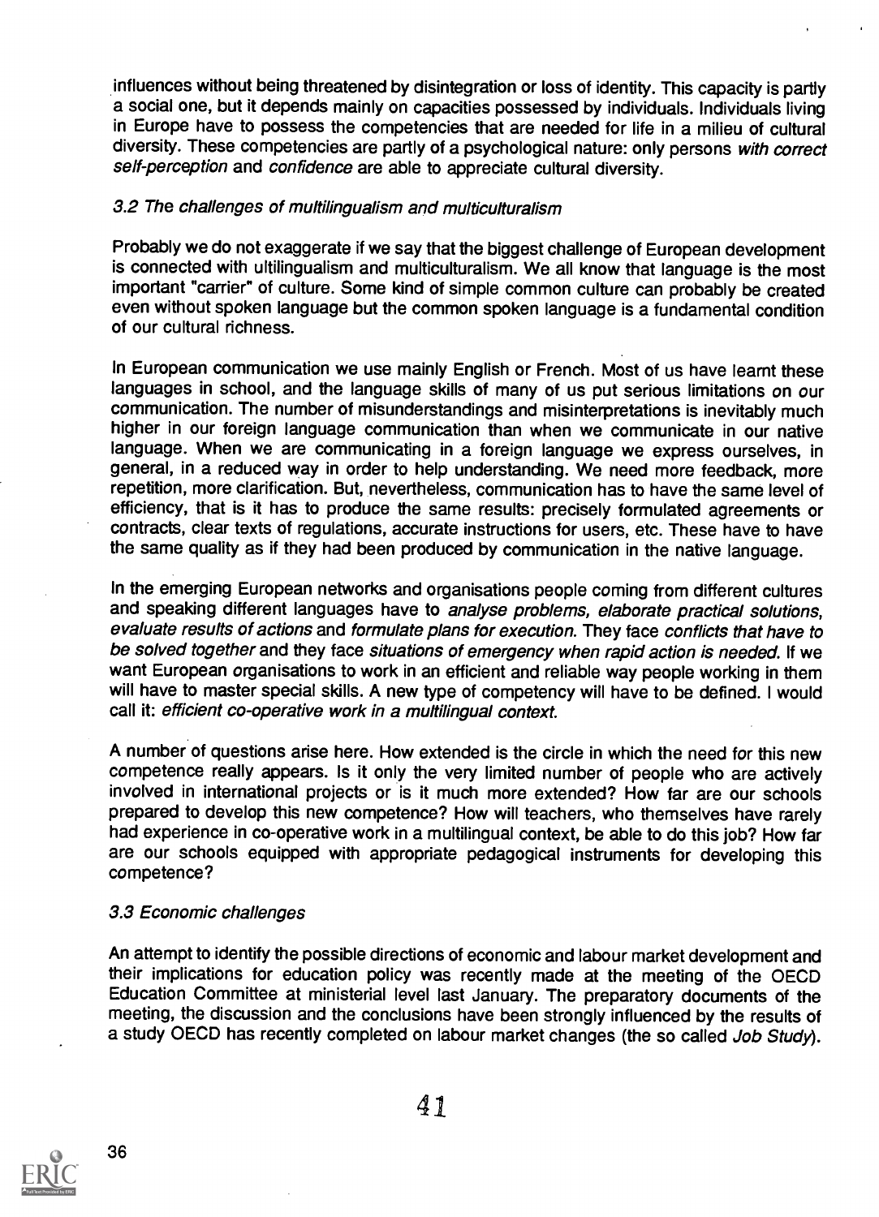influences without being threatened by disintegration or loss of identity. This capacity is partly a social one, but it depends mainly on capacities possessed by individuals. Individuals living in Europe have to possess the competencies that are needed for life in a milieu of cultural diversity. These competencies are partly of a psychological nature: only persons *with correct self-perception* and *confidence* are able to appreciate cultural diversity.

### *3.2 The challenges of multilingualism and multiculturalism*

Probably we do not exaggerate if we say that the biggest challenge of European development is connected with ultilingualism and multiculturalism. We all know that language is the most important "carrier" of culture. Some kind of simple common culture can probably be created even without spoken language but the common spoken language is a fundamental condition of our cultural richness.

In European communication we use mainly English or French. Most of us have learnt these languages in school, and the language skills of many of us put serious limitations on our communication. The number of misunderstandings and misinterpretations is inevitably much higher in our foreign language communication than when we communicate in our native language. When we are communicating in a foreign language we express ourselves, in general, in a reduced way in order to help understanding. We need more feedback, more repetition, more clarification. But, nevertheless, communication has to have the same level of efficiency, that is it has to produce the same results: precisely formulated agreements or contracts, clear texts of regulations, accurate instructions for users, etc. These have to have the same quality as if they had been produced by communication in the native language.

In the emerging European networks and organisations people coming from different cultures and speaking different languages have to *analyse problems, elaborate practical solutions, evaluate results of actions* and *formulate plans for execution.* They face *conflicts that have to be solved together* and they face *situations of emergency when rapid action is needed.* If we want European organisations to work in an efficient and reliable way people working in them will have to master special skills. A new type of competency will have to be defined. I would call it: *efficient co-operative work in a multilingual context.*

A number of questions arise here. How extended is the circle in which the need for this new competence really appears. Is it only the very limited number of people who are actively involved in international projects or is it much more extended? How far are our schools prepared to develop this new competence? How will teachers, who themselves have rarely had experience in co-operative work in a multilingual context, be able to do this job? How far are our schools equipped with appropriate pedagogical instruments for developing this competence?

### *3.3 Economic challenges*

An attempt to identify the possible directions of economic and labour market development and their implications for education policy was recently made at the meeting of the OECD Education Committee at ministerial level last January. The preparatory documents of the meeting, the discussion and the conclusions have been strongly influenced by the results of a study OECD has recently completed on labour market changes (the so called *Job Study*).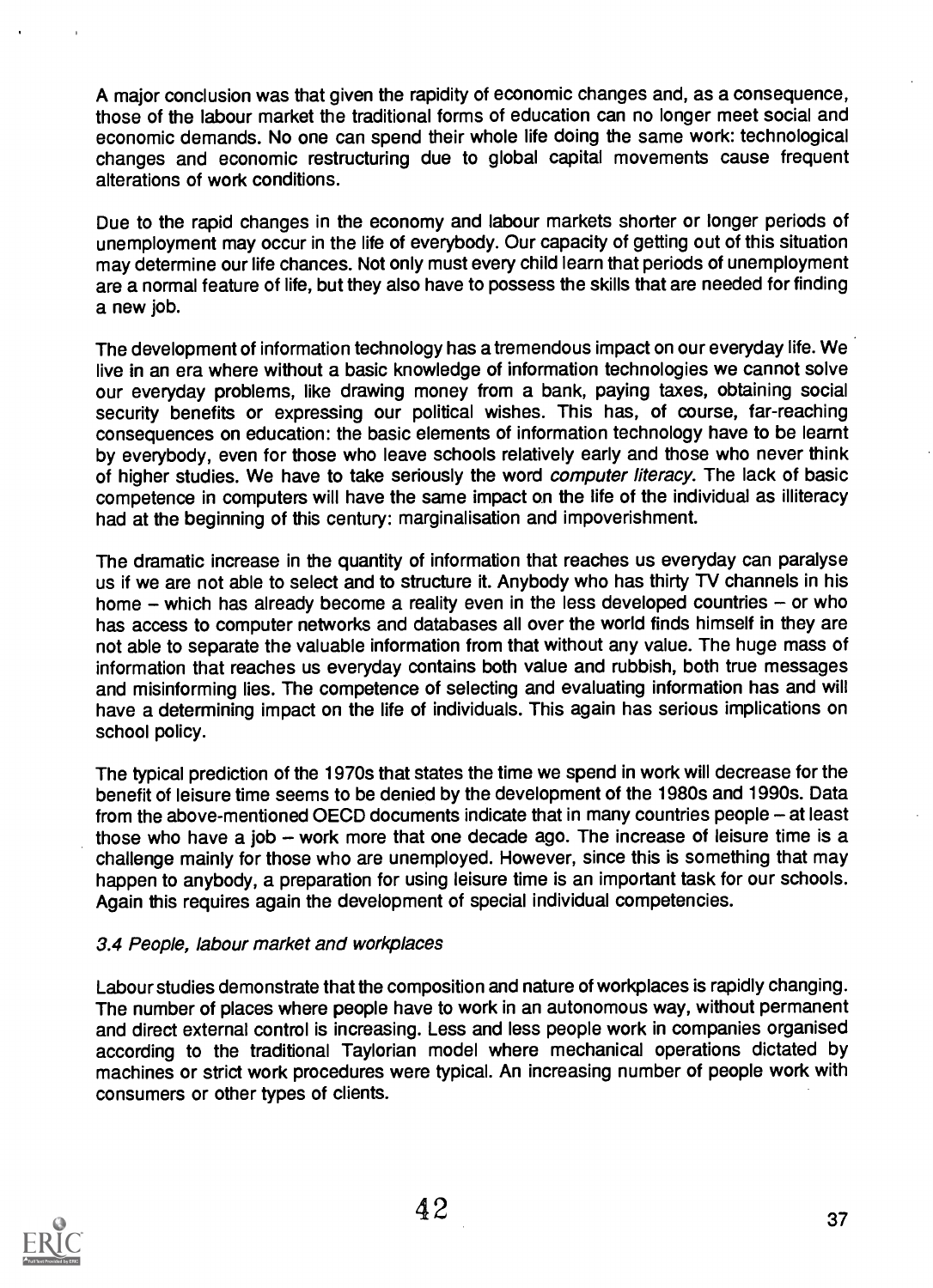A major conclusion was that given the rapidity of economic changes and, as a consequence, those of the labour market the traditional forms of education can no longer meet social and economic demands. No one can spend their whole life doing the same work: technological changes and economic restructuring due to global capital movements cause frequent alterations of work conditions.

Due to the rapid changes in the economy and labour markets shorter or longer periods of unemployment may occur in the life of everybody. Our capacity of getting out of this situation may determine our life chances. Not only must every child learn that periods of unemployment are a normal feature of life, but they also have to possess the skills that are needed for finding a new job.

The development of information technology has a tremendous impact on our everyday life. We live in an era where without a basic knowledge of information technologies we cannot solve our everyday problems, like drawing money from a bank, paying taxes, obtaining social security benefits or expressing our political wishes. This has, of course, far-reaching consequences on education: the basic elements of information technology have to be learnt by everybody, even for those who leave schools relatively early and those who never think of higher studies. We have to take seriously the word *computer literacy*. The lack of basic competence in computers will have the same impact on the life of the individual as illiteracy had at the beginning of this century: marginalisation and impoverishment.

The dramatic increase in the quantity of information that reaches us everyday can paralyse us if we are not able to select and to structure it. Anybody who has thirty TV channels in his home – which has already become a reality even in the less developed countries – or who has access to computer networks and databases all over the world finds himself in they are not able to separate the valuable information from that without any value. The huge mass of information that reaches us everyday contains both value and rubbish, both true messages and misinforming lies. The competence of selecting and evaluating information has and will have a determining impact on the life of individuals. This again has serious implications on school policy.

The typical prediction of the 1970s that states the time we spend in work will decrease for the benefit of leisure time seems to be denied by the development of the 1980s and 1990s. Data from the above-mentioned OECD documents indicate that in many countries people – at least those who have a job – work more that one decade ago. The increase of leisure time is a challenge mainly for those who are unemployed. However, since this is something that may happen to anybody, a preparation for using leisure time is an important task for our schools. Again this requires again the development of special individual competencies.

### *3.4 People, labour market and workplaces*

Labour studies demonstrate that the composition and nature of workplaces is rapidly changing. The number of places where people have to work in an autonomous way, without permanent and direct external control is increasing. Less and less people work in companies organised according to the traditional Taylorian model where mechanical operations dictated by machines or strict work procedures were typical. An increasing number of people work with consumers or other types of clients.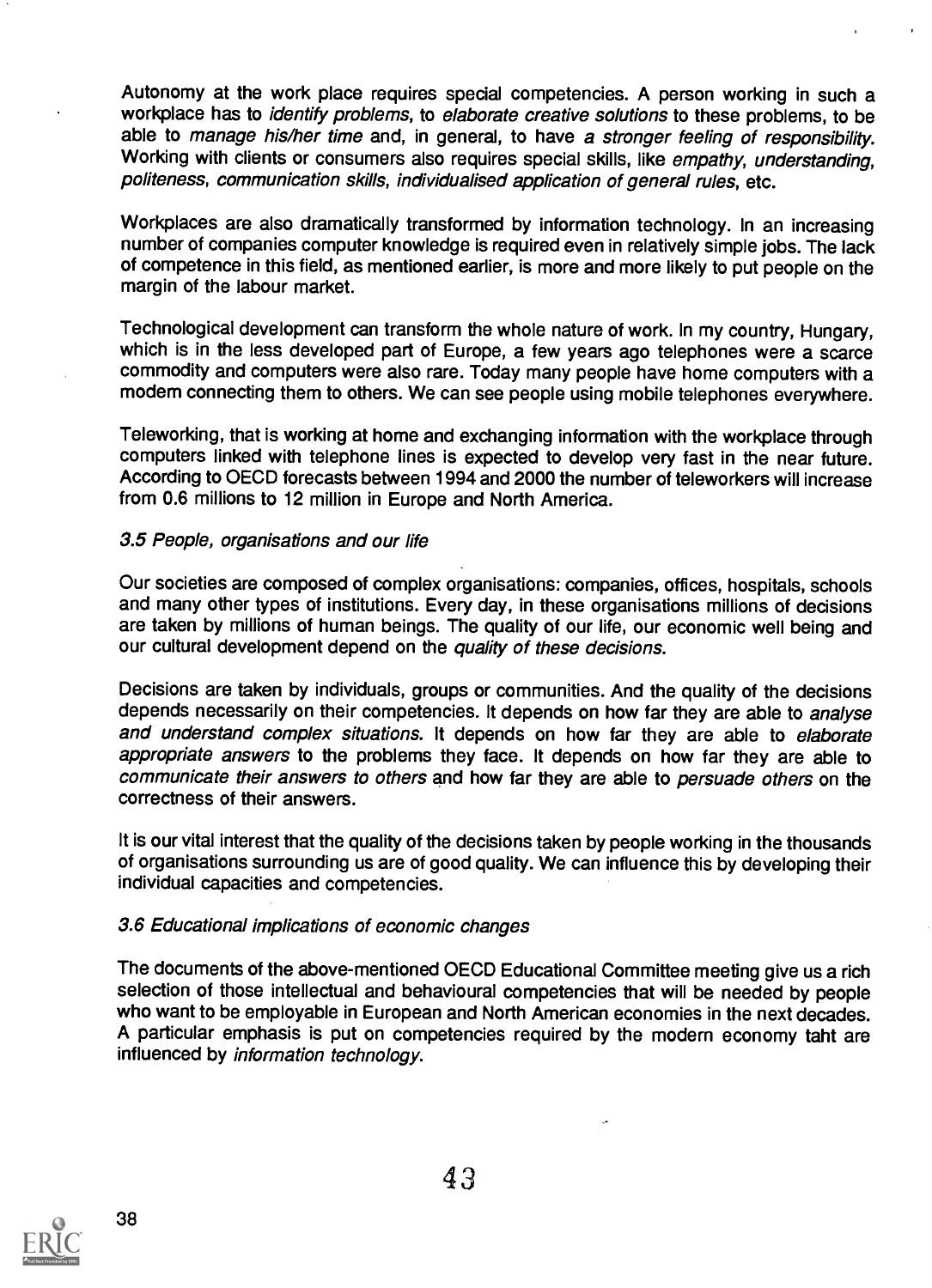Autonomy at the work place requires special competencies. A person working in such a workplace has to *identify problems*, to *elaborate creative solutions* to these problems, to be able to *manage his/her time* and, in general, to have *a stronger feeling of responsibility*. Working with clients or consumers also requires special skills, like *empathy, understanding, politeness, communication skills, individualised application of general rules*, etc.

Workplaces are also dramatically transformed by information technology. In an increasing number of companies computer knowledge is required even in relatively simple jobs. The lack of competence in this field, as mentioned earlier, is more and more likely to put people on the margin of the labour market.

Technological development can transform the whole nature of work. In my country, Hungary, which is in the less developed part of Europe, a few years ago telephones were a scarce commodity and computers were also rare. Today many people have home computers with a modem connecting them to others. We can see people using mobile telephones everywhere.

Teleworking, that is working at home and exchanging information with the workplace through computers linked with telephone lines is expected to develop very fast in the near future. According to OECD forecasts between 1994 and 2000 the number of teleworkers will increase from 0.6 millions to 12 million in Europe and North America.

### *3.5 People, organisations and our life*

Our societies are composed of complex organisations: companies, offices, hospitals, schools and many other types of institutions. Every day, in these organisations millions of decisions are taken by millions of human beings. The quality of our life, our economic well being and our cultural development depend on the *quality of these decisions*.

Decisions are taken by individuals, groups or communities. And the quality of the decisions depends necessarily on their competencies. It depends on how far they are able to *analyse and understand complex situations*. It depends on how far they are able to *elaborate appropriate answers* to the problems they face. It depends on how far they are able to *communicate their answers to others* and how far they are able to *persuade others* on the correctness of their answers.

It is our vital interest that the quality of the decisions taken by people working in the thousands of organisations surrounding us are of good quality. We can influence this by developing their individual capacities and competencies.

### *3.6 Educational implications of economic changes*

The documents of the above-mentioned OECD Educational Committee meeting give us a rich selection of those intellectual and behavioural competencies that will be needed by people who want to be employable in European and North American economies in the next decades. A particular emphasis is put on competencies required by the modern economy taht are influenced by *information technology*.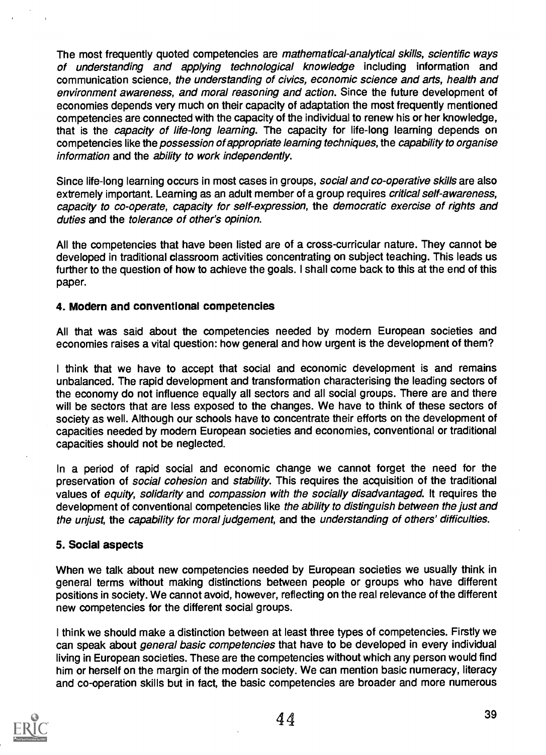The most frequently quoted competencies are *mathematical-analytical skills, scientific ways of understanding and applying technological knowledge* including information and communication science, *the understanding of civics, economic science and arts, health and environment awareness, and moral reasoning and action*. Since the future development of economies depends very much on their capacity of adaptation the most frequently mentioned competencies are connected with the capacity of the individual to renew his or her knowledge, that is the *capacity of life-long learning*. The capacity for life-long learning depends on competencies like the *possession of appropriate learning techniques*, the *capability to organise information* and the *ability to work independently*.

Since life-long learning occurs in most cases in groups, *social and co-operative skills* are also extremely important. Learning as an adult member of a group requires *critical self-awareness, capacity to co-operate, capacity for self-expression*, the *democratic exercise of rights and duties* and the *tolerance of other's opinion*.

All the competencies that have been listed are of a cross-curricular nature. They cannot be developed in traditional classroom activities concentrating on subject teaching. This leads us further to the question of how to achieve the goals. I shall come back to this at the end of this paper.

### 4. Modern and conventional competencies

All that was said about the competencies needed by modern European societies and economies raises a vital question: how general and how urgent is the development of them?

I think that we have to accept that social and economic development is and remains unbalanced. The rapid development and transformation characterising the leading sectors of the economy do not influence equally all sectors and all social groups. There are and there will be sectors that are less exposed to the changes. We have to think of these sectors of society as well. Although our schools have to concentrate their efforts on the development of capacities needed by modern European societies and economies, conventional or traditional capacities should not be neglected.

In a period of rapid social and economic change we cannot forget the need for the preservation of *social cohesion* and *stability*. This requires the acquisition of the traditional values of *equity, solidarity* and *compassion with the socially disadvantaged*. It requires the development of conventional competencies like *the ability to distinguish between the just and the unjust*, the *capability for moral judgement*, and the *understanding of others' difficulties*.

### 5. Social aspects

When we talk about new competencies needed by European societies we usually think in general terms without making distinctions between people or groups who have different positions in society. We cannot avoid, however, reflecting on the real relevance of the different new competencies for the different social groups.

I think we should make a distinction between at least three types of competencies. Firstly we can speak about *general basic competencies* that have to be developed in every individual living in European societies. These are the competencies without which any person would find him or herself on the margin of the modern society. We can mention basic numeracy, literacy and co-operation skills but in fact, the basic competencies are broader and more numerous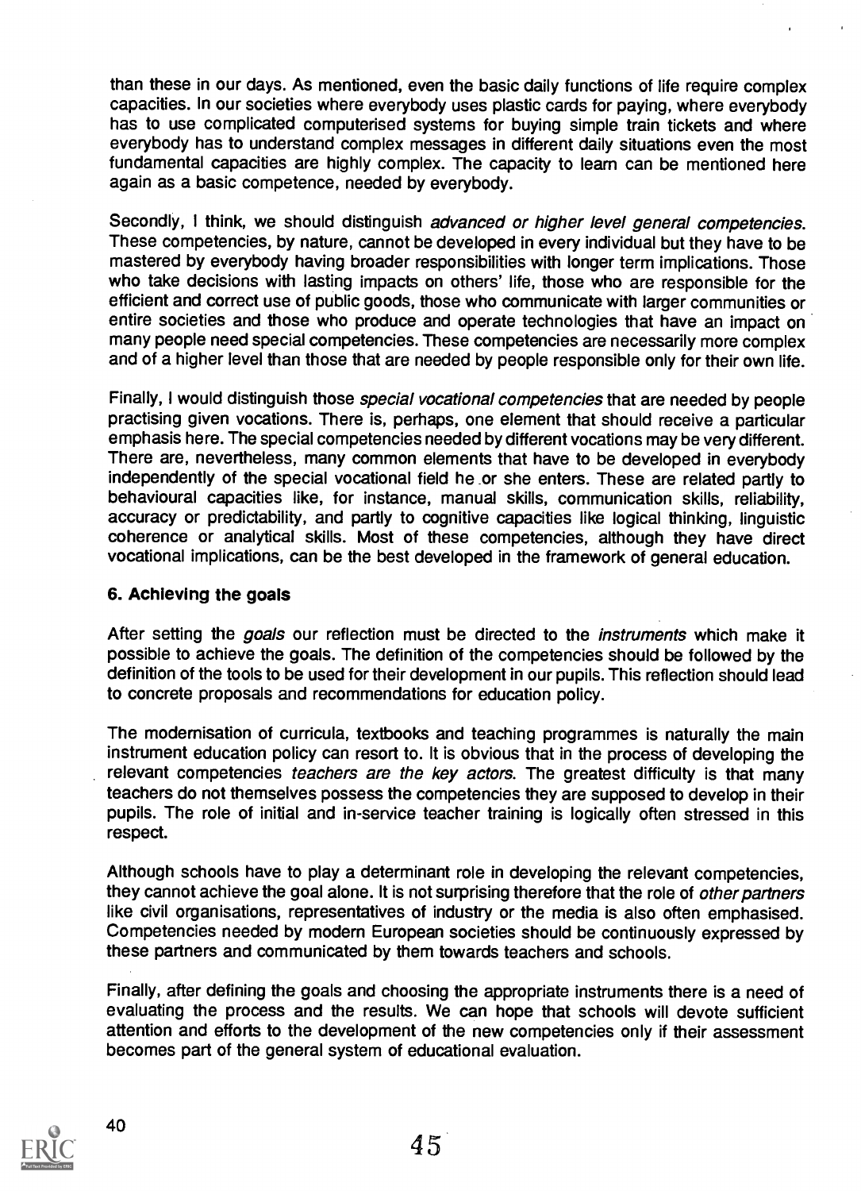than these in our days. As mentioned, even the basic daily functions of life require complex capacities. In our societies where everybody uses plastic cards for paying, where everybody has to use complicated computerised systems for buying simple train tickets and where everybody has to understand complex messages in different daily situations even the most fundamental capacities are highly complex. The capacity to learn can be mentioned here again as a basic competence, needed by everybody.

Secondly, I think, we should distinguish *advanced or higher level general competencies*. These competencies, by nature, cannot be developed in every individual but they have to be mastered by everybody having broader responsibilities with longer term implications. Those who take decisions with lasting impacts on others' life, those who are responsible for the efficient and correct use of public goods, those who communicate with larger communities or entire societies and those who produce and operate technologies that have an impact on many people need special competencies. These competencies are necessarily more complex and of a higher level than those that are needed by people responsible only for their own life.

Finally, I would distinguish those *special vocational competencies* that are needed by people practising given vocations. There is, perhaps, one element that should receive a particular emphasis here. The special competencies needed by different vocations may be very different. There are, nevertheless, many common elements that have to be developed in everybody independently of the special vocational field he or she enters. These are related partly to behavioural capacities like, for instance, manual skills, communication skills, reliability, accuracy or predictability, and partly to cognitive capacities like logical thinking, linguistic coherence or analytical skills. Most of these competencies, although they have direct vocational implications, can be the best developed in the framework of general education.

### 6. Achieving the goals

After setting the *goals* our reflection must be directed to the *instruments* which make it possible to achieve the goals. The definition of the competencies should be followed by the definition of the tools to be used for their development in our pupils. This reflection should lead to concrete proposals and recommendations for education policy.

The modernisation of curricula, textbooks and teaching programmes is naturally the main instrument education policy can resort to. It is obvious that in the process of developing the relevant competencies *teachers are the key actors*. The greatest difficulty is that many teachers do not themselves possess the competencies they are supposed to develop in their pupils. The role of initial and in-service teacher training is logically often stressed in this respect.

Although schools have to play a determinant role in developing the relevant competencies, they cannot achieve the goal alone. It is not surprising therefore that the role of *other partners* like civil organisations, representatives of industry or the media is also often emphasised. Competencies needed by modern European societies should be continuously expressed by these partners and communicated by them towards teachers and schools.

Finally, after defining the goals and choosing the appropriate instruments there is a need of evaluating the process and the results. We can hope that schools will devote sufficient attention and efforts to the development of the new competencies only if their assessment becomes part of the general system of educational evaluation.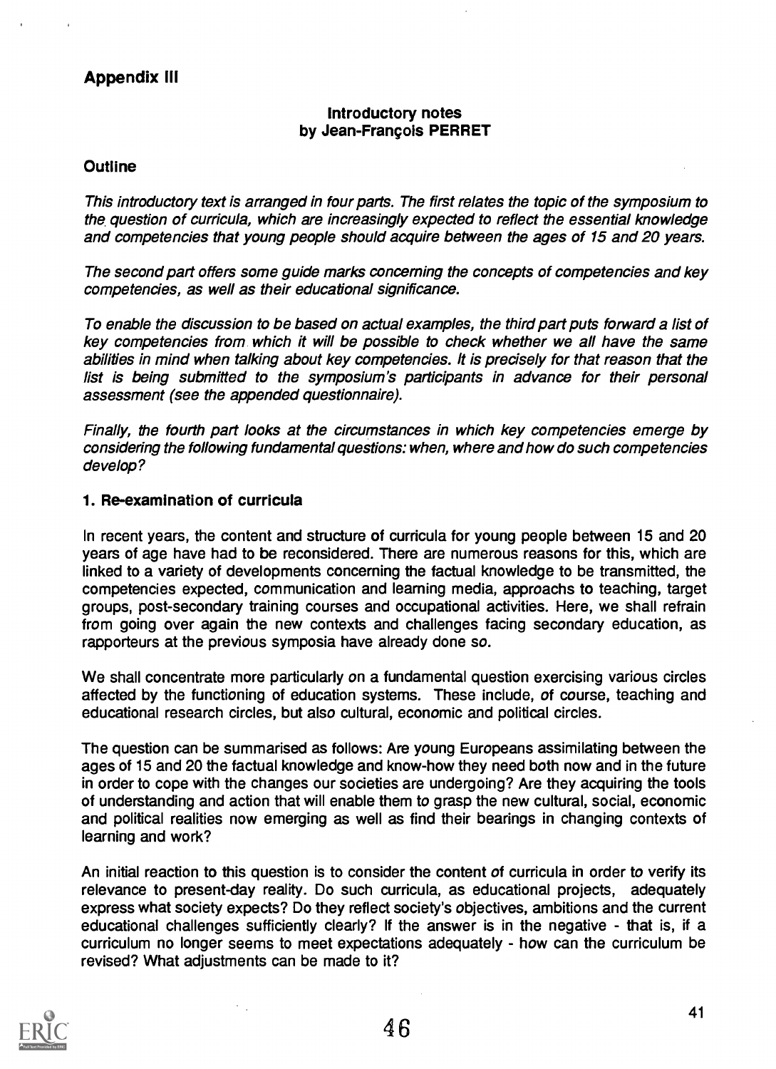## Appendix III

**Introductory notes by Jean-François PERRET**

### Outline

*This introductory text is arranged in four parts. The first relates the topic of the symposium to the question of curricula, which are increasingly expected to reflect the essential knowledge and competencies that young people should acquire between the ages of 15 and 20 years.*

*The second part offers some guide marks concerning the concepts of competencies and key competencies, as well as their educational significance.*

*To enable the discussion to be based on actual examples, the third part puts forward a list of key competencies from which it will be possible to check whether we all have the same abilities in mind when talking about key competencies. It is precisely for that reason that the list is being submitted to the symposium's participants in advance for their personal assessment (see the appended questionnaire).*

*Finally, the fourth part looks at the circumstances in which key competencies emerge by considering the following fundamental questions: when, where and how do such competencies develop?*

### 1. Re-examination of curricula

In recent years, the content and structure of curricula for young people between 15 and 20 years of age have had to be reconsidered. There are numerous reasons for this, which are linked to a variety of developments concerning the factual knowledge to be transmitted, the competencies expected, communication and learning media, approachs to teaching, target groups, post-secondary training courses and occupational activities. Here, we shall refrain from going over again the new contexts and challenges facing secondary education, as rapporteurs at the previous symposia have already done so.

We shall concentrate more particularly on a fundamental question exercising various circles affected by the functioning of education systems. These include, of course, teaching and educational research circles, but also cultural, economic and political circles.

The question can be summarised as follows: Are young Europeans assimilating between the ages of 15 and 20 the factual knowledge and know-how they need both now and in the future in order to cope with the changes our societies are undergoing? Are they acquiring the tools of understanding and action that will enable them to grasp the new cultural, social, economic and political realities now emerging as well as find their bearings in changing contexts of learning and work?

An initial reaction to this question is to consider the content of curricula in order to verify its relevance to present-day reality. Do such curricula, as educational projects, adequately express what society expects? Do they reflect society's objectives, ambitions and the current educational challenges sufficiently clearly? If the answer is in the negative - that is, if a curriculum no longer seems to meet expectations adequately - how can the curriculum be revised? What adjustments can be made to it?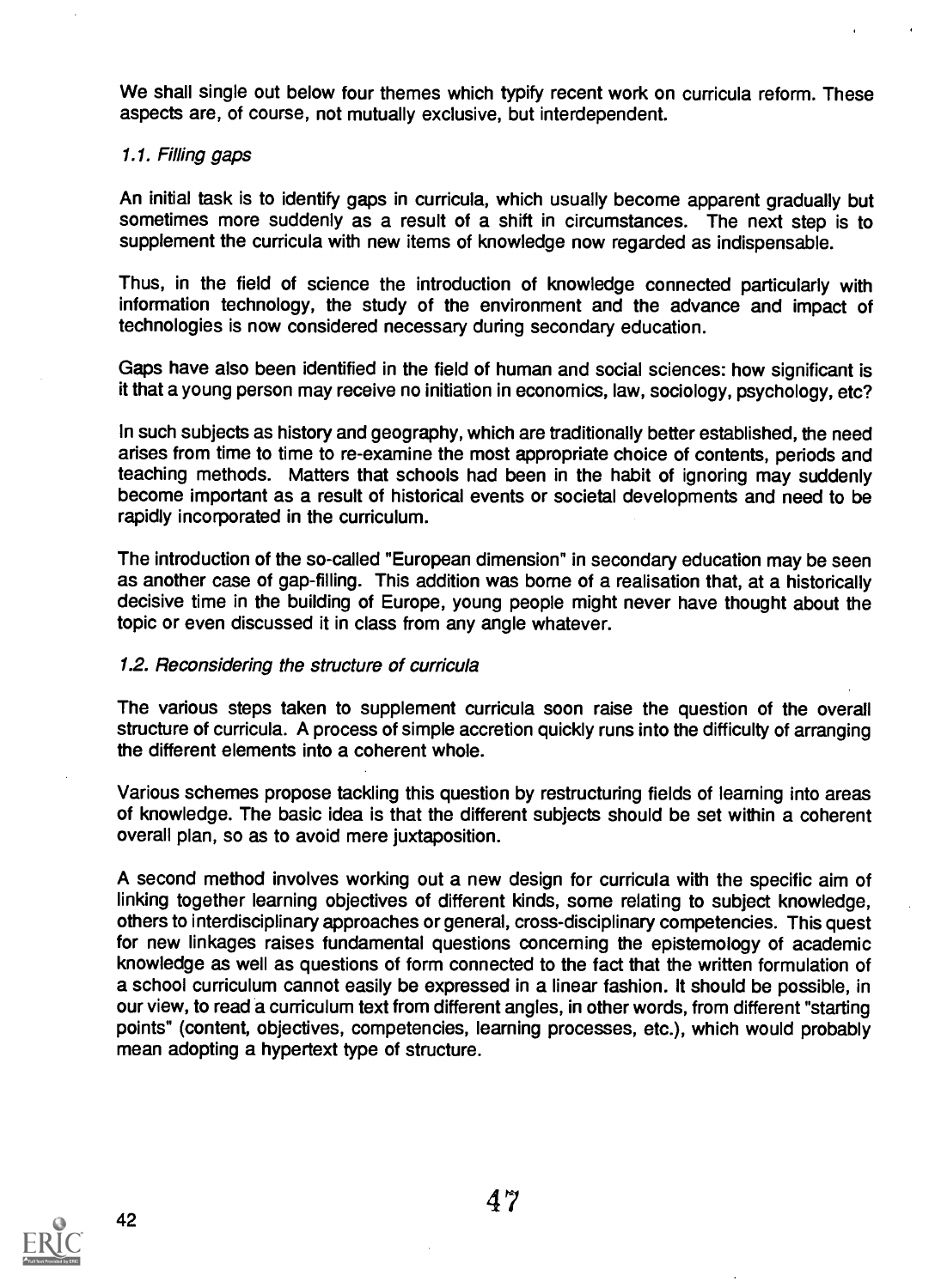We shall single out below four themes which typify recent work on curricula reform. These aspects are, of course, not mutually exclusive, but interdependent.

### *1.1. Filling gaps*

An initial task is to identify gaps in curricula, which usually become apparent gradually but sometimes more suddenly as a result of a shift in circumstances. The next step is to supplement the curricula with new items of knowledge now regarded as indispensable.

Thus, in the field of science the introduction of knowledge connected particularly with information technology, the study of the environment and the advance and impact of technologies is now considered necessary during secondary education.

Gaps have also been identified in the field of human and social sciences: how significant is it that a young person may receive no initiation in economics, law, sociology, psychology, etc?

In such subjects as history and geography, which are traditionally better established, the need arises from time to time to re-examine the most appropriate choice of contents, periods and teaching methods. Matters that schools had been in the habit of ignoring may suddenly become important as a result of historical events or societal developments and need to be rapidly incorporated in the curriculum.

The introduction of the so-called "European dimension" in secondary education may be seen as another case of gap-filling. This addition was borne of a realisation that, at a historically decisive time in the building of Europe, young people might never have thought about the topic or even discussed it in class from any angle whatever.

### *1.2. Reconsidering the structure of curricula*

The various steps taken to supplement curricula soon raise the question of the overall structure of curricula. A process of simple accretion quickly runs into the difficulty of arranging the different elements into a coherent whole.

Various schemes propose tackling this question by restructuring fields of learning into areas of knowledge. The basic idea is that the different subjects should be set within a coherent overall plan, so as to avoid mere juxtaposition.

A second method involves working out a new design for curricula with the specific aim of linking together learning objectives of different kinds, some relating to subject knowledge, others to interdisciplinary approaches or general, cross-disciplinary competencies. This quest for new linkages raises fundamental questions concerning the epistemology of academic knowledge as well as questions of form connected to the fact that the written formulation of a school curriculum cannot easily be expressed in a linear fashion. It should be possible, in our view, to read a curriculum text from different angles, in other words, from different "starting points" (content, objectives, competencies, learning processes, etc.), which would probably mean adopting a hypertext type of structure.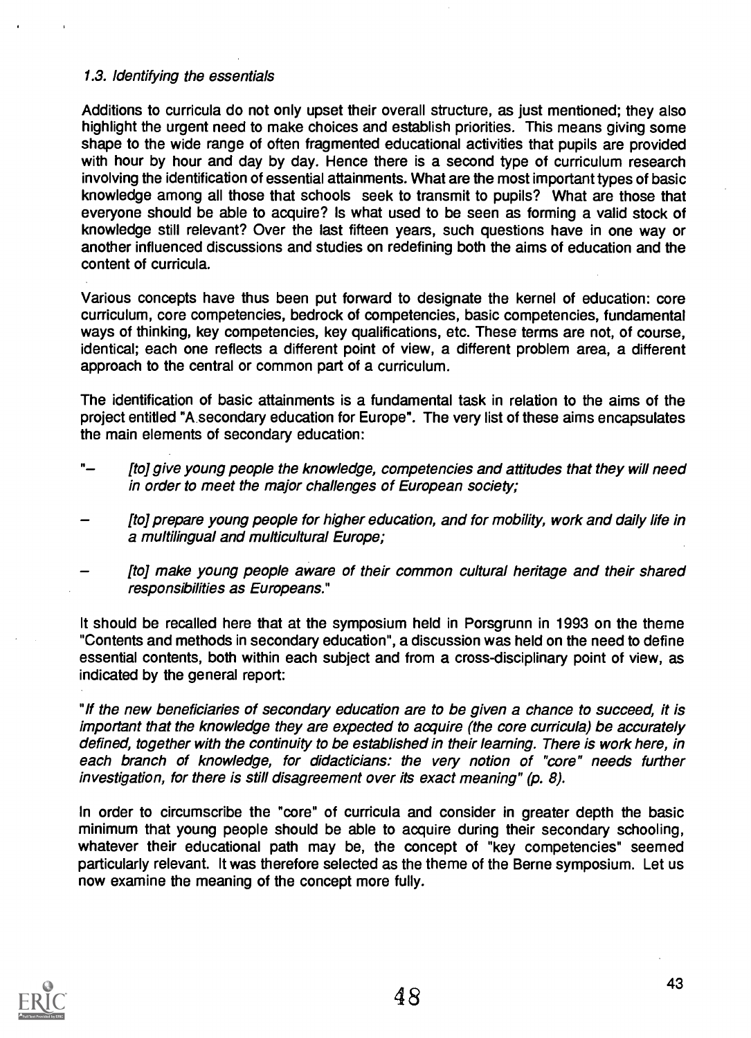### *1.3. Identifying the essentials*

Additions to curricula do not only upset their overall structure, as just mentioned; they also highlight the urgent need to make choices and establish priorities. This means giving some shape to the wide range of often fragmented educational activities that pupils are provided with hour by hour and day by day. Hence there is a second type of curriculum research involving the identification of essential attainments. What are the most important types of basic knowledge among all those that schools seek to transmit to pupils? What are those that everyone should be able to acquire? Is what used to be seen as forming a valid stock of knowledge still relevant? Over the last fifteen years, such questions have in one way or another influenced discussions and studies on redefining both the aims of education and the content of curricula.

Various concepts have thus been put forward to designate the kernel of education: core curriculum, core competencies, bedrock of competencies, basic competencies, fundamental ways of thinking, key competencies, key qualifications, etc. These terms are not, of course, identical; each one reflects a different point of view, a different problem area, a different approach to the central or common part of a curriculum.

The identification of basic attainments is a fundamental task in relation to the aims of the project entitled "A secondary education for Europe". The very list of these aims encapsulates the main elements of secondary education:

"– *[to] give young people the knowledge, competencies and attitudes that they will need in order to meet the major challenges of European society;*

– *[to] prepare young people for higher education, and for mobility, work and daily life in a multilingual and multicultural Europe;*

– *[to] make young people aware of their common cultural heritage and their shared responsibilities as Europeans.*"

It should be recalled here that at the symposium held in Porsgrunn in 1993 on the theme "Contents and methods in secondary education", a discussion was held on the need to define essential contents, both within each subject and from a cross-disciplinary point of view, as indicated by the general report:

"*If the new beneficiaries of secondary education are to be given a chance to succeed, it is important that the knowledge they are expected to acquire (the core curricula) be accurately defined, together with the continuity to be established in their learning. There is work here, in each branch of knowledge, for didacticians: the very notion of "core" needs further investigation, for there is still disagreement over its exact meaning" (p. 8).*

In order to circumscribe the "core" of curricula and consider in greater depth the basic minimum that young people should be able to acquire during their secondary schooling, whatever their educational path may be, the concept of "key competencies" seemed particularly relevant. It was therefore selected as the theme of the Berne symposium. Let us now examine the meaning of the concept more fully.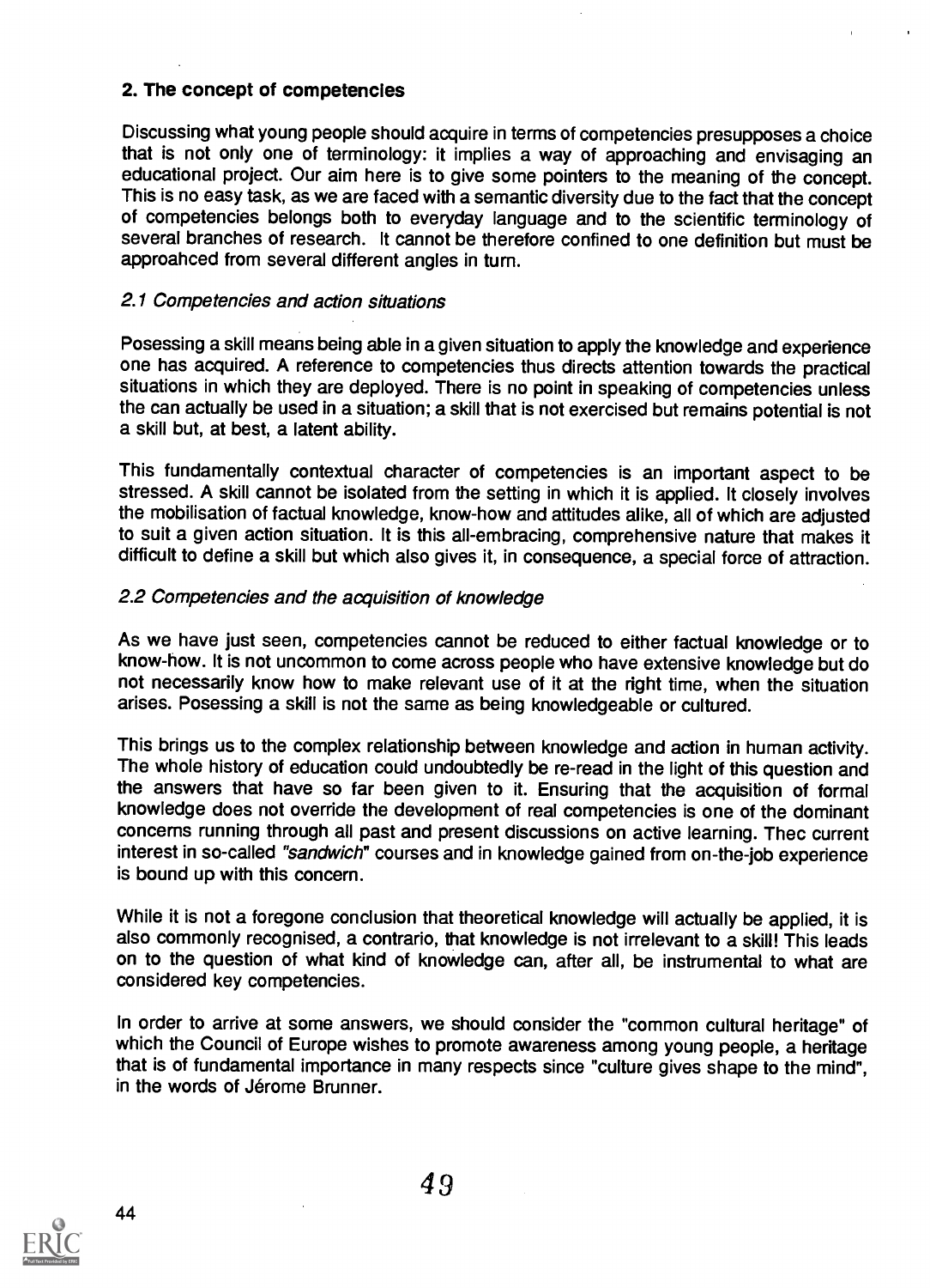## 2. The concept of competencies

Discussing what young people should acquire in terms of competencies presupposes a choice that is not only one of terminology: it implies a way of approaching and envisaging an educational project. Our aim here is to give some pointers to the meaning of the concept. This is no easy task, as we are faced with a semantic diversity due to the fact that the concept of competencies belongs both to everyday language and to the scientific terminology of several branches of research. It cannot be therefore confined to one definition but must be approahced from several different angles in turn.

### *2.1 Competencies and action situations*

Posessing a skill means being able in a given situation to apply the knowledge and experience one has acquired. A reference to competencies thus directs attention towards the practical situations in which they are deployed. There is no point in speaking of competencies unless the can actually be used in a situation; a skill that is not exercised but remains potential is not a skill but, at best, a latent ability.

This fundamentally contextual character of competencies is an important aspect to be stressed. A skill cannot be isolated from the setting in which it is applied. It closely involves the mobilisation of factual knowledge, know-how and attitudes alike, all of which are adjusted to suit a given action situation. It is this all-embracing, comprehensive nature that makes it difficult to define a skill but which also gives it, in consequence, a special force of attraction.

### *2.2 Competencies and the acquisition of knowledge*

As we have just seen, competencies cannot be reduced to either factual knowledge or to know-how. It is not uncommon to come across people who have extensive knowledge but do not necessarily know how to make relevant use of it at the right time, when the situation arises. Posessing a skill is not the same as being knowledgeable or cultured.

This brings us to the complex relationship between knowledge and action in human activity. The whole history of education could undoubtedly be re-read in the light of this question and the answers that have so far been given to it. Ensuring that the acquisition of formal knowledge does not override the development of real competencies is one of the dominant concerns running through all past and present discussions on active learning. Thec current interest in so-called *"sandwich"* courses and in knowledge gained from on-the-job experience is bound up with this concern.

While it is not a foregone conclusion that theoretical knowledge will actually be applied, it is also commonly recognised, a contrario, that knowledge is not irrelevant to a skill! This leads on to the question of what kind of knowledge can, after all, be instrumental to what are considered key competencies.

In order to arrive at some answers, we should consider the "common cultural heritage" of which the Council of Europe wishes to promote awareness among young people, a heritage that is of fundamental importance in many respects since "culture gives shape to the mind", in the words of Jérome Brunner.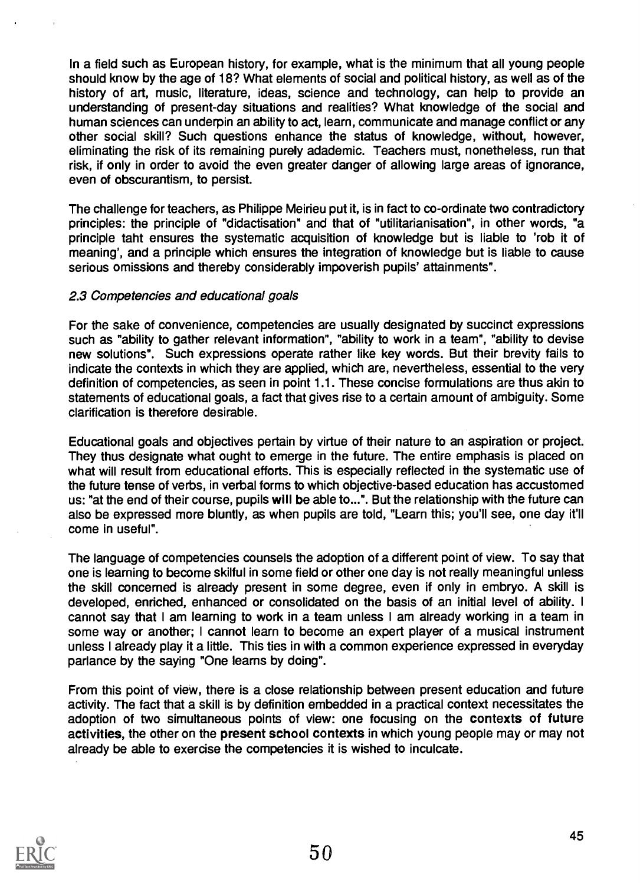In a field such as European history, for example, what is the minimum that all young people should know by the age of 18? What elements of social and political history, as well as of the history of art, music, literature, ideas, science and technology, can help to provide an understanding of present-day situations and realities? What knowledge of the social and human sciences can underpin an ability to act, learn, communicate and manage conflict or any other social skill? Such questions enhance the status of knowledge, without, however, eliminating the risk of its remaining purely adademic. Teachers must, nonetheless, run that risk, if only in order to avoid the even greater danger of allowing large areas of ignorance, even of obscurantism, to persist.

The challenge for teachers, as Philippe Meirieu put it, is in fact to co-ordinate two contradictory principles: the principle of "didactisation" and that of "utilitarianisation", in other words, "a principle taht ensures the systematic acquisition of knowledge but is liable to 'rob it of meaning', and a principle which ensures the integration of knowledge but is liable to cause serious omissions and thereby considerably impoverish pupils' attainments".

### *2.3 Competencies and educational goals*

For the sake of convenience, competencies are usually designated by succinct expressions such as "ability to gather relevant information", "ability to work in a team", "ability to devise new solutions". Such expressions operate rather like key words. But their brevity fails to indicate the contexts in which they are applied, which are, nevertheless, essential to the very definition of competencies, as seen in point 1.1. These concise formulations are thus akin to statements of educational goals, a fact that gives rise to a certain amount of ambiguity. Some clarification is therefore desirable.

Educational goals and objectives pertain by virtue of their nature to an aspiration or project. They thus designate what ought to emerge in the future. The entire emphasis is placed on what will result from educational efforts. This is especially reflected in the systematic use of the future tense of verbs, in verbal forms to which objective-based education has accustomed us: "at the end of their course, pupils **will** be able to...". But the relationship with the future can also be expressed more bluntly, as when pupils are told, "Learn this; you'll see, one day it'll come in useful".

The language of competencies counsels the adoption of a different point of view. To say that one is learning to become skilful in some field or other one day is not really meaningful unless the skill concerned is already present in some degree, even if only in embryo. A skill is developed, enriched, enhanced or consolidated on the basis of an initial level of ability. I cannot say that I am learning to work in a team unless I am already working in a team in some way or another; I cannot learn to become an expert player of a musical instrument unless I already play it a little. This ties in with a common experience expressed in everyday parlance by the saying "One learns by doing".

From this point of view, there is a close relationship between present education and future activity. The fact that a skill is by definition embedded in a practical context necessitates the adoption of two simultaneous points of view: one focusing on the **contexts of future activities**, the other on the **present school contexts** in which young people may or may not already be able to exercise the competencies it is wished to inculcate.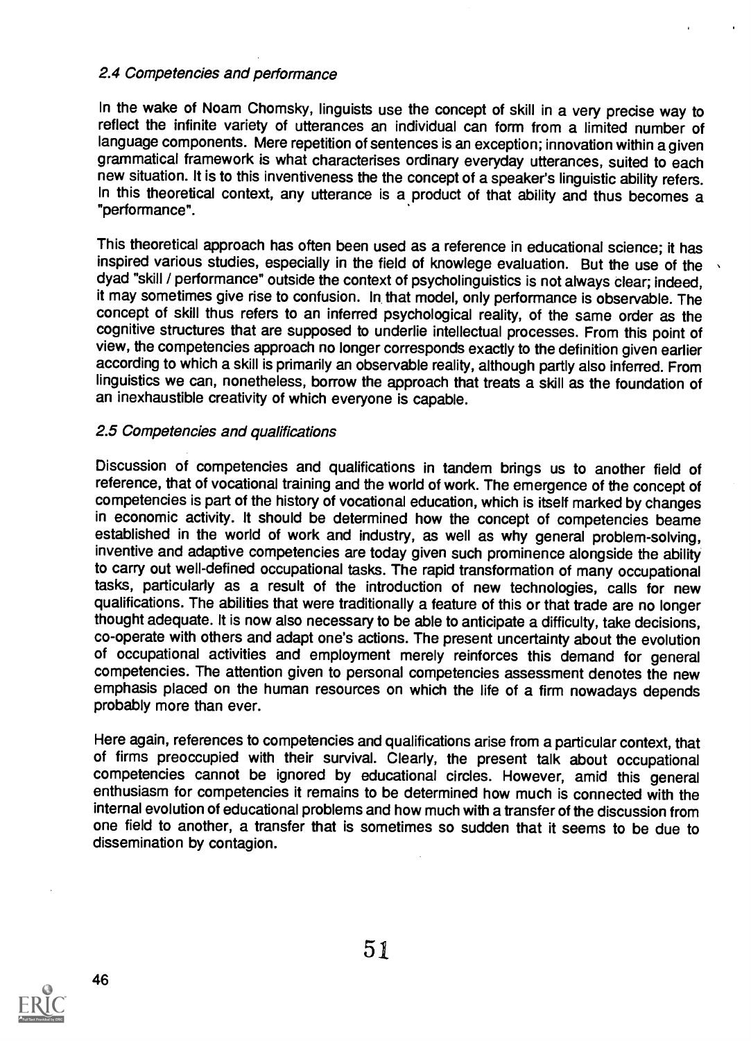### *2.4 Competencies and performance*

In the wake of Noam Chomsky, linguists use the concept of skill in a very precise way to reflect the infinite variety of utterances an individual can form from a limited number of language components. Mere repetition of sentences is an exception; innovation within a given grammatical framework is what characterises ordinary everyday utterances, suited to each new situation. It is to this inventiveness the the concept of a speaker's linguistic ability refers. In this theoretical context, any utterance is a product of that ability and thus becomes a "performance".

This theoretical approach has often been used as a reference in educational science; it has inspired various studies, especially in the field of knowlege evaluation. But the use of the dyad "skill / performance" outside the context of psycholinguistics is not always clear; indeed, it may sometimes give rise to confusion. In that model, only performance is observable. The concept of skill thus refers to an inferred psychological reality, of the same order as the cognitive structures that are supposed to underlie intellectual processes. From this point of view, the competencies approach no longer corresponds exactly to the definition given earlier according to which a skill is primarily an observable reality, although partly also inferred. From linguistics we can, nonetheless, borrow the approach that treats a skill as the foundation of an inexhaustible creativity of which everyone is capable.

### *2.5 Competencies and qualifications*

Discussion of competencies and qualifications in tandem brings us to another field of reference, that of vocational training and the world of work. The emergence of the concept of competencies is part of the history of vocational education, which is itself marked by changes in economic activity. It should be determined how the concept of competencies beame established in the world of work and industry, as well as why general problem-solving, inventive and adaptive competencies are today given such prominence alongside the ability to carry out well-defined occupational tasks. The rapid transformation of many occupational tasks, particularly as a result of the introduction of new technologies, calls for new qualifications. The abilities that were traditionally a feature of this or that trade are no longer thought adequate. It is now also necessary to be able to anticipate a difficulty, take decisions, co-operate with others and adapt one's actions. The present uncertainty about the evolution of occupational activities and employment merely reinforces this demand for general competencies. The attention given to personal competencies assessment denotes the new emphasis placed on the human resources on which the life of a firm nowadays depends probably more than ever.

Here again, references to competencies and qualifications arise from a particular context, that of firms preoccupied with their survival. Clearly, the present talk about occupational competencies cannot be ignored by educational circles. However, amid this general enthusiasm for competencies it remains to be determined how much is connected with the internal evolution of educational problems and how much with a transfer of the discussion from one field to another, a transfer that is sometimes so sudden that it seems to be due to dissemination by contagion.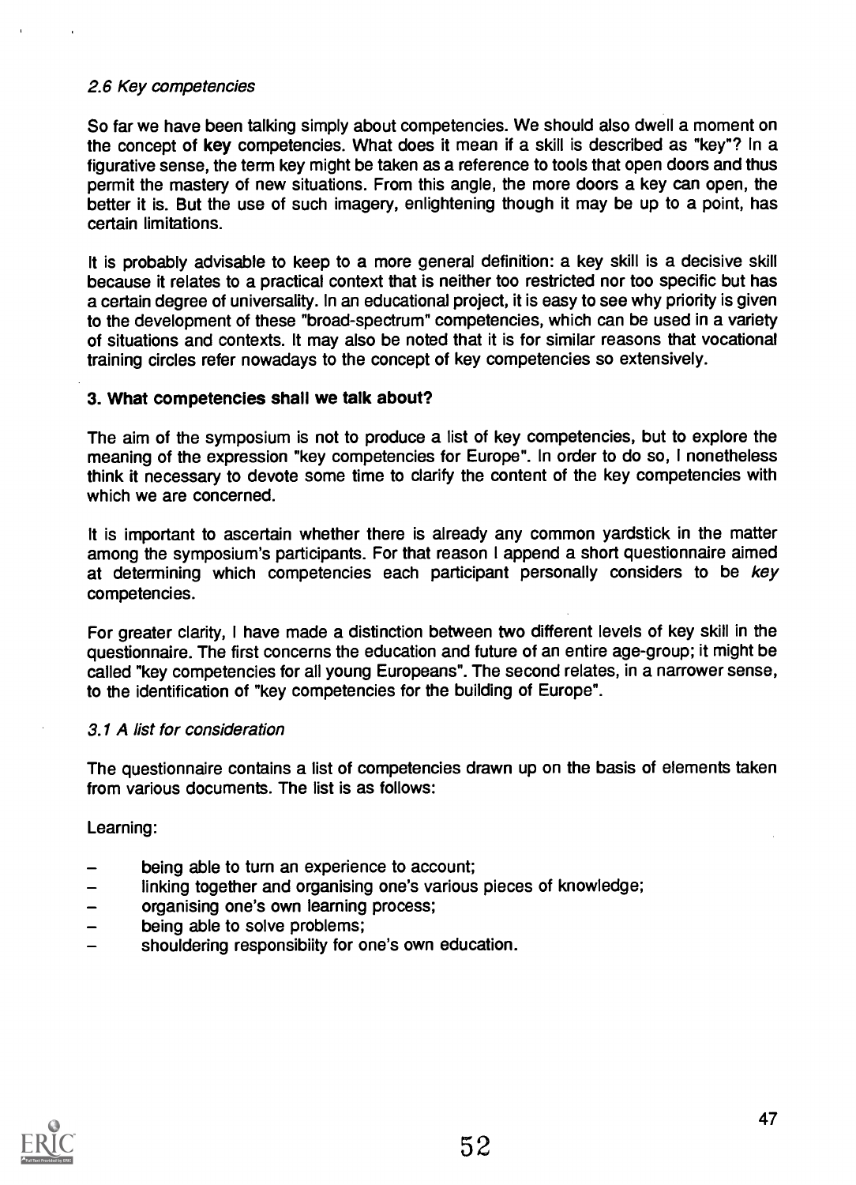### *2.6 Key competencies*

So far we have been talking simply about competencies. We should also dwell a moment on the concept of **key** competencies. What does it mean if a skill is described as "key"? In a figurative sense, the term key might be taken as a reference to tools that open doors and thus permit the mastery of new situations. From this angle, the more doors a key can open, the better it is. But the use of such imagery, enlightening though it may be up to a point, has certain limitations.

It is probably advisable to keep to a more general definition: a key skill is a decisive skill because it relates to a practical context that is neither too restricted nor too specific but has a certain degree of universality. In an educational project, it is easy to see why priority is given to the development of these "broad-spectrum" competencies, which can be used in a variety of situations and contexts. It may also be noted that it is for similar reasons that vocational training circles refer nowadays to the concept of key competencies so extensively.

## 3. What competencies shall we talk about?

The aim of the symposium is not to produce a list of key competencies, but to explore the meaning of the expression "key competencies for Europe". In order to do so, I nonetheless think it necessary to devote some time to clarify the content of the key competencies with which we are concerned.

It is important to ascertain whether there is already any common yardstick in the matter among the symposium's participants. For that reason I append a short questionnaire aimed at determining which competencies each participant personally considers to be *key* competencies.

For greater clarity, I have made a distinction between two different levels of key skill in the questionnaire. The first concerns the education and future of an entire age-group; it might be called "key competencies for all young Europeans". The second relates, in a narrower sense, to the identification of "key competencies for the building of Europe".

### *3.1 A list for consideration*

The questionnaire contains a list of competencies drawn up on the basis of elements taken from various documents. The list is as follows:

Learning:

- being able to turn an experience to account;
- linking together and organising one's various pieces of knowledge;
- organising one's own learning process;
- being able to solve problems;
- shouldering responsibiity for one's own education.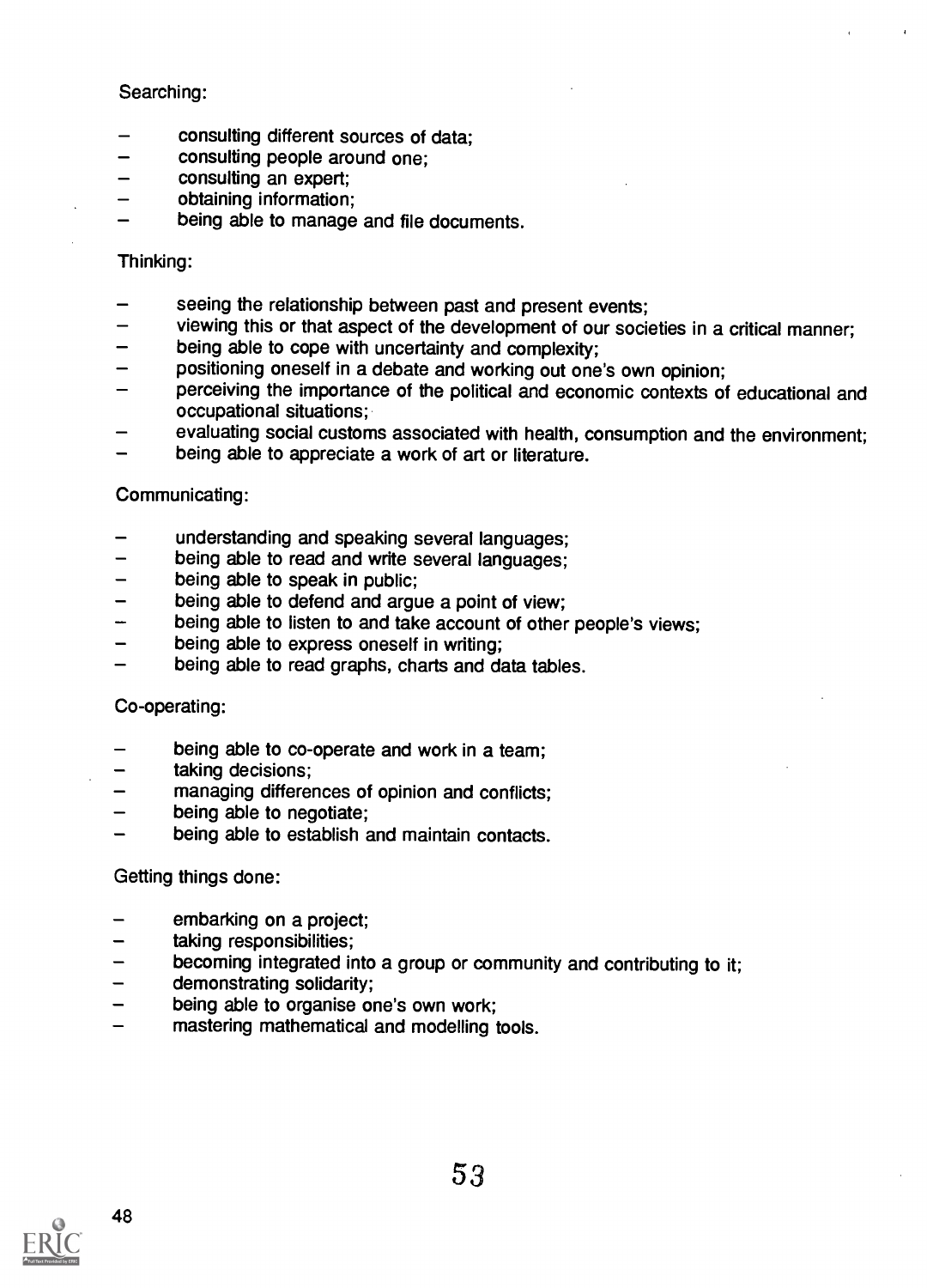Searching:

- consulting different sources of data;
- consulting people around one;
- consulting an expert;
- obtaining information;
- being able to manage and file documents.

Thinking:

- seeing the relationship between past and present events;
- viewing this or that aspect of the development of our societies in a critical manner;
- being able to cope with uncertainty and complexity;
- positioning oneself in a debate and working out one's own opinion;
- perceiving the importance of the political and economic contexts of educational and occupational situations;
- evaluating social customs associated with health, consumption and the environment;
- being able to appreciate a work of art or literature.

Communicating:

- understanding and speaking several languages;
- being able to read and write several languages;
- being able to speak in public;
- being able to defend and argue a point of view;
- being able to listen to and take account of other people's views;
- being able to express oneself in writing;
- being able to read graphs, charts and data tables.

Co-operating:

- being able to co-operate and work in a team;
- taking decisions;
- managing differences of opinion and conflicts;
- being able to negotiate;
- being able to establish and maintain contacts.

Getting things done:

- embarking on a project;
- taking responsibilities;
- becoming integrated into a group or community and contributing to it;
- demonstrating solidarity;
- being able to organise one's own work;
- mastering mathematical and modelling tools.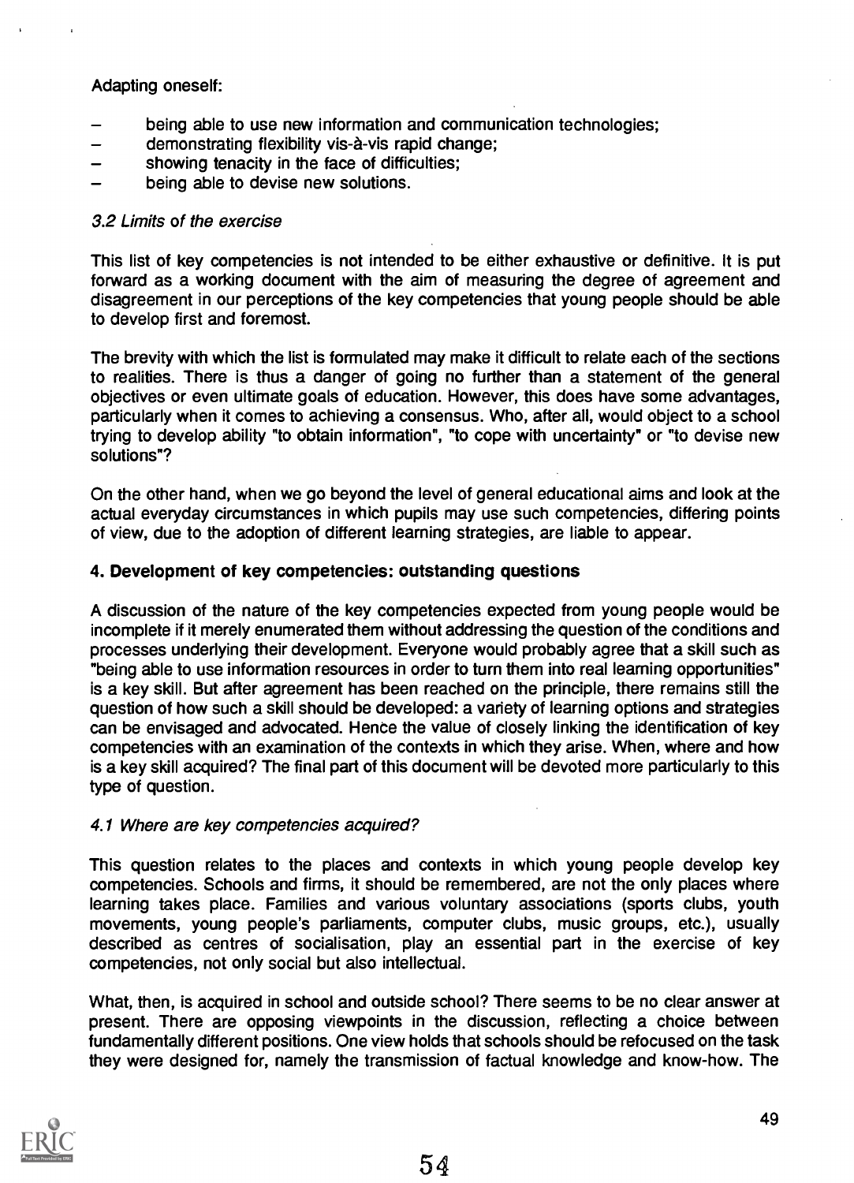Adapting oneself:

- being able to use new information and communication technologies;
- demonstrating flexibility vis-à-vis rapid change;
- showing tenacity in the face of difficulties;
- being able to devise new solutions.

### *3.2 Limits of the exercise*

This list of key competencies is not intended to be either exhaustive or definitive. It is put forward as a working document with the aim of measuring the degree of agreement and disagreement in our perceptions of the key competencies that young people should be able to develop first and foremost.

The brevity with which the list is formulated may make it difficult to relate each of the sections to realities. There is thus a danger of going no further than a statement of the general objectives or even ultimate goals of education. However, this does have some advantages, particularly when it comes to achieving a consensus. Who, after all, would object to a school trying to develop ability "to obtain information", "to cope with uncertainty" or "to devise new solutions"?

On the other hand, when we go beyond the level of general educational aims and look at the actual everyday circumstances in which pupils may use such competencies, differing points of view, due to the adoption of different learning strategies, are liable to appear.

## 4. Development of key competencies: outstanding questions

A discussion of the nature of the key competencies expected from young people would be incomplete if it merely enumerated them without addressing the question of the conditions and processes underlying their development. Everyone would probably agree that a skill such as "being able to use information resources in order to turn them into real learning opportunities" is a key skill. But after agreement has been reached on the principle, there remains still the question of how such a skill should be developed: a variety of learning options and strategies can be envisaged and advocated. Hence the value of closely linking the identification of key competencies with an examination of the contexts in which they arise. When, where and how is a key skill acquired? The final part of this document will be devoted more particularly to this type of question.

### *4.1 Where are key competencies acquired?*

This question relates to the places and contexts in which young people develop key competencies. Schools and firms, it should be remembered, are not the only places where learning takes place. Families and various voluntary associations (sports clubs, youth movements, young people's parliaments, computer clubs, music groups, etc.), usually described as centres of socialisation, play an essential part in the exercise of key competencies, not only social but also intellectual.

What, then, is acquired in school and outside school? There seems to be no clear answer at present. There are opposing viewpoints in the discussion, reflecting a choice between fundamentally different positions. One view holds that schools should be refocused on the task they were designed for, namely the transmission of factual knowledge and know-how. The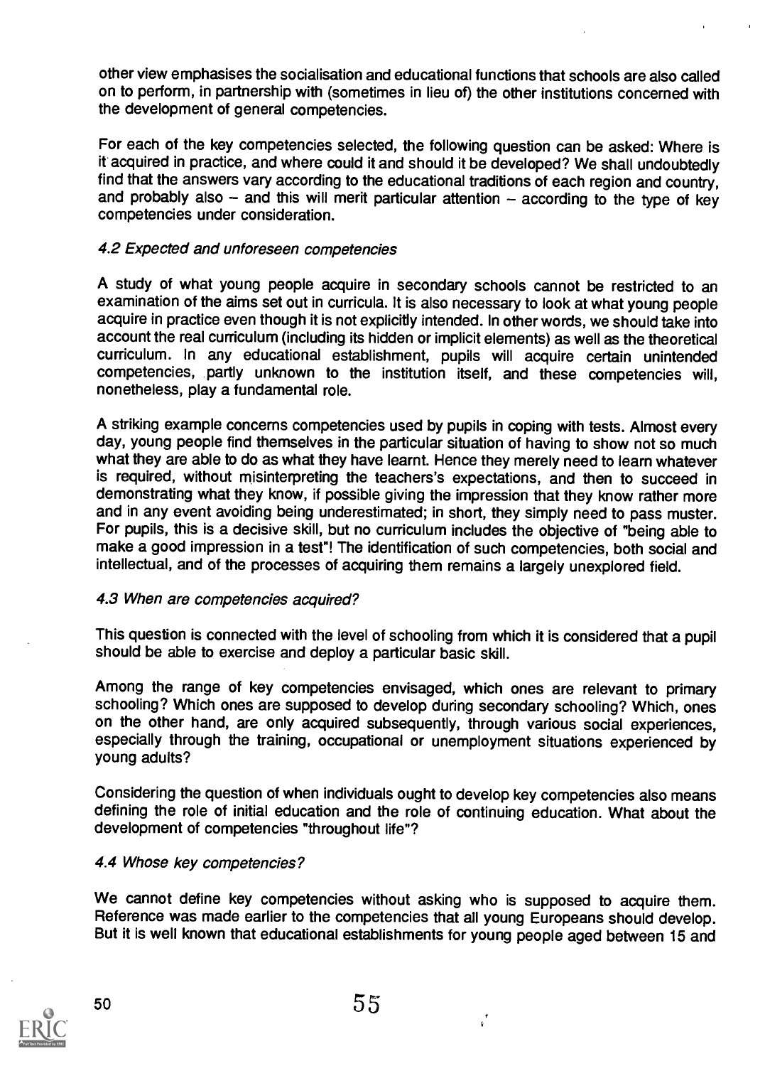other view emphasises the socialisation and educational functions that schools are also called on to perform, in partnership with (sometimes in lieu of) the other institutions concerned with the development of general competencies.

For each of the key competencies selected, the following question can be asked: Where is it acquired in practice, and where could it and should it be developed? We shall undoubtedly find that the answers vary according to the educational traditions of each region and country, and probably also – and this will merit particular attention – according to the type of key competencies under consideration.

### *4.2 Expected and unforeseen competencies*

A study of what young people acquire in secondary schools cannot be restricted to an examination of the aims set out in curricula. It is also necessary to look at what young people acquire in practice even though it is not explicitly intended. In other words, we should take into account the real curriculum (including its hidden or implicit elements) as well as the theoretical curriculum. In any educational establishment, pupils will acquire certain unintended competencies, partly unknown to the institution itself, and these competencies will, nonetheless, play a fundamental role.

A striking example concerns competencies used by pupils in coping with tests. Almost every day, young people find themselves in the particular situation of having to show not so much what they are able to do as what they have learnt. Hence they merely need to learn whatever is required, without misinterpreting the teachers's expectations, and then to succeed in demonstrating what they know, if possible giving the impression that they know rather more and in any event avoiding being underestimated; in short, they simply need to pass muster. For pupils, this is a decisive skill, but no curriculum includes the objective of "being able to make a good impression in a test"! The identification of such competencies, both social and intellectual, and of the processes of acquiring them remains a largely unexplored field.

### *4.3 When are competencies acquired?*

This question is connected with the level of schooling from which it is considered that a pupil should be able to exercise and deploy a particular basic skill.

Among the range of key competencies envisaged, which ones are relevant to primary schooling? Which ones are supposed to develop during secondary schooling? Which, ones on the other hand, are only acquired subsequently, through various social experiences, especially through the training, occupational or unemployment situations experienced by young adults?

Considering the question of when individuals ought to develop key competencies also means defining the role of initial education and the role of continuing education. What about the development of competencies "throughout life"?

### *4.4 Whose key competencies?*

We cannot define key competencies without asking who is supposed to acquire them. Reference was made earlier to the competencies that all young Europeans should develop. But it is well known that educational establishments for young people aged between 15 and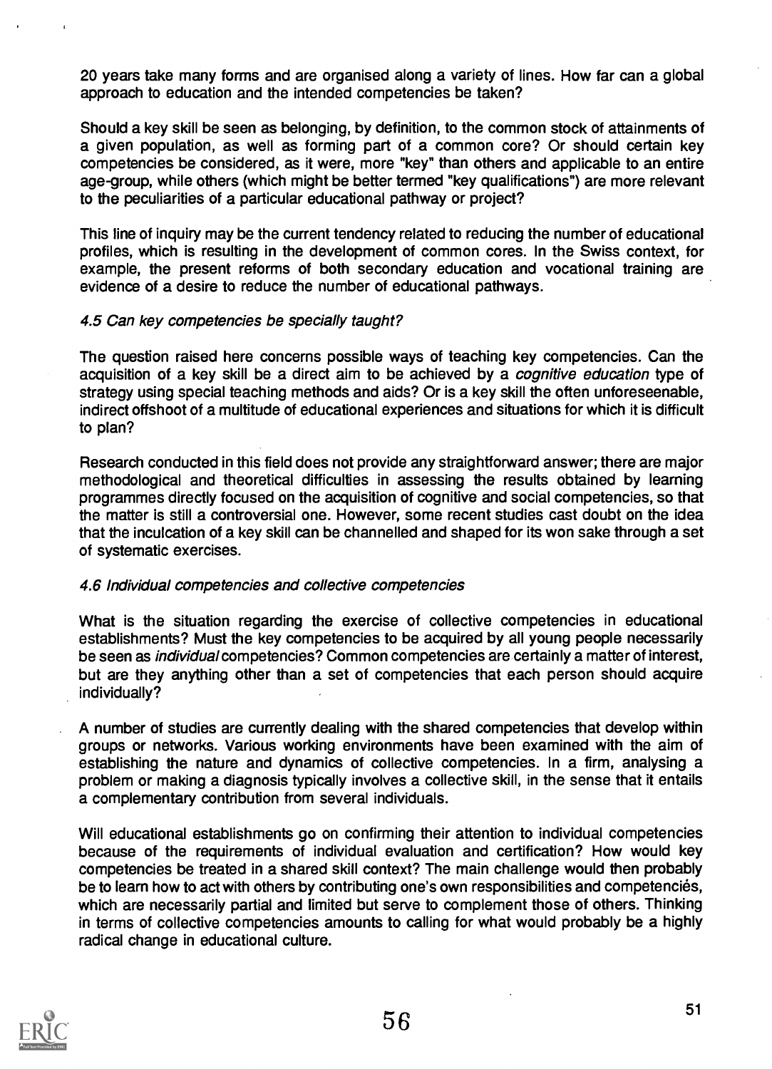20 years take many forms and are organised along a variety of lines. How far can a global approach to education and the intended competencies be taken?

Should a key skill be seen as belonging, by definition, to the common stock of attainments of a given population, as well as forming part of a common core? Or should certain key competencies be considered, as it were, more "key" than others and applicable to an entire age-group, while others (which might be better termed "key qualifications") are more relevant to the peculiarities of a particular educational pathway or project?

This line of inquiry may be the current tendency related to reducing the number of educational profiles, which is resulting in the development of common cores. In the Swiss context, for example, the present reforms of both secondary education and vocational training are evidence of a desire to reduce the number of educational pathways.

### *4.5 Can key competencies be specially taught?*

The question raised here concerns possible ways of teaching key competencies. Can the acquisition of a key skill be a direct aim to be achieved by a *cognitive education* type of strategy using special teaching methods and aids? Or is a key skill the often unforeseenable, indirect offshoot of a multitude of educational experiences and situations for which it is difficult to plan?

Research conducted in this field does not provide any straightforward answer; there are major methodological and theoretical difficulties in assessing the results obtained by learning programmes directly focused on the acquisition of cognitive and social competencies, so that the matter is still a controversial one. However, some recent studies cast doubt on the idea that the inculcation of a key skill can be channelled and shaped for its won sake through a set of systematic exercises.

### *4.6 Individual competencies and collective competencies*

What is the situation regarding the exercise of collective competencies in educational establishments? Must the key competencies to be acquired by all young people necessarily be seen as *individual* competencies? Common competencies are certainly a matter of interest, but are they anything other than a set of competencies that each person should acquire individually?

A number of studies are currently dealing with the shared competencies that develop within groups or networks. Various working environments have been examined with the aim of establishing the nature and dynamics of collective competencies. In a firm, analysing a problem or making a diagnosis typically involves a collective skill, in the sense that it entails a complementary contribution from several individuals.

Will educational establishments go on confirming their attention to individual competencies because of the requirements of individual evaluation and certification? How would key competencies be treated in a shared skill context? The main challenge would then probably be to learn how to act with others by contributing one's own responsibilities and competencies, which are necessarily partial and limited but serve to complement those of others. Thinking in terms of collective competencies amounts to calling for what would probably be a highly radical change in educational culture.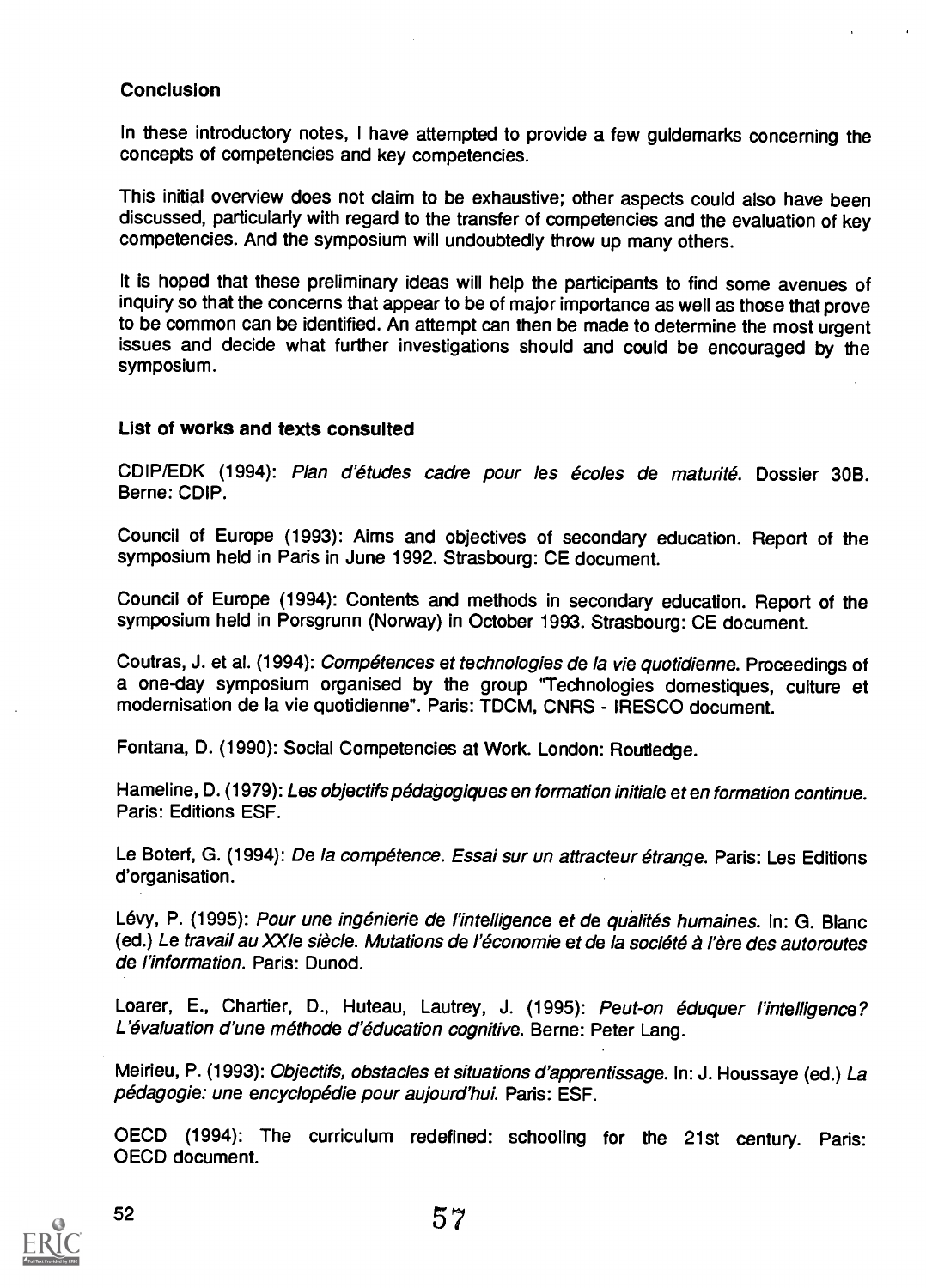### Conclusion

In these introductory notes, I have attempted to provide a few guidemarks concerning the concepts of competencies and key competencies.

This initial overview does not claim to be exhaustive; other aspects could also have been discussed, particularly with regard to the transfer of competencies and the evaluation of key competencies. And the symposium will undoubtedly throw up many others.

It is hoped that these preliminary ideas will help the participants to find some avenues of inquiry so that the concerns that appear to be of major importance as well as those that prove to be common can be identified. An attempt can then be made to determine the most urgent issues and decide what further investigations should and could be encouraged by the symposium.

### List of works and texts consulted

CDIP/EDK (1994): *Plan d'études cadre pour les écoles de maturité*. Dossier 30B. Berne: CDIP.

Council of Europe (1993): Aims and objectives of secondary education. Report of the symposium held in Paris in June 1992. Strasbourg: CE document.

Council of Europe (1994): Contents and methods in secondary education. Report of the symposium held in Porsgrunn (Norway) in October 1993. Strasbourg: CE document.

Coutras, J. et al. (1994): *Compétences et technologies de la vie quotidienne*. Proceedings of a one-day symposium organised by the group "Technologies domestiques, culture et modernisation de la vie quotidienne". Paris: TDCM, CNRS - IRESCO document.

Fontana, D. (1990): Social Competencies at Work. London: Routledge.

Hameline, D. (1979): *Les objectifs pédagogiques en formation initiale et en formation continue*. Paris: Editions ESF.

Le Boterf, G. (1994): *De la compétence. Essai sur un attracteur étrange*. Paris: Les Editions d'organisation.

Lévy, P. (1995): *Pour une ingénierie de l'intelligence et de qualités humaines*. In: G. Blanc (ed.) *Le travail au XXIe siècle. Mutations de l'économie et de la société à l'ère des autoroutes de l'information*. Paris: Dunod.

Loarer, E., Chartier, D., Huteau, Lautrey, J. (1995): *Peut-on éduquer l'intelligence? L'évaluation d'une méthode d'éducation cognitive*. Berne: Peter Lang.

Meirieu, P. (1993): *Objectifs, obstacles et situations d'apprentissage*. In: J. Houssaye (ed.) *La pédagogie: une encyclopédie pour aujourd'hui*. Paris: ESF.

OECD (1994): The curriculum redefined: schooling for the 21st century. Paris: OECD document.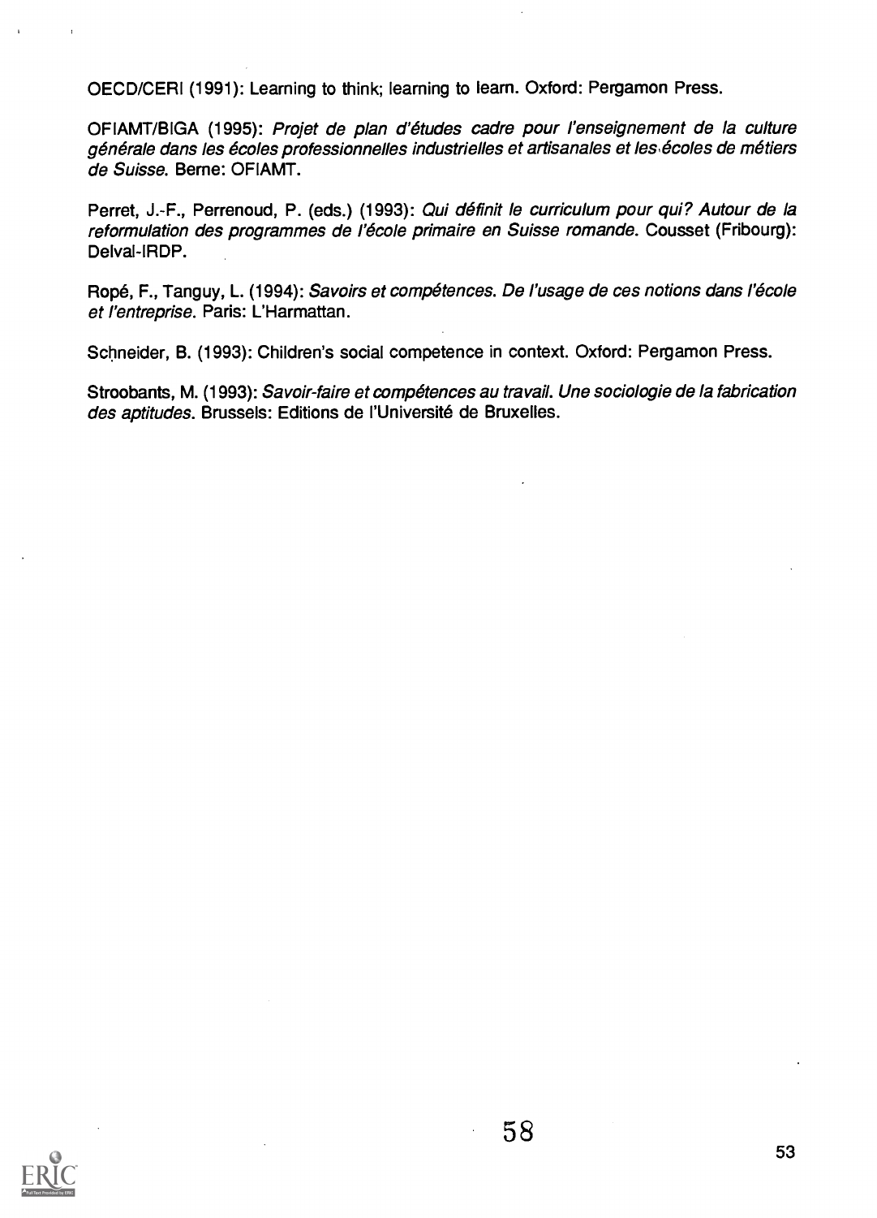OECD/CERI (1991): Learning to think; learning to learn. Oxford: Pergamon Press.

OFIAMT/BIGA (1995): *Projet de plan d'études cadre pour l'enseignement de la culture générale dans les écoles professionnelles industrielles et artisanales et les écoles de métiers de Suisse.* Berne: OFIAMT.

Perret, J.-F., Perrenoud, P. (eds.) (1993): *Qui définit le curriculum pour qui? Autour de la reformulation des programmes de l'école primaire en Suisse romande.* Cousset (Fribourg): Delval-IRDP.

Ropé, F., Tanguy, L. (1994): *Savoirs et compétences. De l'usage de ces notions dans l'école et l'entreprise.* Paris: L'Harmattan.

Schneider, B. (1993): Children's social competence in context. Oxford: Pergamon Press.

Stroobants, M. (1993): *Savoir-faire et compétences au travail. Une sociologie de la fabrication des aptitudes.* Brussels: Editions de l'Université de Bruxelles.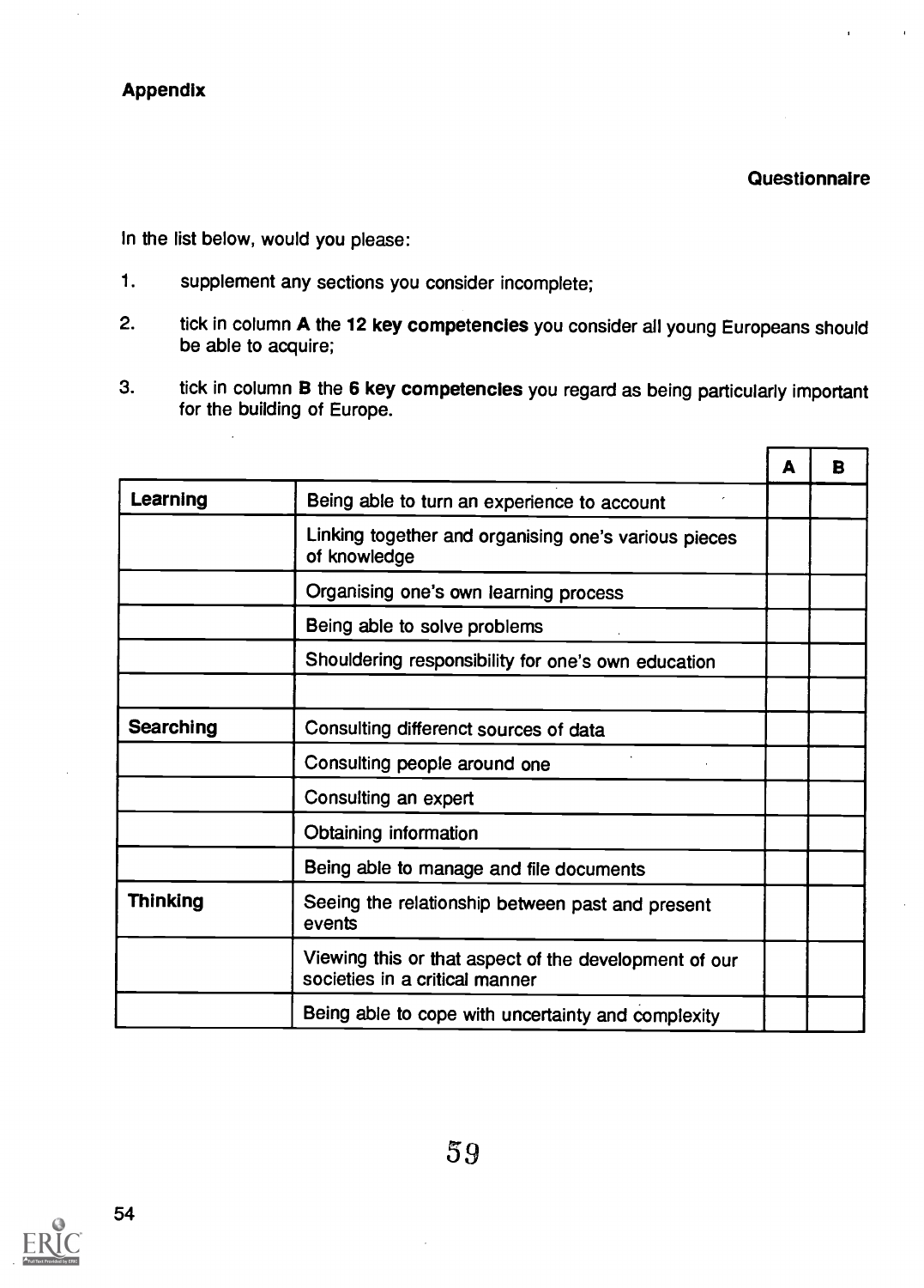**Appendix**

**Questionnaire**

In the list below, would you please:

1. supplement any sections you consider incomplete;
2. tick in column **A** the **12 key competencies** you consider all young Europeans should be able to acquire;
3. tick in column **B** the **6 key competencies** you regard as being particularly important for the building of Europe.

| | | A | B |
|---|---|---|---|
| **Learning** | Being able to turn an experience to account | | |
| | Linking together and organising one's various pieces of knowledge | | |
| | Organising one's own learning process | | |
| | Being able to solve problems | | |
| | Shouldering responsibility for one's own education | | |
| | | | |
| **Searching** | Consulting differenct sources of data | | |
| | Consulting people around one | | |
| | Consulting an expert | | |
| | Obtaining information | | |
| | Being able to manage and file documents | | |
| **Thinking** | Seeing the relationship between past and present events | | |
| | Viewing this or that aspect of the development of our societies in a critical manner | | |
| | Being able to cope with uncertainty and complexity | | |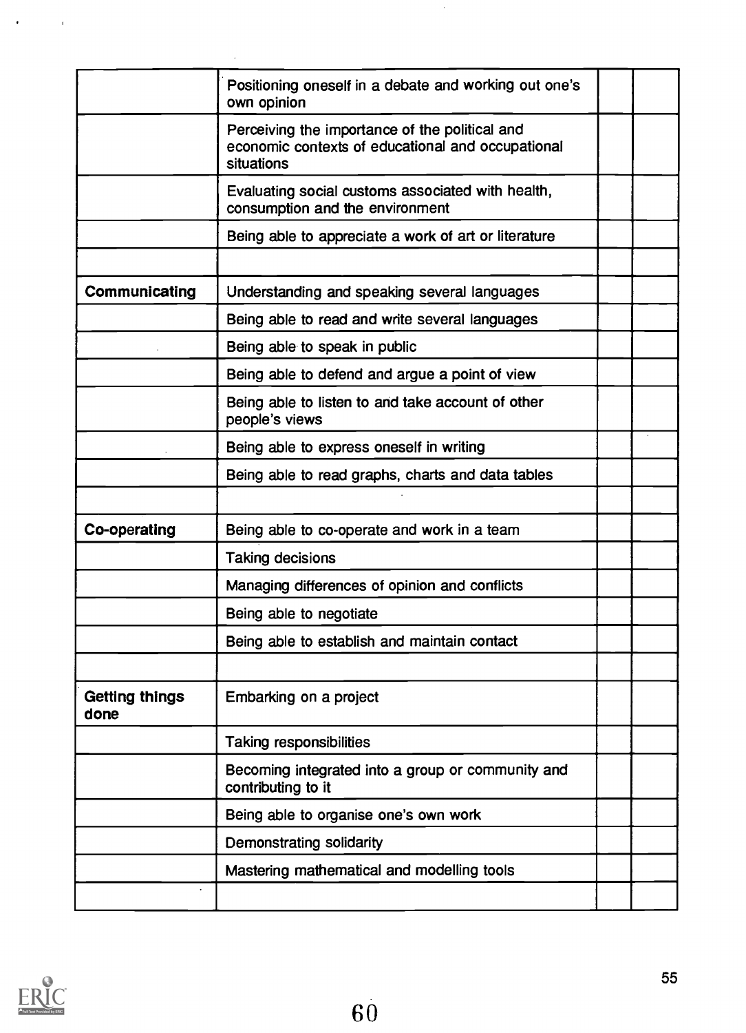| | | | |
|---|---|---|---|
| | Positioning oneself in a debate and working out one's own opinion | | |
| | Perceiving the importance of the political and economic contexts of educational and occupational situations | | |
| | Evaluating social customs associated with health, consumption and the environment | | |
| | Being able to appreciate a work of art or literature | | |
| | | | |
| **Communicating** | Understanding and speaking several languages | | |
| | Being able to read and write several languages | | |
| | Being able to speak in public | | |
| | Being able to defend and argue a point of view | | |
| | Being able to listen to and take account of other people's views | | |
| | Being able to express oneself in writing | | |
| | Being able to read graphs, charts and data tables | | |
| | | | |
| **Co-operating** | Being able to co-operate and work in a team | | |
| | Taking decisions | | |
| | Managing differences of opinion and conflicts | | |
| | Being able to negotiate | | |
| | Being able to establish and maintain contact | | |
| | | | |
| **Getting things done** | Embarking on a project | | |
| | Taking responsibilities | | |
| | Becoming integrated into a group or community and contributing to it | | |
| | Being able to organise one's own work | | |
| | Demonstrating solidarity | | |
| | Mastering mathematical and modelling tools | | |
| | | | |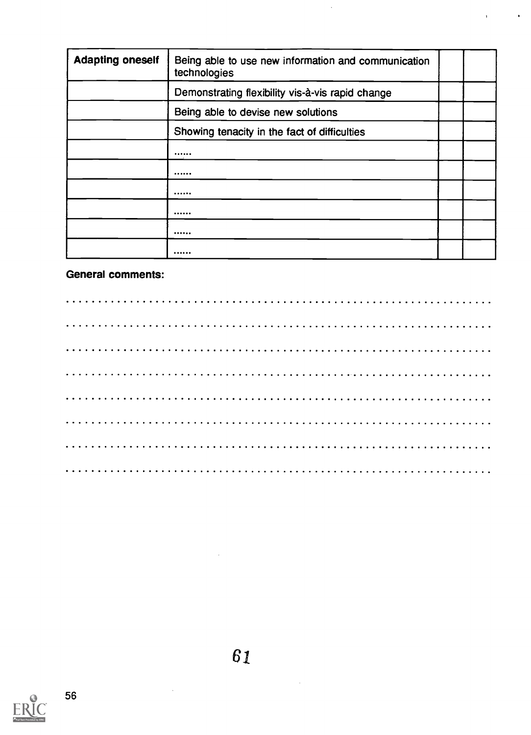| Adapting oneself | Being able to use new information and communication technologies | | |
|---|---|---|---|
| | Demonstrating flexibility vis-à-vis rapid change | | |
| | Being able to devise new solutions | | |
| | Showing tenacity in the fact of difficulties | | |
| | ...... | | |
| | ...... | | |
| | ...... | | |
| | ...... | | |
| | ...... | | |
| | ...... | | |

**General comments:**

..............................................................

..............................................................

..............................................................

..............................................................

..............................................................

..............................................................

..............................................................

..............................................................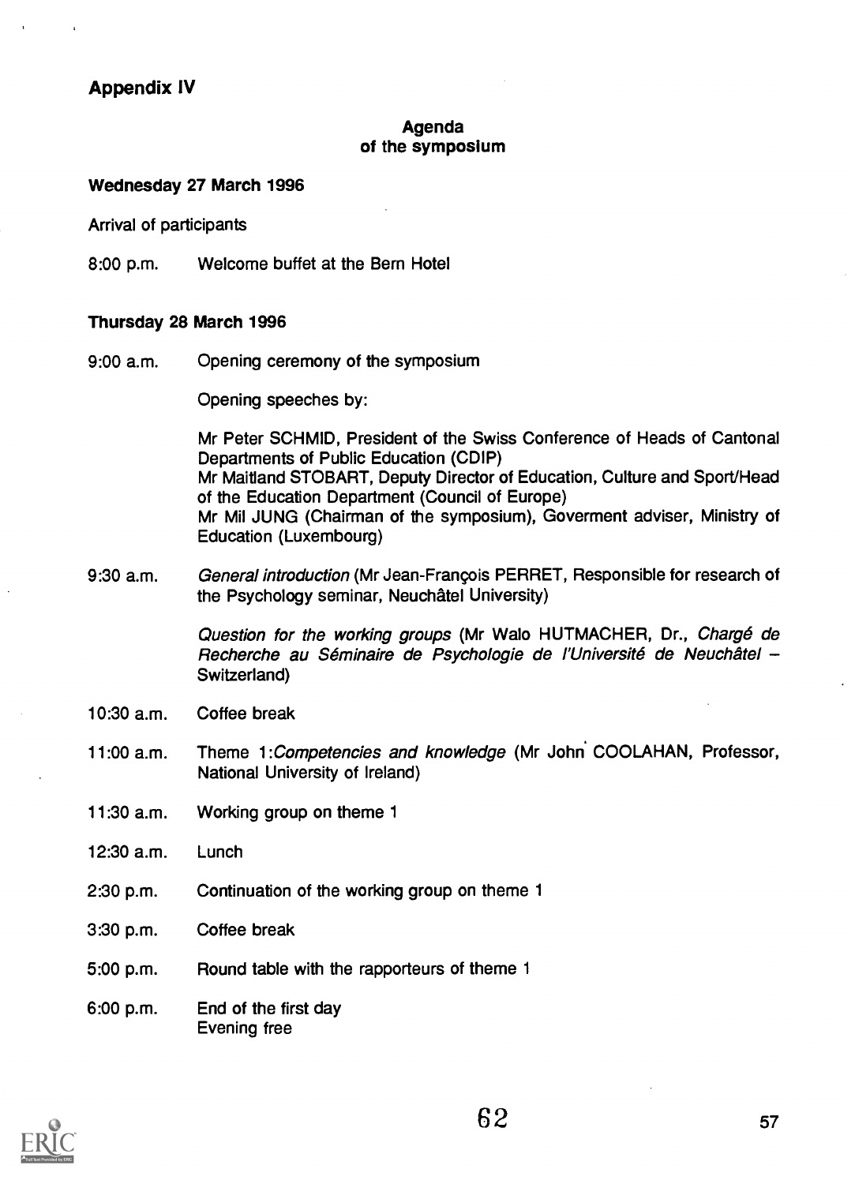## Appendix IV

### Agenda of the symposium

**Wednesday 27 March 1996**

Arrival of participants

8:00 p.m. Welcome buffet at the Bern Hotel

**Thursday 28 March 1996**

9:00 a.m. Opening ceremony of the symposium

Opening speeches by:

Mr Peter SCHMID, President of the Swiss Conference of Heads of Cantonal Departments of Public Education (CDIP)
Mr Maitland STOBART, Deputy Director of Education, Culture and Sport/Head of the Education Department (Council of Europe)
Mr Mil JUNG (Chairman of the symposium), Goverment adviser, Ministry of Education (Luxembourg)

9:30 a.m. *General introduction* (Mr Jean-François PERRET, Responsible for research of the Psychology seminar, Neuchâtel University)

*Question for the working groups* (Mr Walo HUTMACHER, Dr., *Chargé de Recherche au Séminaire de Psychologie de l'Université de Neuchâtel* – Switzerland)

10:30 a.m. Coffee break

11:00 a.m. Theme 1:*Competencies and knowledge* (Mr John COOLAHAN, Professor, National University of Ireland)

11:30 a.m. Working group on theme 1

12:30 a.m. Lunch

2:30 p.m. Continuation of the working group on theme 1

3:30 p.m. Coffee break

5:00 p.m. Round table with the rapporteurs of theme 1

6:00 p.m. End of the first day
Evening free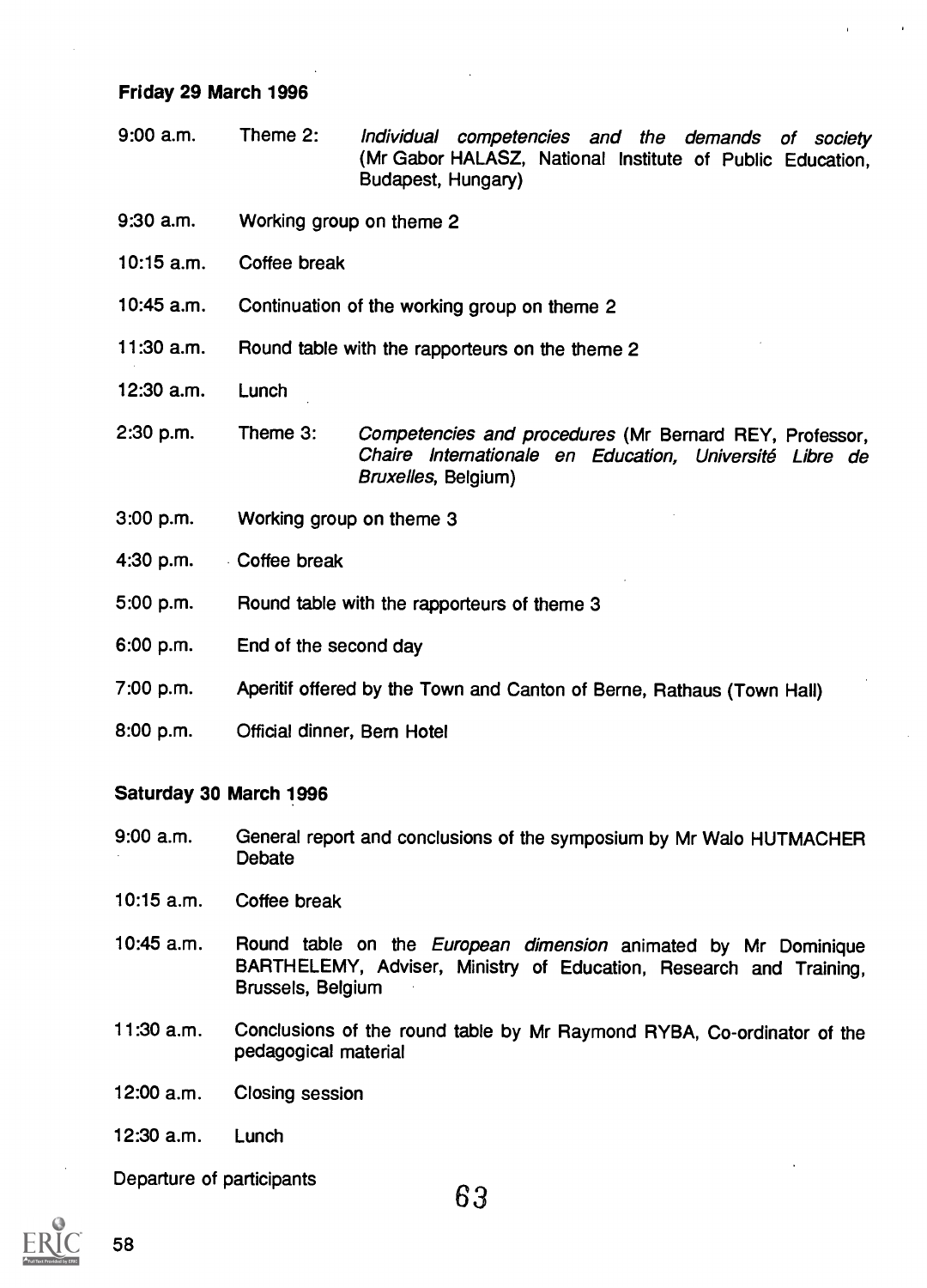**Friday 29 March 1996**

| | |
|---|---|
| 9:00 a.m. | Theme 2: *Individual competencies and the demands of society* (Mr Gabor HALASZ, National Institute of Public Education, Budapest, Hungary) |
| 9:30 a.m. | Working group on theme 2 |
| 10:15 a.m. | Coffee break |
| 10:45 a.m. | Continuation of the working group on theme 2 |
| 11:30 a.m. | Round table with the rapporteurs on the theme 2 |
| 12:30 a.m. | Lunch |
| 2:30 p.m. | Theme 3: *Competencies and procedures* (Mr Bernard REY, Professor, *Chaire Internationale en Education, Université Libre de Bruxelles*, Belgium) |
| 3:00 p.m. | Working group on theme 3 |
| 4:30 p.m. | Coffee break |
| 5:00 p.m. | Round table with the rapporteurs of theme 3 |
| 6:00 p.m. | End of the second day |
| 7:00 p.m. | Aperitif offered by the Town and Canton of Berne, Rathaus (Town Hall) |
| 8:00 p.m. | Official dinner, Bern Hotel |

**Saturday 30 March 1996**

| | |
|---|---|
| 9:00 a.m. | General report and conclusions of the symposium by Mr Walo HUTMACHER Debate |
| 10:15 a.m. | Coffee break |
| 10:45 a.m. | Round table on the *European dimension* animated by Mr Dominique BARTHELEMY, Adviser, Ministry of Education, Research and Training, Brussels, Belgium |
| 11:30 a.m. | Conclusions of the round table by Mr Raymond RYBA, Co-ordinator of the pedagogical material |
| 12:00 a.m. | Closing session |
| 12:30 a.m. | Lunch |

Departure of participants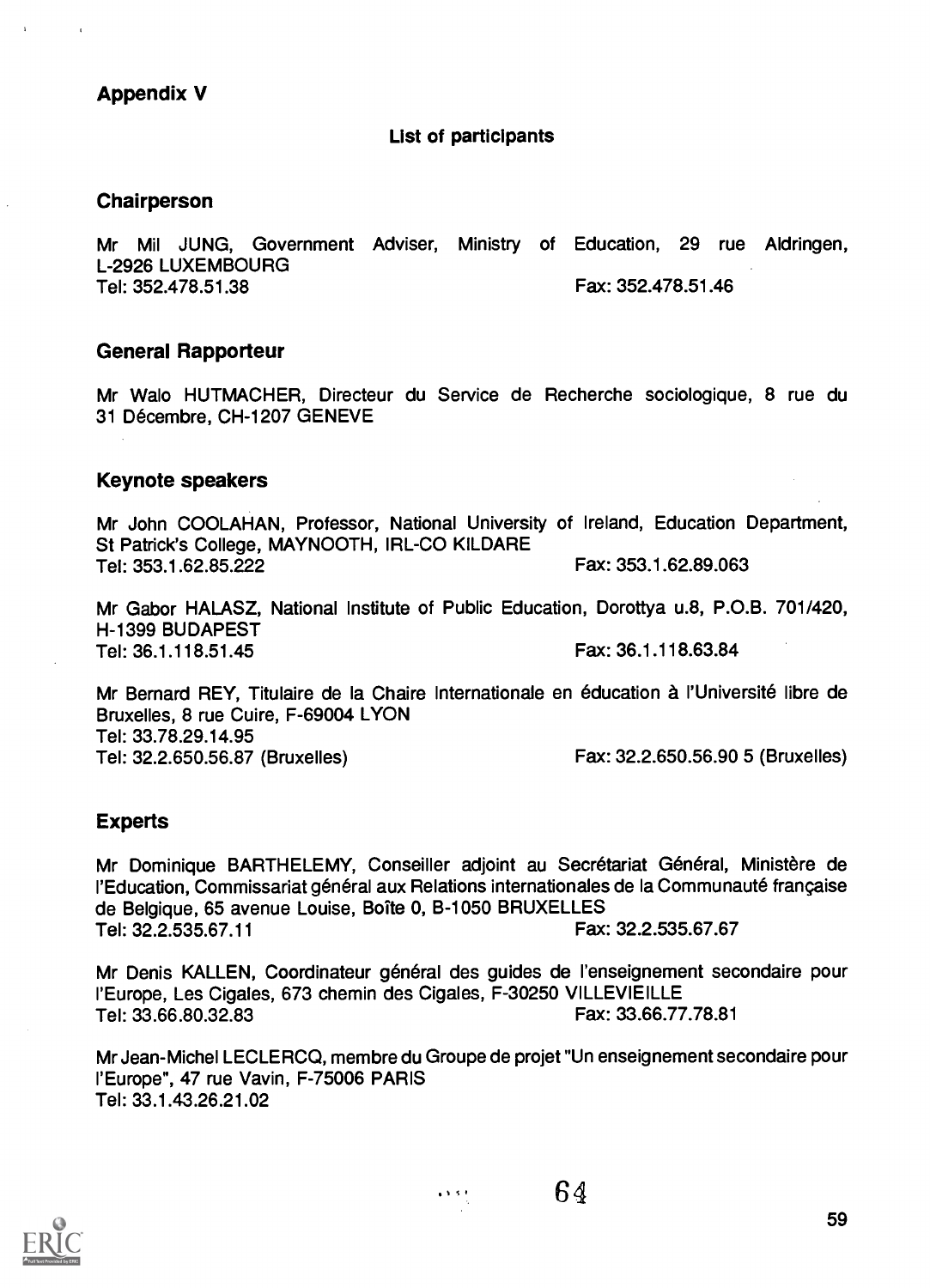## Appendix V

**List of participants**

### Chairperson

Mr Mil JUNG, Government Adviser, Ministry of Education, 29 rue Aldringen, L-2926 LUXEMBOURG
Tel: 352.478.51.38 Fax: 352.478.51.46

### General Rapporteur

Mr Walo HUTMACHER, Directeur du Service de Recherche sociologique, 8 rue du 31 Décembre, CH-1207 GENEVE

### Keynote speakers

Mr John COOLAHAN, Professor, National University of Ireland, Education Department, St Patrick's College, MAYNOOTH, IRL-CO KILDARE
Tel: 353.1.62.85.222 Fax: 353.1.62.89.063

Mr Gabor HALASZ, National Institute of Public Education, Dorottya u.8, P.O.B. 701/420, H-1399 BUDAPEST
Tel: 36.1.118.51.45 Fax: 36.1.118.63.84

Mr Bernard REY, Titulaire de la Chaire Internationale en éducation à l'Université libre de Bruxelles, 8 rue Cuire, F-69004 LYON
Tel: 33.78.29.14.95
Tel: 32.2.650.56.87 (Bruxelles) Fax: 32.2.650.56.90 5 (Bruxelles)

### Experts

Mr Dominique BARTHELEMY, Conseiller adjoint au Secrétariat Général, Ministère de l'Education, Commissariat général aux Relations internationales de la Communauté française de Belgique, 65 avenue Louise, Boîte 0, B-1050 BRUXELLES
Tel: 32.2.535.67.11 Fax: 32.2.535.67.67

Mr Denis KALLEN, Coordinateur général des guides de l'enseignement secondaire pour l'Europe, Les Cigales, 673 chemin des Cigales, F-30250 VILLEVIEILLE
Tel: 33.66.80.32.83 Fax: 33.66.77.78.81

Mr Jean-Michel LECLERCQ, membre du Groupe de projet "Un enseignement secondaire pour l'Europe", 47 rue Vavin, F-75006 PARIS
Tel: 33.1.43.26.21.02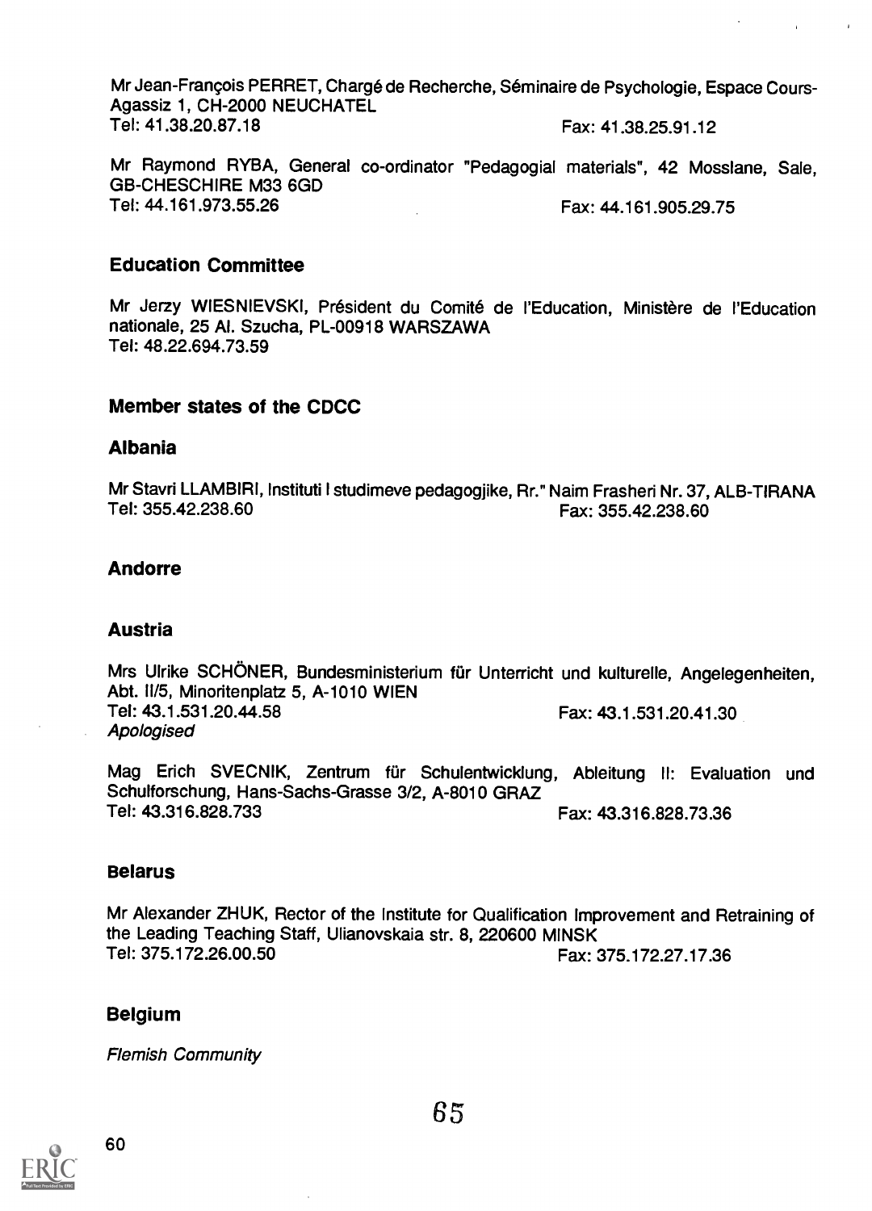Mr Jean-François PERRET, Chargé de Recherche, Séminaire de Psychologie, Espace Cours-Agassiz 1, CH-2000 NEUCHATEL
Tel: 41.38.20.87.18 Fax: 41.38.25.91.12

Mr Raymond RYBA, General co-ordinator "Pedagogial materials", 42 Mosslane, Sale, GB-CHESCHIRE M33 6GD
Tel: 44.161.973.55.26 Fax: 44.161.905.29.75

### Education Committee

Mr Jerzy WIESNIEVSKI, Président du Comité de l'Education, Ministère de l'Education nationale, 25 Al. Szucha, PL-00918 WARSZAWA
Tel: 48.22.694.73.59

### Member states of the CDCC

### Albania

Mr Stavri LLAMBIRI, Instituti I studimeve pedagogjike, Rr." Naim Frasheri Nr. 37, ALB-TIRANA
Tel: 355.42.238.60 Fax: 355.42.238.60

### Andorre

### Austria

Mrs Ulrike SCHÖNER, Bundesministerium für Unterricht und kulturelle, Angelegenheiten, Abt. II/5, Minoritenplatz 5, A-1010 WIEN
Tel: 43.1.531.20.44.58 Fax: 43.1.531.20.41.30
*Apologised*

Mag Erich SVECNIK, Zentrum für Schulentwicklung, Ableitung II: Evaluation und Schulforschung, Hans-Sachs-Grasse 3/2, A-8010 GRAZ
Tel: 43.316.828.733 Fax: 43.316.828.73.36

### Belarus

Mr Alexander ZHUK, Rector of the Institute for Qualification Improvement and Retraining of the Leading Teaching Staff, Ulianovskaia str. 8, 220600 MINSK
Tel: 375.172.26.00.50 Fax: 375.172.27.17.36

### Belgium

*Flemish Community*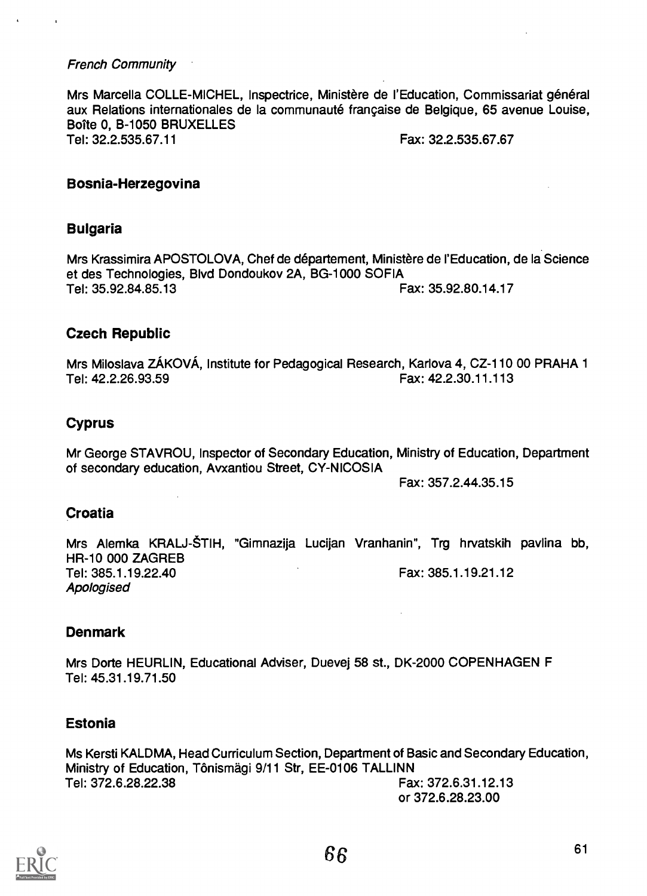*French Community*

Mrs Marcella COLLE-MICHEL, Inspectrice, Ministère de l'Education, Commissariat général aux Relations internationales de la communauté française de Belgique, 65 avenue Louise, Boîte 0, B-1050 BRUXELLES
Tel: 32.2.535.67.11 Fax: 32.2.535.67.67

## Bosnia-Herzegovina

## Bulgaria

Mrs Krassimira APOSTOLOVA, Chef de département, Ministère de l'Education, de la Science et des Technologies, Blvd Dondoukov 2A, BG-1000 SOFIA
Tel: 35.92.84.85.13 Fax: 35.92.80.14.17

## Czech Republic

Mrs Miloslava ZÁKOVÁ, Institute for Pedagogical Research, Karlova 4, CZ-110 00 PRAHA 1
Tel: 42.2.26.93.59 Fax: 42.2.30.11.113

## Cyprus

Mr George STAVROU, Inspector of Secondary Education, Ministry of Education, Department of secondary education, Avxantiou Street, CY-NICOSIA
Fax: 357.2.44.35.15

## Croatia

Mrs Alemka KRALJ-ŠTIH, "Gimnazija Lucijan Vranhanin", Trg hrvatskih pavlina bb, HR-10 000 ZAGREB
Tel: 385.1.19.22.40 Fax: 385.1.19.21.12
*Apologised*

## Denmark

Mrs Dorte HEURLIN, Educational Adviser, Duevej 58 st., DK-2000 COPENHAGEN F
Tel: 45.31.19.71.50

## Estonia

Ms Kersti KALDMA, Head Curriculum Section, Department of Basic and Secondary Education, Ministry of Education, Tõnismägi 9/11 Str, EE-0106 TALLINN
Tel: 372.6.28.22.38 Fax: 372.6.31.12.13
or 372.6.28.23.00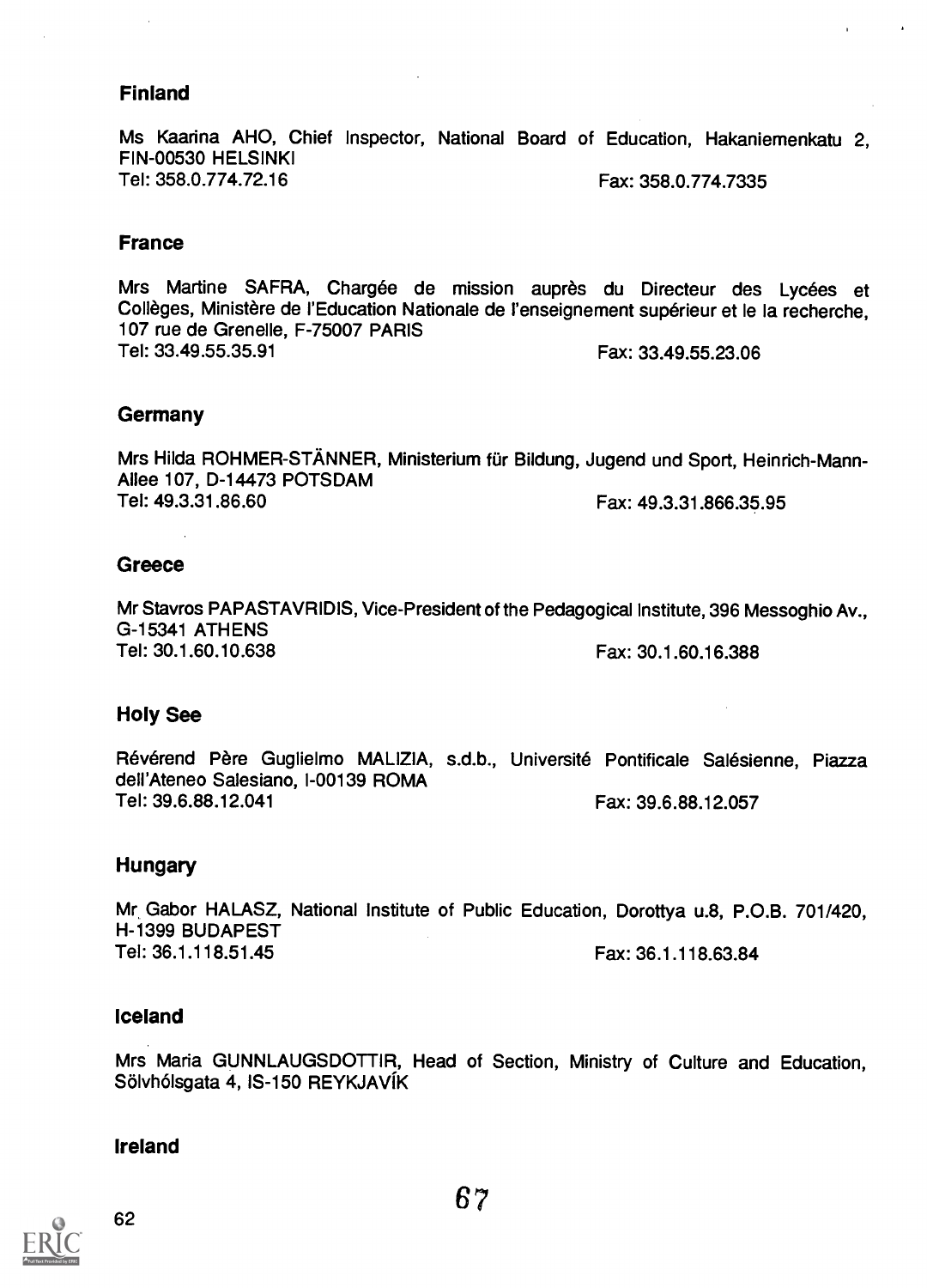### Finland

Ms Kaarina AHO, Chief Inspector, National Board of Education, Hakaniemenkatu 2, FIN-00530 HELSINKI
Tel: 358.0.774.72.16 Fax: 358.0.774.7335

### France

Mrs Martine SAFRA, Chargée de mission auprès du Directeur des Lycées et Collèges, Ministère de l'Education Nationale de l'enseignement supérieur et le la recherche, 107 rue de Grenelle, F-75007 PARIS
Tel: 33.49.55.35.91 Fax: 33.49.55.23.06

### Germany

Mrs Hilda ROHMER-STÄNNER, Ministerium für Bildung, Jugend und Sport, Heinrich-Mann-Allee 107, D-14473 POTSDAM
Tel: 49.3.31.86.60 Fax: 49.3.31.866.35.95

### Greece

Mr Stavros PAPASTAVRIDIS, Vice-President of the Pedagogical Institute, 396 Messoghio Av., G-15341 ATHENS
Tel: 30.1.60.10.638 Fax: 30.1.60.16.388

### Holy See

Révérend Père Guglielmo MALIZIA, s.d.b., Université Pontificale Salésienne, Piazza dell'Ateneo Salesiano, I-00139 ROMA
Tel: 39.6.88.12.041 Fax: 39.6.88.12.057

### Hungary

Mr Gabor HALASZ, National Institute of Public Education, Dorottya u.8, P.O.B. 701/420, H-1399 BUDAPEST
Tel: 36.1.118.51.45 Fax: 36.1.118.63.84

### Iceland

Mrs Maria GUNNLAUGSDOTTIR, Head of Section, Ministry of Culture and Education, Sölvhólsgata 4, IS-150 REYKJAVÍK

### Ireland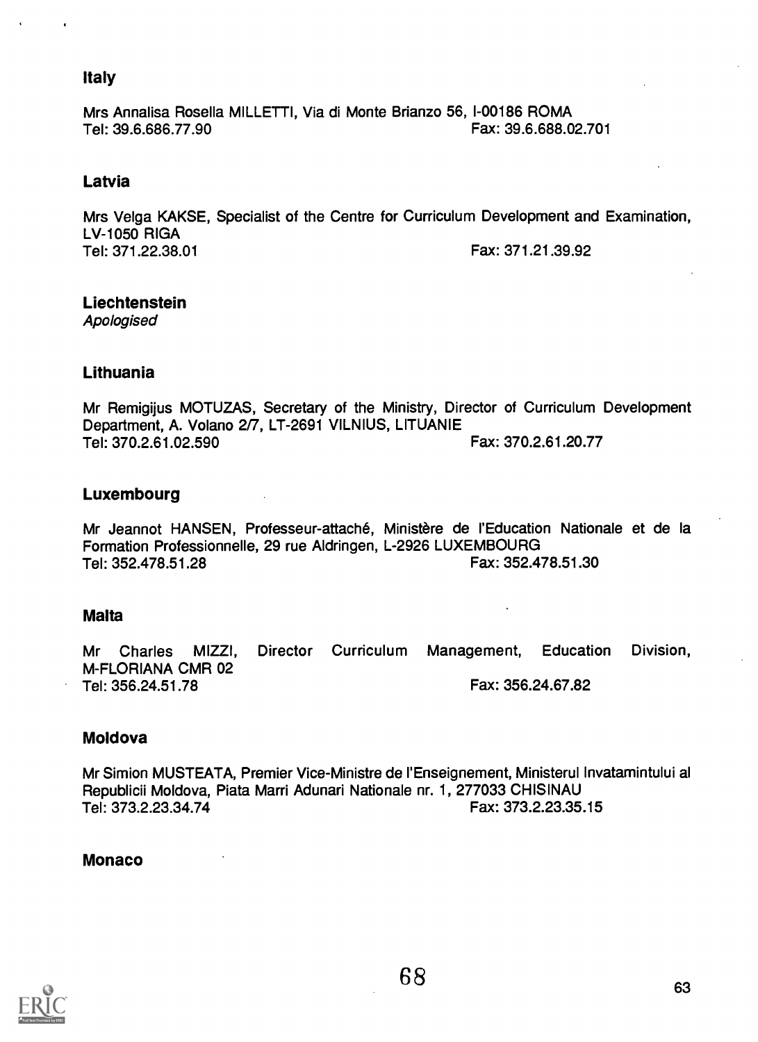### Italy

Mrs Annalisa Rosella MILLETTI, Via di Monte Brianzo 56, I-00186 ROMA
Tel: 39.6.686.77.90 Fax: 39.6.688.02.701

### Latvia

Mrs Velga KAKSE, Specialist of the Centre for Curriculum Development and Examination, LV-1050 RIGA
Tel: 371.22.38.01 Fax: 371.21.39.92

### Liechtenstein

*Apologised*

### Lithuania

Mr Remigijus MOTUZAS, Secretary of the Ministry, Director of Curriculum Development Department, A. Volano 2/7, LT-2691 VILNIUS, LITUANIE
Tel: 370.2.61.02.590 Fax: 370.2.61.20.77

### Luxembourg

Mr Jeannot HANSEN, Professeur-attaché, Ministère de l'Education Nationale et de la Formation Professionnelle, 29 rue Aldringen, L-2926 LUXEMBOURG
Tel: 352.478.51.28 Fax: 352.478.51.30

### Malta

Mr Charles MIZZI, Director Curriculum Management, Education Division, M-FLORIANA CMR 02
Tel: 356.24.51.78 Fax: 356.24.67.82

### Moldova

Mr Simion MUSTEATA, Premier Vice-Ministre de l'Enseignement, Ministerul Invatamintului al Republicii Moldova, Piata Marri Adunari Nationale nr. 1, 277033 CHISINAU
Tel: 373.2.23.34.74 Fax: 373.2.23.35.15

### Monaco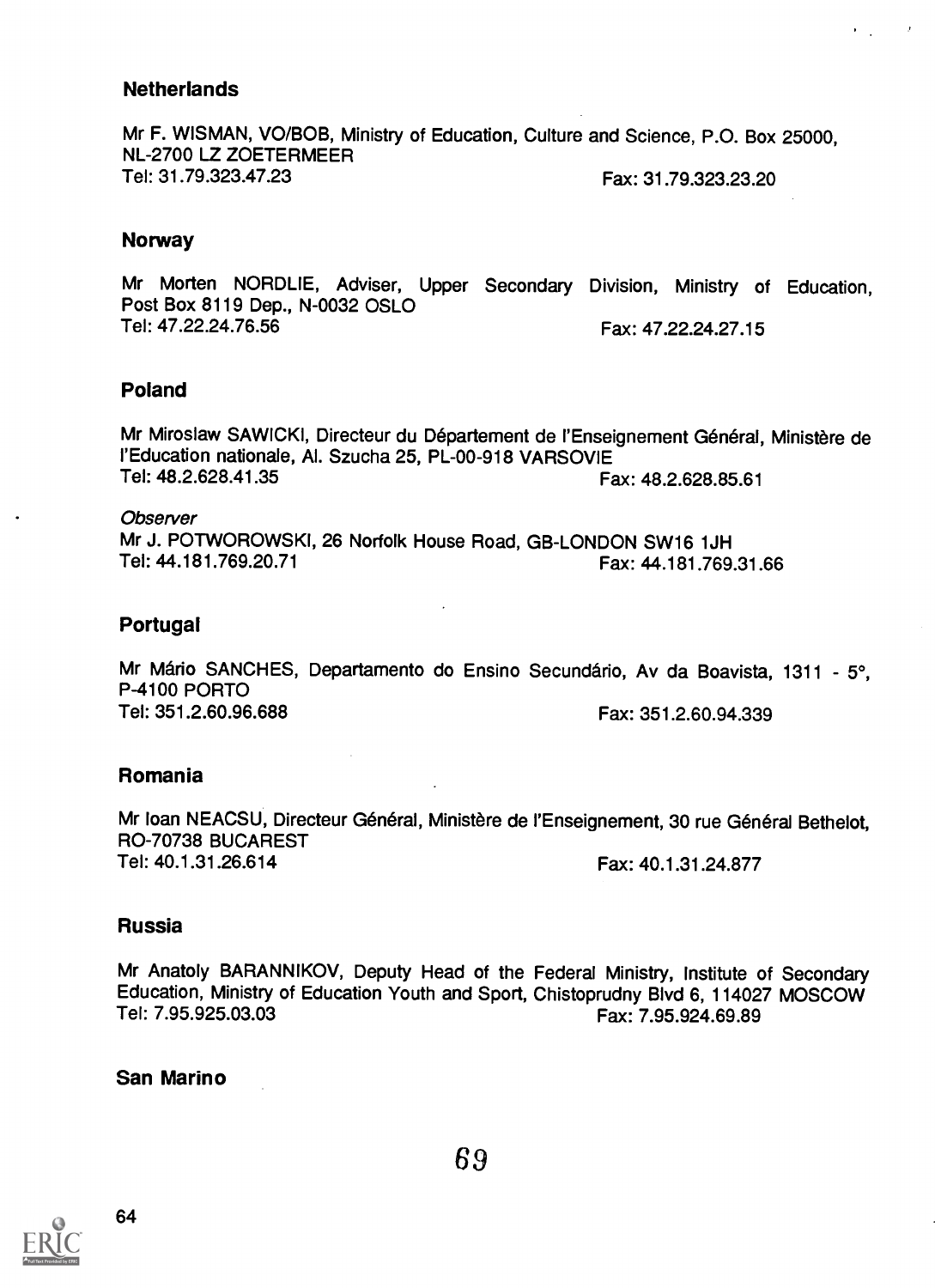### Netherlands

Mr F. WISMAN, VO/BOB, Ministry of Education, Culture and Science, P.O. Box 25000, NL-2700 LZ ZOETERMEER
Tel: 31.79.323.47.23 Fax: 31.79.323.23.20

### Norway

Mr Morten NORDLIE, Adviser, Upper Secondary Division, Ministry of Education, Post Box 8119 Dep., N-0032 OSLO
Tel: 47.22.24.76.56 Fax: 47.22.24.27.15

### Poland

Mr Miroslaw SAWICKI, Directeur du Département de l'Enseignement Général, Ministère de l'Education nationale, Al. Szucha 25, PL-00-918 VARSOVIE
Tel: 48.2.628.41.35 Fax: 48.2.628.85.61

*Observer*
Mr J. POTWOROWSKI, 26 Norfolk House Road, GB-LONDON SW16 1JH
Tel: 44.181.769.20.71 Fax: 44.181.769.31.66

### Portugal

Mr Mário SANCHES, Departamento do Ensino Secundário, Av da Boavista, 1311 - 5°, P-4100 PORTO
Tel: 351.2.60.96.688 Fax: 351.2.60.94.339

### Romania

Mr Ioan NEACSU, Directeur Général, Ministère de l'Enseignement, 30 rue Général Bethelot, RO-70738 BUCAREST
Tel: 40.1.31.26.614 Fax: 40.1.31.24.877

### Russia

Mr Anatoly BARANNIKOV, Deputy Head of the Federal Ministry, Institute of Secondary Education, Ministry of Education Youth and Sport, Chistoprudny Blvd 6, 114027 MOSCOW
Tel: 7.95.925.03.03 Fax: 7.95.924.69.89

### San Marino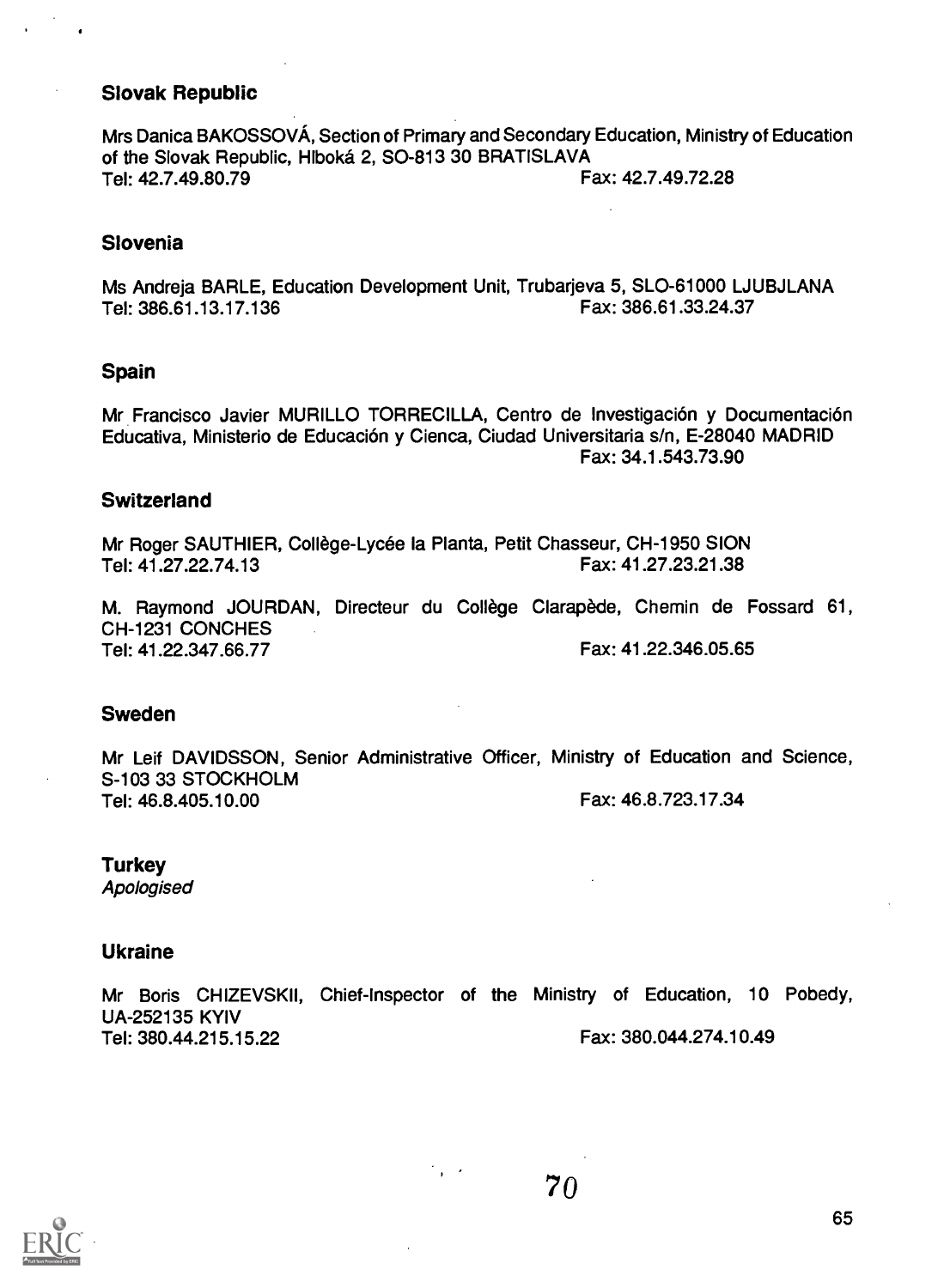### Slovak Republic

Mrs Danica BAKOSSOVÁ, Section of Primary and Secondary Education, Ministry of Education of the Slovak Republic, Hlboká 2, SO-813 30 BRATISLAVA
Tel: 42.7.49.80.79 Fax: 42.7.49.72.28

### Slovenia

Ms Andreja BARLE, Education Development Unit, Trubarjeva 5, SLO-61000 LJUBJLANA
Tel: 386.61.13.17.136 Fax: 386.61.33.24.37

### Spain

Mr Francisco Javier MURILLO TORRECILLA, Centro de Investigación y Documentación Educativa, Ministerio de Educación y Cienca, Ciudad Universitaria s/n, E-28040 MADRID
Fax: 34.1.543.73.90

### Switzerland

Mr Roger SAUTHIER, Collège-Lycée la Planta, Petit Chasseur, CH-1950 SION
Tel: 41.27.22.74.13 Fax: 41.27.23.21.38

M. Raymond JOURDAN, Directeur du Collège Clarapède, Chemin de Fossard 61, CH-1231 CONCHES
Tel: 41.22.347.66.77 Fax: 41.22.346.05.65

### Sweden

Mr Leif DAVIDSSON, Senior Administrative Officer, Ministry of Education and Science, S-103 33 STOCKHOLM
Tel: 46.8.405.10.00 Fax: 46.8.723.17.34

### Turkey

*Apologised*

### Ukraine

Mr Boris CHIZEVSKII, Chief-Inspector of the Ministry of Education, 10 Pobedy, UA-252135 KYIV
Tel: 380.44.215.15.22 Fax: 380.044.274.10.49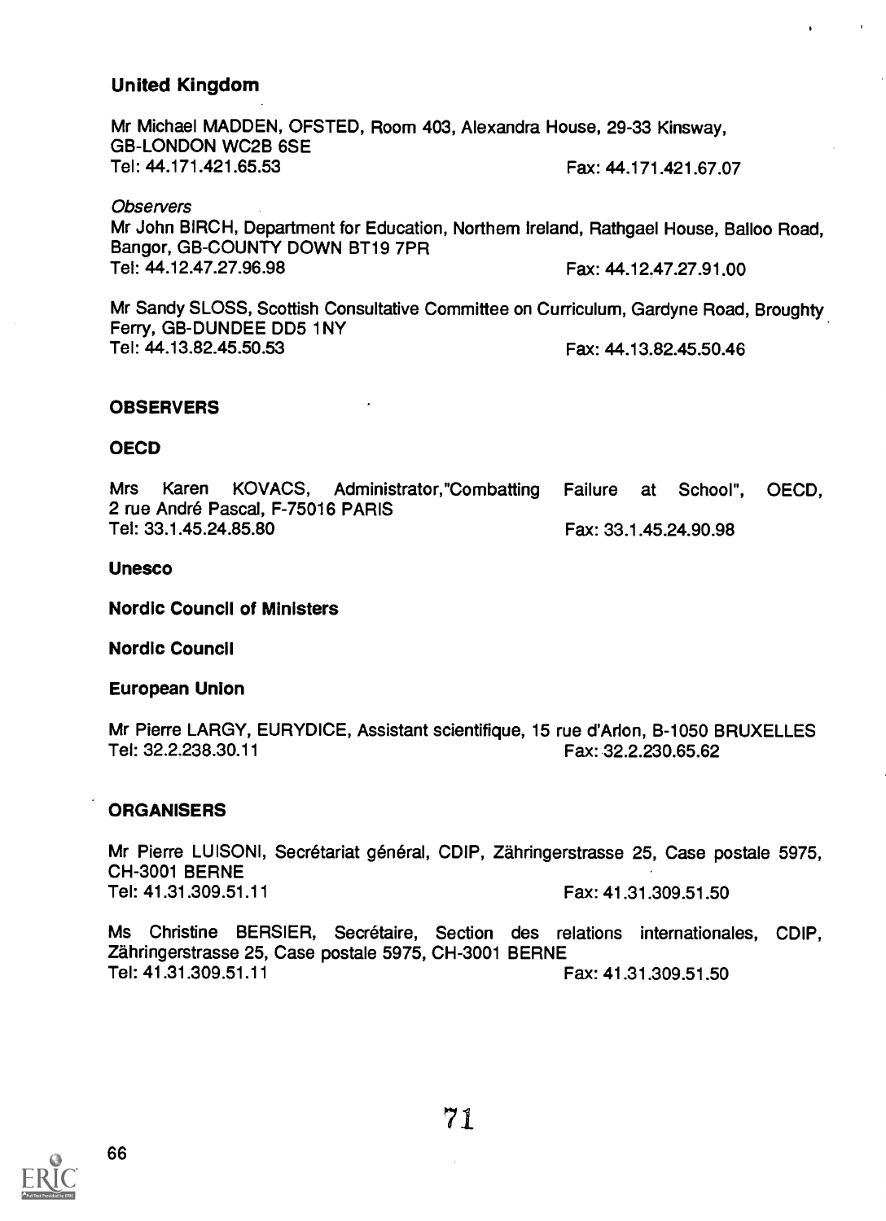## United Kingdom

Mr Michael MADDEN, OFSTED, Room 403, Alexandra House, 29-33 Kinsway, GB-LONDON WC2B 6SE
Tel: 44.171.421.65.53 Fax: 44.171.421.67.07

*Observers*

Mr John BIRCH, Department for Education, Northem Ireland, Rathgael House, Balloo Road, Bangor, GB-COUNTY DOWN BT19 7PR
Tel: 44.12.47.27.96.98 Fax: 44.12.47.27.91.00

Mr Sandy SLOSS, Scottish Consultative Committee on Curriculum, Gardyne Road, Broughty Ferry, GB-DUNDEE DD5 1NY
Tel: 44.13.82.45.50.53 Fax: 44.13.82.45.50.46

## OBSERVERS

### OECD

Mrs Karen KOVACS, Administrator,"Combatting Failure at School", OECD, 2 rue André Pascal, F-75016 PARIS
Tel: 33.1.45.24.85.80 Fax: 33.1.45.24.90.98

### Unesco

### Nordic Council of Ministers

### Nordic Council

### European Union

Mr Pierre LARGY, EURYDICE, Assistant scientifique, 15 rue d'Arlon, B-1050 BRUXELLES
Tel: 32.2.238.30.11 Fax: 32.2.230.65.62

## ORGANISERS

Mr Pierre LUISONI, Secrétariat général, CDIP, Zähringerstrasse 25, Case postale 5975, CH-3001 BERNE
Tel: 41.31.309.51.11 Fax: 41.31.309.51.50

Ms Christine BERSIER, Secrétaire, Section des relations internationales, CDIP, Zähringerstrasse 25, Case postale 5975, CH-3001 BERNE
Tel: 41.31.309.51.11 Fax: 41.31.309.51.50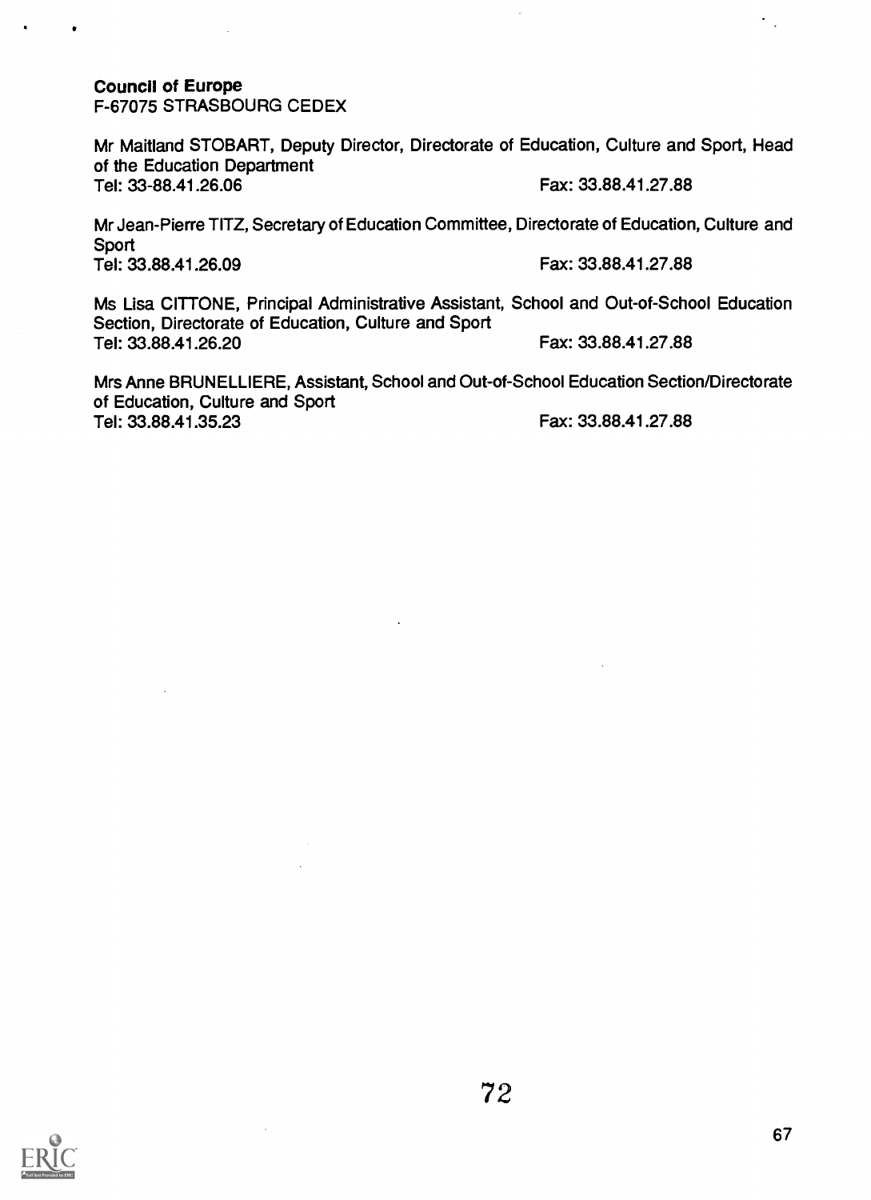**Council of Europe**
F-67075 STRASBOURG CEDEX

Mr Maitland STOBART, Deputy Director, Directorate of Education, Culture and Sport, Head of the Education Department
Tel: 33-88.41.26.06 Fax: 33.88.41.27.88

Mr Jean-Pierre TITZ, Secretary of Education Committee, Directorate of Education, Culture and Sport
Tel: 33.88.41.26.09 Fax: 33.88.41.27.88

Ms Lisa CITTONE, Principal Administrative Assistant, School and Out-of-School Education Section, Directorate of Education, Culture and Sport
Tel: 33.88.41.26.20 Fax: 33.88.41.27.88

Mrs Anne BRUNELLIERE, Assistant, School and Out-of-School Education Section/Directorate of Education, Culture and Sport
Tel: 33.88.41.35.23 Fax: 33.88.41.27.88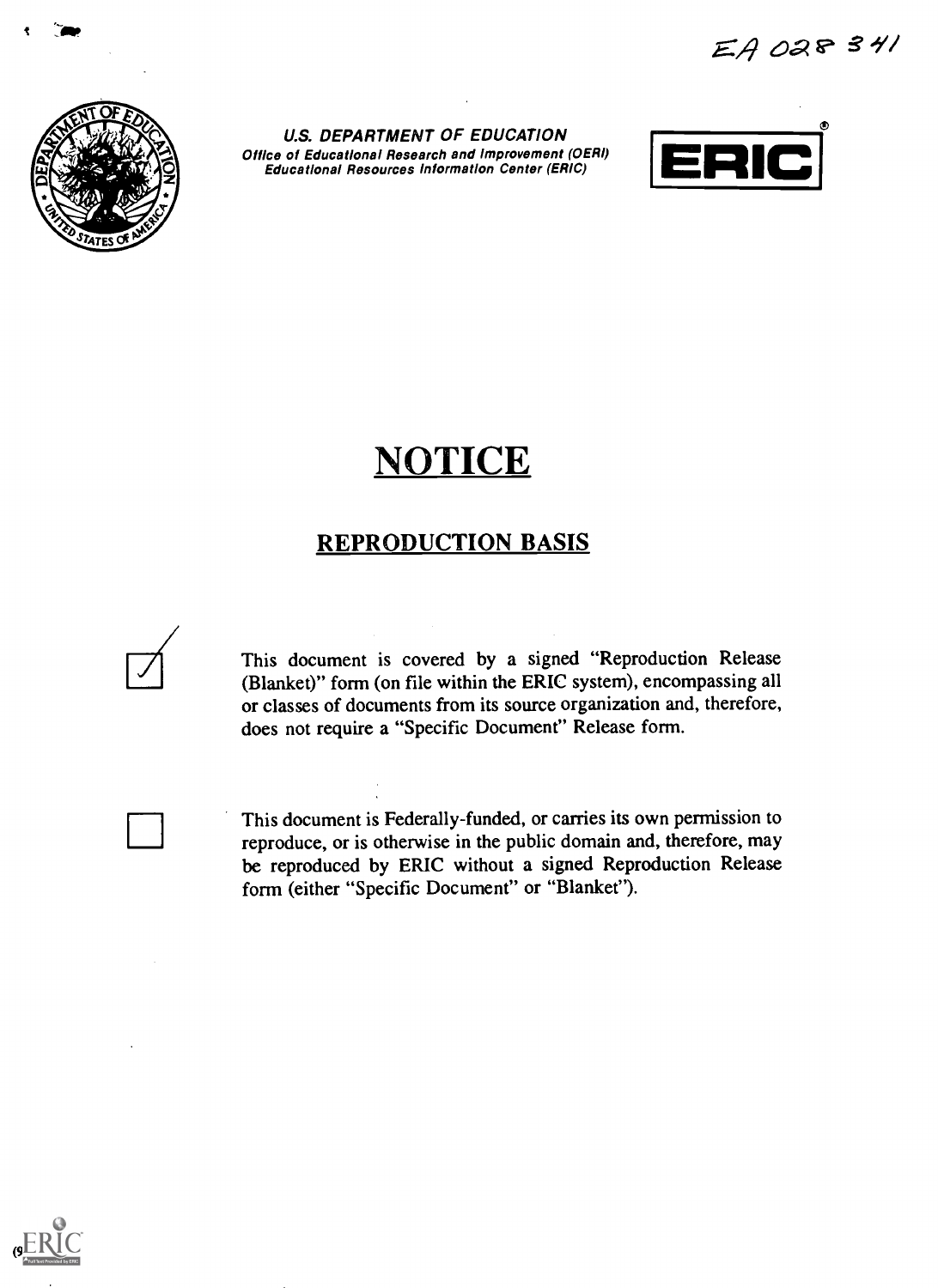EA 028 341

U.S. DEPARTMENT OF EDUCATION
Office of Educational Research and Improvement (OERI)
Educational Resources Information Center (ERIC)

ERIC

# NOTICE

## REPRODUCTION BASIS

- [x] This document is covered by a signed "Reproduction Release (Blanket)" form (on file within the ERIC system), encompassing all or classes of documents from its source organization and, therefore, does not require a "Specific Document" Release form.

- [ ] This document is Federally-funded, or carries its own permission to reproduce, or is otherwise in the public domain and, therefore, may be reproduced by ERIC without a signed Reproduction Release form (either "Specific Document" or "Blanket").